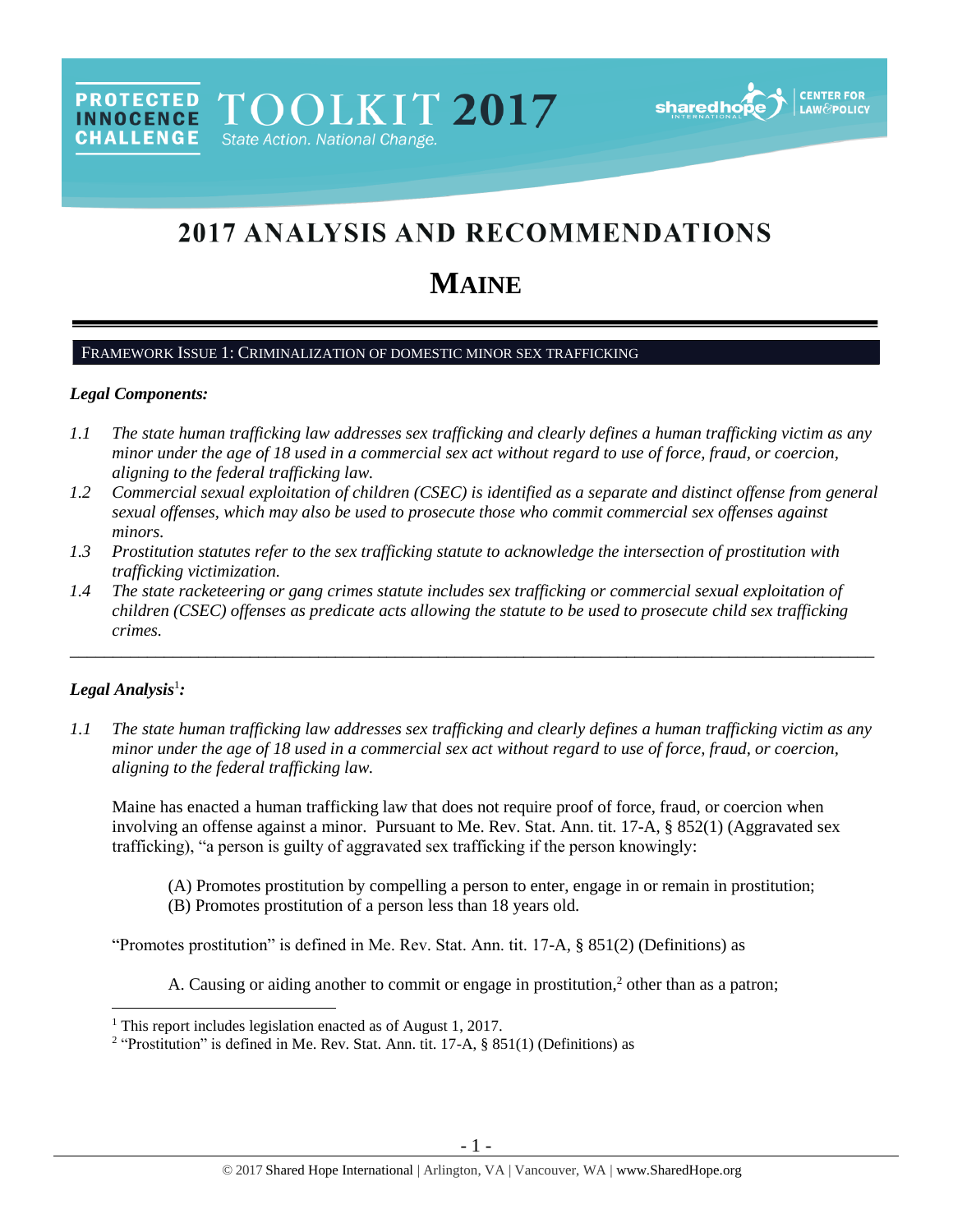# 2017 ANALYSIS AND RECOMMENDATIONS

# MAINE

## FRAMEWORK ISSUE 1: CRIMINALIZATION OF DOMESTIC MINOR SEX TRAFFICKING

### *Legal Components:*

*1.1 The state human trafficking law addresses sex trafficking and clearly defines a human trafficking victim as any minor under the age of 18 used in a commercial sex act without regard to use of force, fraud, or coercion, aligning to the federal trafficking law.*

*1.2 Commercial sexual exploitation of children (CSEC) is identified as a separate and distinct offense from general sexual offenses, which may also be used to prosecute those who commit commercial sex offenses against minors.*

*1.3 Prostitution statutes refer to the sex trafficking statute to acknowledge the intersection of prostitution with trafficking victimization.*

*1.4 The state racketeering or gang crimes statute includes sex trafficking or commercial sexual exploitation of children (CSEC) offenses as predicate acts allowing the statute to be used to prosecute child sex trafficking crimes.*

---

### *Legal Analysis*[1]*:*

*1.1 The state human trafficking law addresses sex trafficking and clearly defines a human trafficking victim as any minor under the age of 18 used in a commercial sex act without regard to use of force, fraud, or coercion, aligning to the federal trafficking law.*

Maine has enacted a human trafficking law that does not require proof of force, fraud, or coercion when involving an offense against a minor. Pursuant to Me. Rev. Stat. Ann. tit. 17-A, § 852(1) (Aggravated sex trafficking), "a person is guilty of aggravated sex trafficking if the person knowingly:

> (A) Promotes prostitution by compelling a person to enter, engage in or remain in prostitution;
> (B) Promotes prostitution of a person less than 18 years old.

"Promotes prostitution" is defined in Me. Rev. Stat. Ann. tit. 17-A, § 851(2) (Definitions) as

> A. Causing or aiding another to commit or engage in prostitution,[2] other than as a patron;

---

[1] This report includes legislation enacted as of August 1, 2017.

[2] "Prostitution" is defined in Me. Rev. Stat. Ann. tit. 17-A, § 851(1) (Definitions) as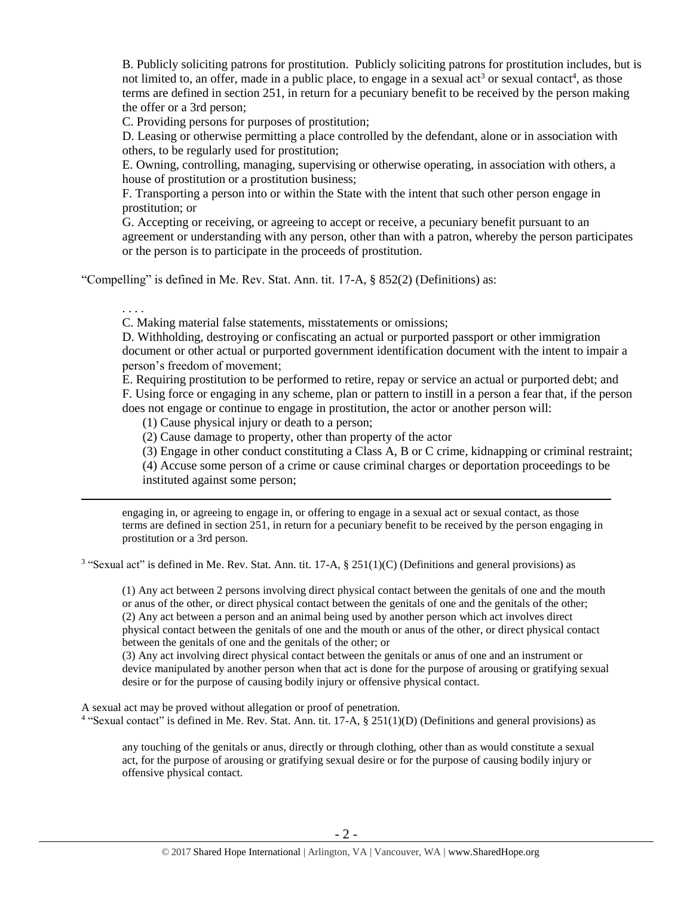B. Publicly soliciting patrons for prostitution. Publicly soliciting patrons for prostitution includes, but is not limited to, an offer, made in a public place, to engage in a sexual act[3] or sexual contact[4], as those terms are defined in section 251, in return for a pecuniary benefit to be received by the person making the offer or a 3rd person;

C. Providing persons for purposes of prostitution;

D. Leasing or otherwise permitting a place controlled by the defendant, alone or in association with others, to be regularly used for prostitution;

E. Owning, controlling, managing, supervising or otherwise operating, in association with others, a house of prostitution or a prostitution business;

F. Transporting a person into or within the State with the intent that such other person engage in prostitution; or

G. Accepting or receiving, or agreeing to accept or receive, a pecuniary benefit pursuant to an agreement or understanding with any person, other than with a patron, whereby the person participates or the person is to participate in the proceeds of prostitution.

"Compelling" is defined in Me. Rev. Stat. Ann. tit. 17-A, § 852(2) (Definitions) as:

. . . .

C. Making material false statements, misstatements or omissions;

D. Withholding, destroying or confiscating an actual or purported passport or other immigration document or other actual or purported government identification document with the intent to impair a person's freedom of movement;

E. Requiring prostitution to be performed to retire, repay or service an actual or purported debt; and

F. Using force or engaging in any scheme, plan or pattern to instill in a person a fear that, if the person does not engage or continue to engage in prostitution, the actor or another person will:

(1) Cause physical injury or death to a person;

(2) Cause damage to property, other than property of the actor

(3) Engage in other conduct constituting a Class A, B or C crime, kidnapping or criminal restraint;

(4) Accuse some person of a crime or cause criminal charges or deportation proceedings to be instituted against some person;

---

engaging in, or agreeing to engage in, or offering to engage in a sexual act or sexual contact, as those terms are defined in section 251, in return for a pecuniary benefit to be received by the person engaging in prostitution or a 3rd person.

[3] "Sexual act" is defined in Me. Rev. Stat. Ann. tit. 17-A, § 251(1)(C) (Definitions and general provisions) as

(1) Any act between 2 persons involving direct physical contact between the genitals of one and the mouth or anus of the other, or direct physical contact between the genitals of one and the genitals of the other;
(2) Any act between a person and an animal being used by another person which act involves direct physical contact between the genitals of one and the mouth or anus of the other, or direct physical contact between the genitals of one and the genitals of the other; or
(3) Any act involving direct physical contact between the genitals or anus of one and an instrument or device manipulated by another person when that act is done for the purpose of arousing or gratifying sexual desire or for the purpose of causing bodily injury or offensive physical contact.

A sexual act may be proved without allegation or proof of penetration.

[4] "Sexual contact" is defined in Me. Rev. Stat. Ann. tit. 17-A, § 251(1)(D) (Definitions and general provisions) as

any touching of the genitals or anus, directly or through clothing, other than as would constitute a sexual act, for the purpose of arousing or gratifying sexual desire or for the purpose of causing bodily injury or offensive physical contact.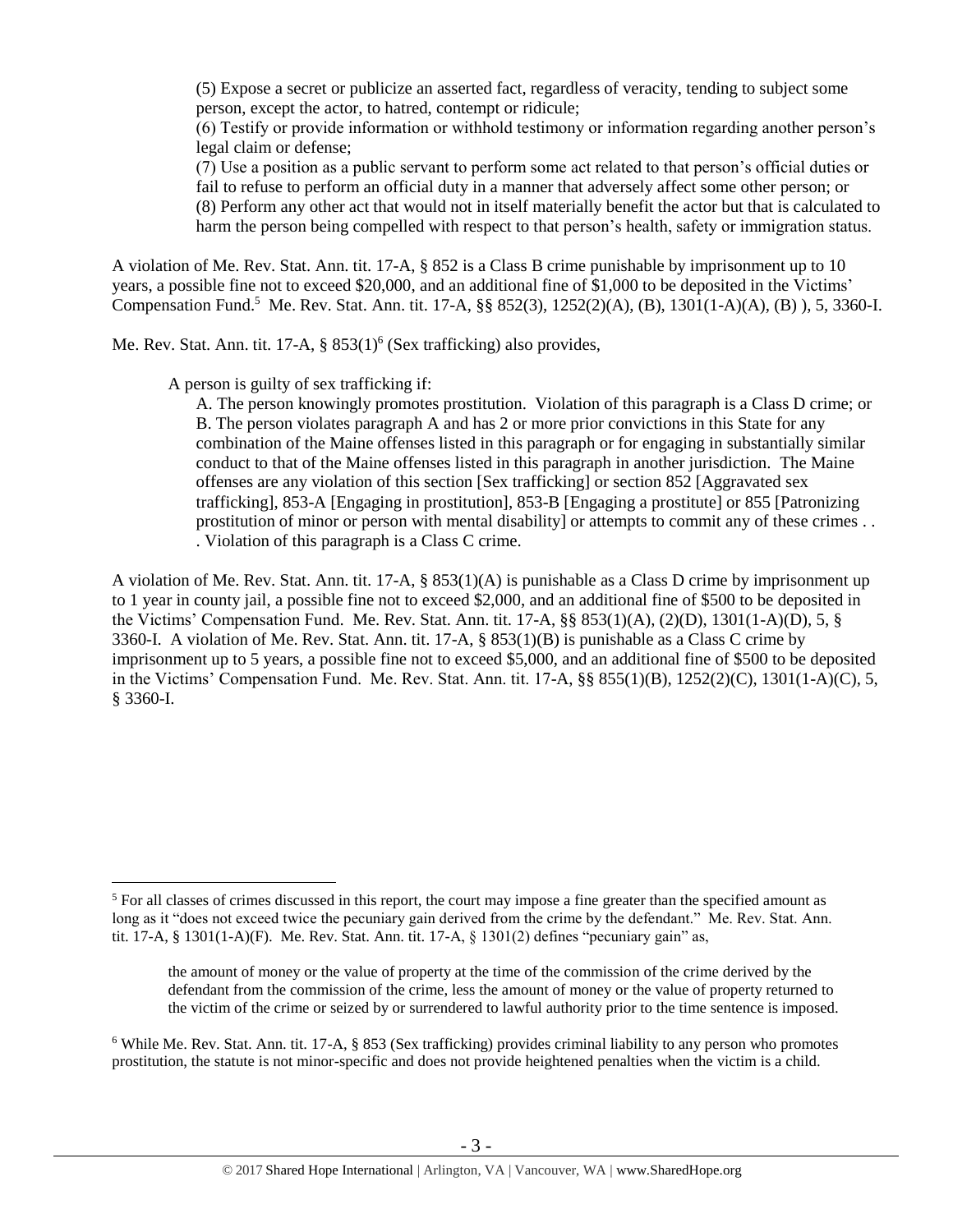> (5) Expose a secret or publicize an asserted fact, regardless of veracity, tending to subject some person, except the actor, to hatred, contempt or ridicule;
> (6) Testify or provide information or withhold testimony or information regarding another person's legal claim or defense;
> (7) Use a position as a public servant to perform some act related to that person's official duties or fail to refuse to perform an official duty in a manner that adversely affect some other person; or
> (8) Perform any other act that would not in itself materially benefit the actor but that is calculated to harm the person being compelled with respect to that person's health, safety or immigration status.

A violation of Me. Rev. Stat. Ann. tit. 17-A, § 852 is a Class B crime punishable by imprisonment up to 10 years, a possible fine not to exceed $20,000, and an additional fine of $1,000 to be deposited in the Victims' Compensation Fund.[5] Me. Rev. Stat. Ann. tit. 17-A, §§ 852(3), 1252(2)(A), (B), 1301(1-A)(A), (B) ), 5, 3360-I.

Me. Rev. Stat. Ann. tit. 17-A, § 853(1)[6] (Sex trafficking) also provides,

> A person is guilty of sex trafficking if:
>
> A. The person knowingly promotes prostitution. Violation of this paragraph is a Class D crime; or
> B. The person violates paragraph A and has 2 or more prior convictions in this State for any combination of the Maine offenses listed in this paragraph or for engaging in substantially similar conduct to that of the Maine offenses listed in this paragraph in another jurisdiction. The Maine offenses are any violation of this section [Sex trafficking] or section 852 [Aggravated sex trafficking], 853-A [Engaging in prostitution], 853-B [Engaging a prostitute] or 855 [Patronizing prostitution of minor or person with mental disability] or attempts to commit any of these crimes . . . Violation of this paragraph is a Class C crime.

A violation of Me. Rev. Stat. Ann. tit. 17-A, § 853(1)(A) is punishable as a Class D crime by imprisonment up to 1 year in county jail, a possible fine not to exceed $2,000, and an additional fine of $500 to be deposited in the Victims' Compensation Fund. Me. Rev. Stat. Ann. tit. 17-A, §§ 853(1)(A), (2)(D), 1301(1-A)(D), 5, § 3360-I. A violation of Me. Rev. Stat. Ann. tit. 17-A, § 853(1)(B) is punishable as a Class C crime by imprisonment up to 5 years, a possible fine not to exceed $5,000, and an additional fine of $500 to be deposited in the Victims' Compensation Fund. Me. Rev. Stat. Ann. tit. 17-A, §§ 855(1)(B), 1252(2)(C), 1301(1-A)(C), 5, § 3360-I.

---

[5] For all classes of crimes discussed in this report, the court may impose a fine greater than the specified amount as long as it "does not exceed twice the pecuniary gain derived from the crime by the defendant." Me. Rev. Stat. Ann. tit. 17-A, § 1301(1-A)(F). Me. Rev. Stat. Ann. tit. 17-A, § 1301(2) defines "pecuniary gain" as,

> the amount of money or the value of property at the time of the commission of the crime derived by the defendant from the commission of the crime, less the amount of money or the value of property returned to the victim of the crime or seized by or surrendered to lawful authority prior to the time sentence is imposed.

[6] While Me. Rev. Stat. Ann. tit. 17-A, § 853 (Sex trafficking) provides criminal liability to any person who promotes prostitution, the statute is not minor-specific and does not provide heightened penalties when the victim is a child.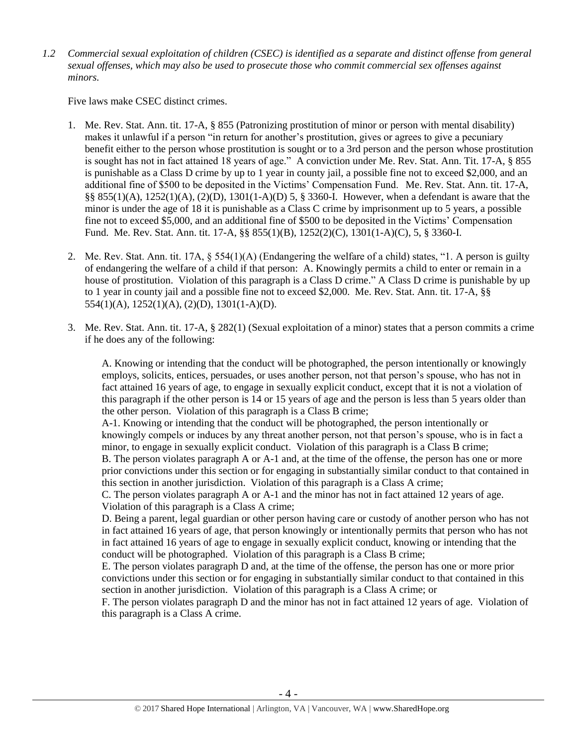*1.2 Commercial sexual exploitation of children (CSEC) is identified as a separate and distinct offense from general sexual offenses, which may also be used to prosecute those who commit commercial sex offenses against minors.*

Five laws make CSEC distinct crimes.

1. Me. Rev. Stat. Ann. tit. 17-A, § 855 (Patronizing prostitution of minor or person with mental disability) makes it unlawful if a person "in return for another's prostitution, gives or agrees to give a pecuniary benefit either to the person whose prostitution is sought or to a 3rd person and the person whose prostitution is sought has not in fact attained 18 years of age." A conviction under Me. Rev. Stat. Ann. Tit. 17-A, § 855 is punishable as a Class D crime by up to 1 year in county jail, a possible fine not to exceed $2,000, and an additional fine of $500 to be deposited in the Victims' Compensation Fund. Me. Rev. Stat. Ann. tit. 17-A, §§ 855(1)(A), 1252(1)(A), (2)(D), 1301(1-A)(D) 5, § 3360-I. However, when a defendant is aware that the minor is under the age of 18 it is punishable as a Class C crime by imprisonment up to 5 years, a possible fine not to exceed $5,000, and an additional fine of $500 to be deposited in the Victims' Compensation Fund. Me. Rev. Stat. Ann. tit. 17-A, §§ 855(1)(B), 1252(2)(C), 1301(1-A)(C), 5, § 3360-I.

2. Me. Rev. Stat. Ann. tit. 17A, § 554(1)(A) (Endangering the welfare of a child) states, "1. A person is guilty of endangering the welfare of a child if that person: A. Knowingly permits a child to enter or remain in a house of prostitution. Violation of this paragraph is a Class D crime." A Class D crime is punishable by up to 1 year in county jail and a possible fine not to exceed $2,000. Me. Rev. Stat. Ann. tit. 17-A, §§ 554(1)(A), 1252(1)(A), (2)(D), 1301(1-A)(D).

3. Me. Rev. Stat. Ann. tit. 17-A, § 282(1) (Sexual exploitation of a minor) states that a person commits a crime if he does any of the following:

   A. Knowing or intending that the conduct will be photographed, the person intentionally or knowingly employs, solicits, entices, persuades, or uses another person, not that person's spouse, who has not in fact attained 16 years of age, to engage in sexually explicit conduct, except that it is not a violation of this paragraph if the other person is 14 or 15 years of age and the person is less than 5 years older than the other person. Violation of this paragraph is a Class B crime;
   A-1. Knowing or intending that the conduct will be photographed, the person intentionally or knowingly compels or induces by any threat another person, not that person's spouse, who is in fact a minor, to engage in sexually explicit conduct. Violation of this paragraph is a Class B crime;
   B. The person violates paragraph A or A-1 and, at the time of the offense, the person has one or more prior convictions under this section or for engaging in substantially similar conduct to that contained in this section in another jurisdiction. Violation of this paragraph is a Class A crime;
   C. The person violates paragraph A or A-1 and the minor has not in fact attained 12 years of age. Violation of this paragraph is a Class A crime;
   D. Being a parent, legal guardian or other person having care or custody of another person who has not in fact attained 16 years of age, that person knowingly or intentionally permits that person who has not in fact attained 16 years of age to engage in sexually explicit conduct, knowing or intending that the conduct will be photographed. Violation of this paragraph is a Class B crime;
   E. The person violates paragraph D and, at the time of the offense, the person has one or more prior convictions under this section or for engaging in substantially similar conduct to that contained in this section in another jurisdiction. Violation of this paragraph is a Class A crime; or
   F. The person violates paragraph D and the minor has not in fact attained 12 years of age. Violation of this paragraph is a Class A crime.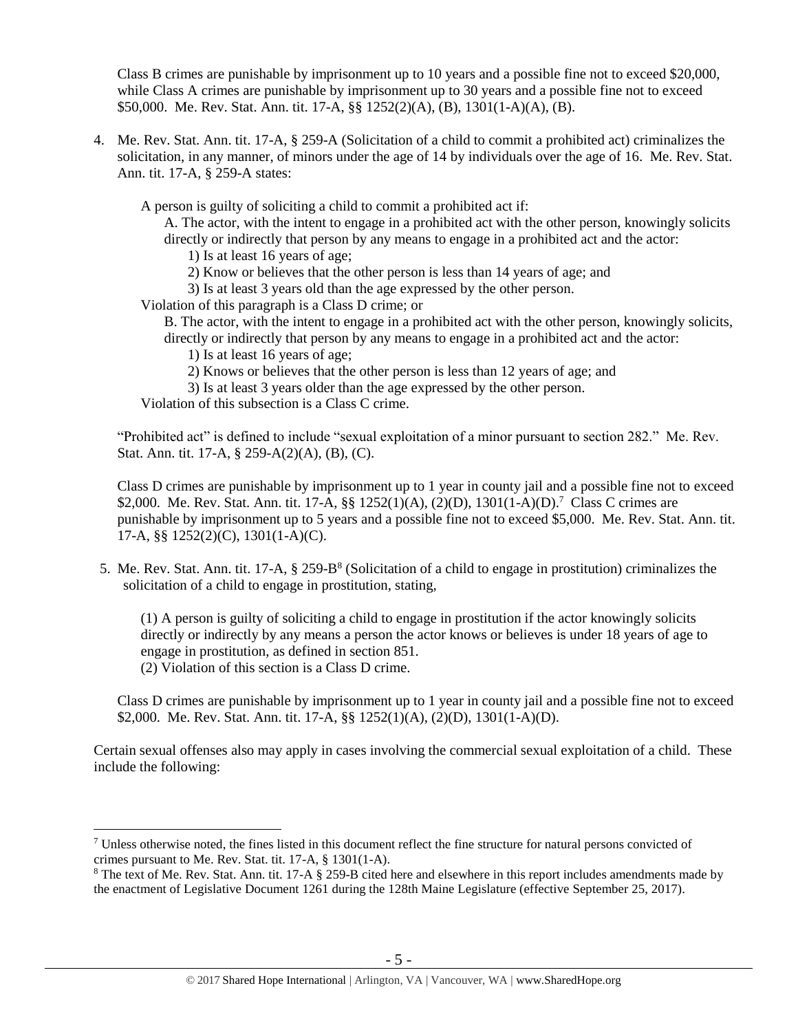Class B crimes are punishable by imprisonment up to 10 years and a possible fine not to exceed $20,000, while Class A crimes are punishable by imprisonment up to 30 years and a possible fine not to exceed $50,000. Me. Rev. Stat. Ann. tit. 17-A, §§ 1252(2)(A), (B), 1301(1-A)(A), (B).

4. Me. Rev. Stat. Ann. tit. 17-A, § 259-A (Solicitation of a child to commit a prohibited act) criminalizes the solicitation, in any manner, of minors under the age of 14 by individuals over the age of 16. Me. Rev. Stat. Ann. tit. 17-A, § 259-A states:

   A person is guilty of soliciting a child to commit a prohibited act if:

   A. The actor, with the intent to engage in a prohibited act with the other person, knowingly solicits directly or indirectly that person by any means to engage in a prohibited act and the actor:

   1) Is at least 16 years of age;

   2) Know or believes that the other person is less than 14 years of age; and

   3) Is at least 3 years old than the age expressed by the other person.

   Violation of this paragraph is a Class D crime; or

   B. The actor, with the intent to engage in a prohibited act with the other person, knowingly solicits, directly or indirectly that person by any means to engage in a prohibited act and the actor:

   1) Is at least 16 years of age;

   2) Knows or believes that the other person is less than 12 years of age; and

   3) Is at least 3 years older than the age expressed by the other person.

   Violation of this subsection is a Class C crime.

   "Prohibited act" is defined to include "sexual exploitation of a minor pursuant to section 282." Me. Rev. Stat. Ann. tit. 17-A, § 259-A(2)(A), (B), (C).

   Class D crimes are punishable by imprisonment up to 1 year in county jail and a possible fine not to exceed $2,000. Me. Rev. Stat. Ann. tit. 17-A, §§ 1252(1)(A), (2)(D), 1301(1-A)(D).[7] Class C crimes are punishable by imprisonment up to 5 years and a possible fine not to exceed $5,000. Me. Rev. Stat. Ann. tit. 17-A, §§ 1252(2)(C), 1301(1-A)(C).

5. Me. Rev. Stat. Ann. tit. 17-A, § 259-B[8] (Solicitation of a child to engage in prostitution) criminalizes the solicitation of a child to engage in prostitution, stating,

   (1) A person is guilty of soliciting a child to engage in prostitution if the actor knowingly solicits directly or indirectly by any means a person the actor knows or believes is under 18 years of age to engage in prostitution, as defined in section 851.

   (2) Violation of this section is a Class D crime.

   Class D crimes are punishable by imprisonment up to 1 year in county jail and a possible fine not to exceed $2,000. Me. Rev. Stat. Ann. tit. 17-A, §§ 1252(1)(A), (2)(D), 1301(1-A)(D).

Certain sexual offenses also may apply in cases involving the commercial sexual exploitation of a child. These include the following:

---

[7] Unless otherwise noted, the fines listed in this document reflect the fine structure for natural persons convicted of crimes pursuant to Me. Rev. Stat. tit. 17-A, § 1301(1-A).

[8] The text of Me. Rev. Stat. Ann. tit. 17-A § 259-B cited here and elsewhere in this report includes amendments made by the enactment of Legislative Document 1261 during the 128th Maine Legislature (effective September 25, 2017).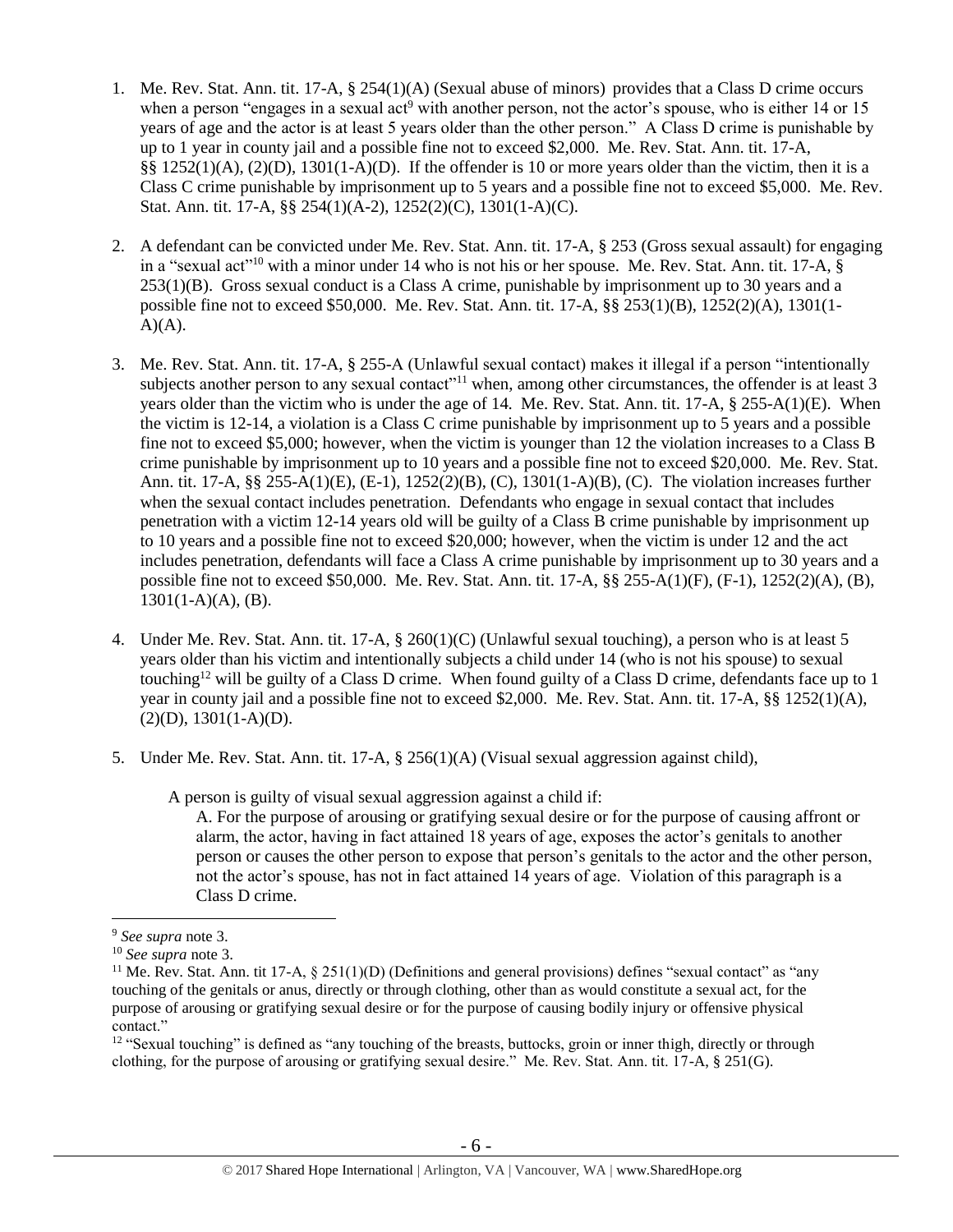1. Me. Rev. Stat. Ann. tit. 17-A, § 254(1)(A) (Sexual abuse of minors) provides that a Class D crime occurs when a person "engages in a sexual act[9] with another person, not the actor's spouse, who is either 14 or 15 years of age and the actor is at least 5 years older than the other person." A Class D crime is punishable by up to 1 year in county jail and a possible fine not to exceed $2,000. Me. Rev. Stat. Ann. tit. 17-A, §§ 1252(1)(A), (2)(D), 1301(1-A)(D). If the offender is 10 or more years older than the victim, then it is a Class C crime punishable by imprisonment up to 5 years and a possible fine not to exceed $5,000. Me. Rev. Stat. Ann. tit. 17-A, §§ 254(1)(A-2), 1252(2)(C), 1301(1-A)(C).

2. A defendant can be convicted under Me. Rev. Stat. Ann. tit. 17-A, § 253 (Gross sexual assault) for engaging in a "sexual act"[10] with a minor under 14 who is not his or her spouse. Me. Rev. Stat. Ann. tit. 17-A, § 253(1)(B). Gross sexual conduct is a Class A crime, punishable by imprisonment up to 30 years and a possible fine not to exceed $50,000. Me. Rev. Stat. Ann. tit. 17-A, §§ 253(1)(B), 1252(2)(A), 1301(1-A)(A).

3. Me. Rev. Stat. Ann. tit. 17-A, § 255-A (Unlawful sexual contact) makes it illegal if a person "intentionally subjects another person to any sexual contact"[11] when, among other circumstances, the offender is at least 3 years older than the victim who is under the age of 14. Me. Rev. Stat. Ann. tit. 17-A, § 255-A(1)(E). When the victim is 12-14, a violation is a Class C crime punishable by imprisonment up to 5 years and a possible fine not to exceed $5,000; however, when the victim is younger than 12 the violation increases to a Class B crime punishable by imprisonment up to 10 years and a possible fine not to exceed $20,000. Me. Rev. Stat. Ann. tit. 17-A, §§ 255-A(1)(E), (E-1), 1252(2)(B), (C), 1301(1-A)(B), (C). The violation increases further when the sexual contact includes penetration. Defendants who engage in sexual contact that includes penetration with a victim 12-14 years old will be guilty of a Class B crime punishable by imprisonment up to 10 years and a possible fine not to exceed $20,000; however, when the victim is under 12 and the act includes penetration, defendants will face a Class A crime punishable by imprisonment up to 30 years and a possible fine not to exceed $50,000. Me. Rev. Stat. Ann. tit. 17-A, §§ 255-A(1)(F), (F-1), 1252(2)(A), (B), 1301(1-A)(A), (B).

4. Under Me. Rev. Stat. Ann. tit. 17-A, § 260(1)(C) (Unlawful sexual touching), a person who is at least 5 years older than his victim and intentionally subjects a child under 14 (who is not his spouse) to sexual touching[12] will be guilty of a Class D crime. When found guilty of a Class D crime, defendants face up to 1 year in county jail and a possible fine not to exceed $2,000. Me. Rev. Stat. Ann. tit. 17-A, §§ 1252(1)(A), (2)(D), 1301(1-A)(D).

5. Under Me. Rev. Stat. Ann. tit. 17-A, § 256(1)(A) (Visual sexual aggression against child),

   > A person is guilty of visual sexual aggression against a child if:
   >
   > A. For the purpose of arousing or gratifying sexual desire or for the purpose of causing affront or alarm, the actor, having in fact attained 18 years of age, exposes the actor's genitals to another person or causes the other person to expose that person's genitals to the actor and the other person, not the actor's spouse, has not in fact attained 14 years of age. Violation of this paragraph is a Class D crime.

---

[9] *See supra* note 3.

[10] *See supra* note 3.

[11] Me. Rev. Stat. Ann. tit 17-A, § 251(1)(D) (Definitions and general provisions) defines "sexual contact" as "any touching of the genitals or anus, directly or through clothing, other than as would constitute a sexual act, for the purpose of arousing or gratifying sexual desire or for the purpose of causing bodily injury or offensive physical contact."

[12] "Sexual touching" is defined as "any touching of the breasts, buttocks, groin or inner thigh, directly or through clothing, for the purpose of arousing or gratifying sexual desire." Me. Rev. Stat. Ann. tit. 17-A, § 251(G).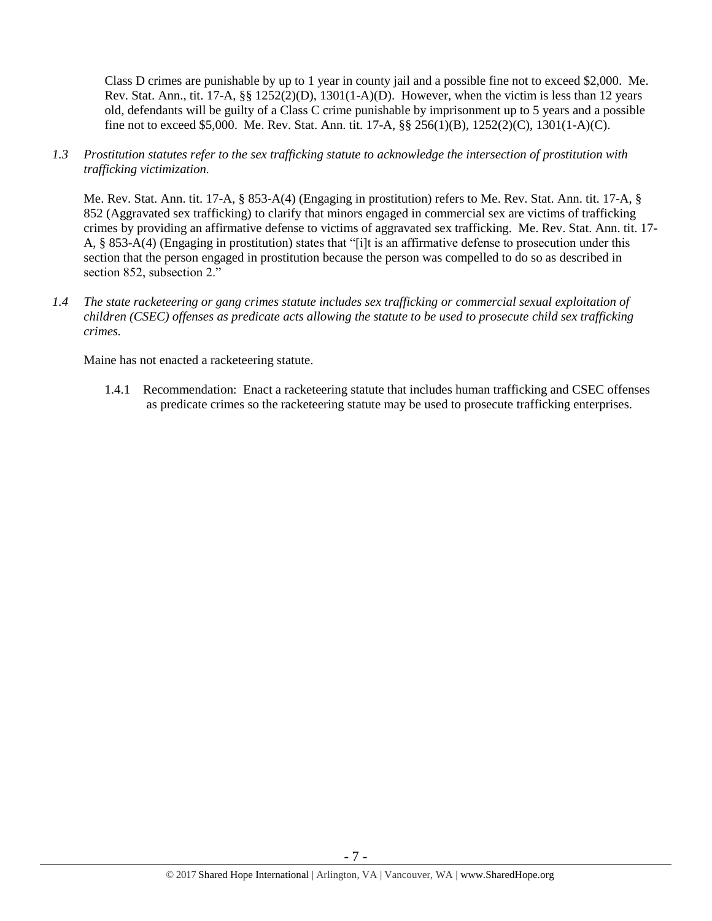Class D crimes are punishable by up to 1 year in county jail and a possible fine not to exceed $2,000. Me. Rev. Stat. Ann., tit. 17-A, §§ 1252(2)(D), 1301(1-A)(D). However, when the victim is less than 12 years old, defendants will be guilty of a Class C crime punishable by imprisonment up to 5 years and a possible fine not to exceed $5,000. Me. Rev. Stat. Ann. tit. 17-A, §§ 256(1)(B), 1252(2)(C), 1301(1-A)(C).

*1.3 Prostitution statutes refer to the sex trafficking statute to acknowledge the intersection of prostitution with trafficking victimization.*

Me. Rev. Stat. Ann. tit. 17-A, § 853-A(4) (Engaging in prostitution) refers to Me. Rev. Stat. Ann. tit. 17-A, § 852 (Aggravated sex trafficking) to clarify that minors engaged in commercial sex are victims of trafficking crimes by providing an affirmative defense to victims of aggravated sex trafficking. Me. Rev. Stat. Ann. tit. 17-A, § 853-A(4) (Engaging in prostitution) states that "[i]t is an affirmative defense to prosecution under this section that the person engaged in prostitution because the person was compelled to do so as described in section 852, subsection 2."

*1.4 The state racketeering or gang crimes statute includes sex trafficking or commercial sexual exploitation of children (CSEC) offenses as predicate acts allowing the statute to be used to prosecute child sex trafficking crimes.*

Maine has not enacted a racketeering statute.

1.4.1 Recommendation: Enact a racketeering statute that includes human trafficking and CSEC offenses as predicate crimes so the racketeering statute may be used to prosecute trafficking enterprises.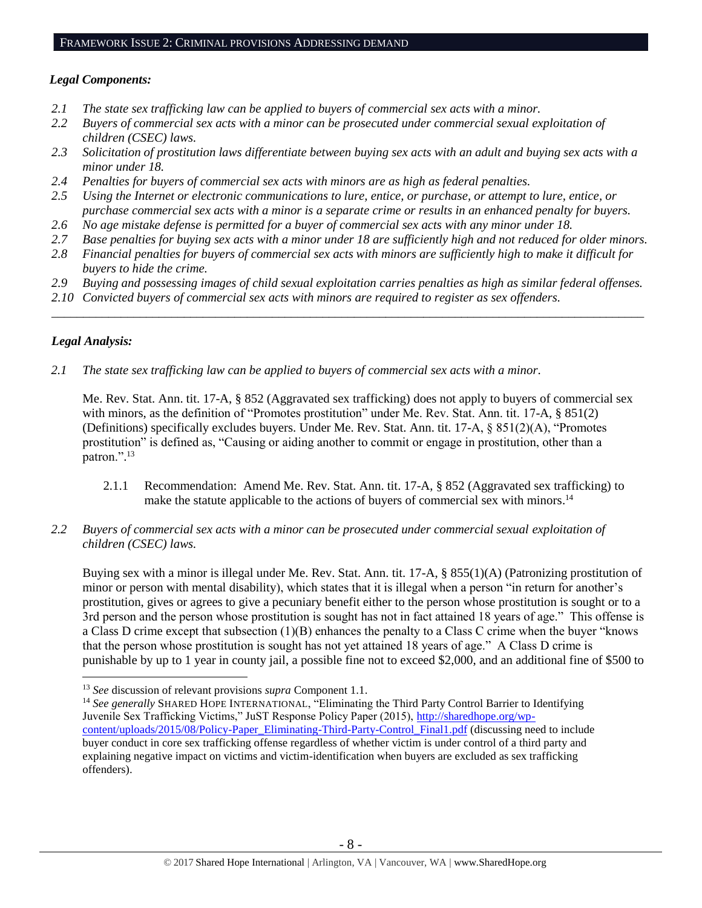## FRAMEWORK ISSUE 2: CRIMINAL PROVISIONS ADDRESSING DEMAND

***Legal Components:***

*2.1 The state sex trafficking law can be applied to buyers of commercial sex acts with a minor.*
*2.2 Buyers of commercial sex acts with a minor can be prosecuted under commercial sexual exploitation of children (CSEC) laws.*
*2.3 Solicitation of prostitution laws differentiate between buying sex acts with an adult and buying sex acts with a minor under 18.*
*2.4 Penalties for buyers of commercial sex acts with minors are as high as federal penalties.*
*2.5 Using the Internet or electronic communications to lure, entice, or purchase, or attempt to lure, entice, or purchase commercial sex acts with a minor is a separate crime or results in an enhanced penalty for buyers.*
*2.6 No age mistake defense is permitted for a buyer of commercial sex acts with any minor under 18.*
*2.7 Base penalties for buying sex acts with a minor under 18 are sufficiently high and not reduced for older minors.*
*2.8 Financial penalties for buyers of commercial sex acts with minors are sufficiently high to make it difficult for buyers to hide the crime.*
*2.9 Buying and possessing images of child sexual exploitation carries penalties as high as similar federal offenses.*
*2.10 Convicted buyers of commercial sex acts with minors are required to register as sex offenders.*

---

***Legal Analysis:***

*2.1 The state sex trafficking law can be applied to buyers of commercial sex acts with a minor.*

Me. Rev. Stat. Ann. tit. 17-A, § 852 (Aggravated sex trafficking) does not apply to buyers of commercial sex with minors, as the definition of "Promotes prostitution" under Me. Rev. Stat. Ann. tit. 17-A, § 851(2) (Definitions) specifically excludes buyers. Under Me. Rev. Stat. Ann. tit. 17-A, § 851(2)(A), "Promotes prostitution" is defined as, "Causing or aiding another to commit or engage in prostitution, other than a patron.".[13]

2.1.1 Recommendation: Amend Me. Rev. Stat. Ann. tit. 17-A, § 852 (Aggravated sex trafficking) to make the statute applicable to the actions of buyers of commercial sex with minors.[14]

*2.2 Buyers of commercial sex acts with a minor can be prosecuted under commercial sexual exploitation of children (CSEC) laws.*

Buying sex with a minor is illegal under Me. Rev. Stat. Ann. tit. 17-A, § 855(1)(A) (Patronizing prostitution of minor or person with mental disability), which states that it is illegal when a person "in return for another's prostitution, gives or agrees to give a pecuniary benefit either to the person whose prostitution is sought or to a 3rd person and the person whose prostitution is sought has not in fact attained 18 years of age." This offense is a Class D crime except that subsection (1)(B) enhances the penalty to a Class C crime when the buyer "knows that the person whose prostitution is sought has not yet attained 18 years of age." A Class D crime is punishable by up to 1 year in county jail, a possible fine not to exceed $2,000, and an additional fine of $500 to

---

[13] *See* discussion of relevant provisions *supra* Component 1.1.

[14] *See generally* SHARED HOPE INTERNATIONAL, "Eliminating the Third Party Control Barrier to Identifying Juvenile Sex Trafficking Victims," JuST Response Policy Paper (2015), http://sharedhope.org/wp-content/uploads/2015/08/Policy-Paper_Eliminating-Third-Party-Control_Final1.pdf (discussing need to include buyer conduct in core sex trafficking offense regardless of whether victim is under control of a third party and explaining negative impact on victims and victim-identification when buyers are excluded as sex trafficking offenders).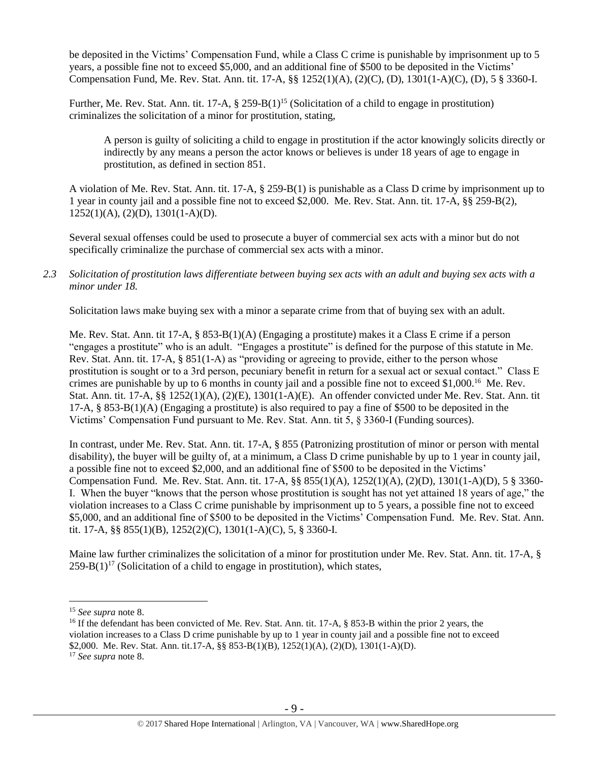be deposited in the Victims' Compensation Fund, while a Class C crime is punishable by imprisonment up to 5 years, a possible fine not to exceed $5,000, and an additional fine of $500 to be deposited in the Victims' Compensation Fund, Me. Rev. Stat. Ann. tit. 17-A, §§ 1252(1)(A), (2)(C), (D), 1301(1-A)(C), (D), 5 § 3360-I.

Further, Me. Rev. Stat. Ann. tit. 17-A, § 259-B(1)[15] (Solicitation of a child to engage in prostitution) criminalizes the solicitation of a minor for prostitution, stating,

> A person is guilty of soliciting a child to engage in prostitution if the actor knowingly solicits directly or indirectly by any means a person the actor knows or believes is under 18 years of age to engage in prostitution, as defined in section 851.

A violation of Me. Rev. Stat. Ann. tit. 17-A, § 259-B(1) is punishable as a Class D crime by imprisonment up to 1 year in county jail and a possible fine not to exceed $2,000. Me. Rev. Stat. Ann. tit. 17-A, §§ 259-B(2), 1252(1)(A), (2)(D), 1301(1-A)(D).

Several sexual offenses could be used to prosecute a buyer of commercial sex acts with a minor but do not specifically criminalize the purchase of commercial sex acts with a minor.

*2.3 Solicitation of prostitution laws differentiate between buying sex acts with an adult and buying sex acts with a minor under 18.*

Solicitation laws make buying sex with a minor a separate crime from that of buying sex with an adult.

Me. Rev. Stat. Ann. tit 17-A, § 853-B(1)(A) (Engaging a prostitute) makes it a Class E crime if a person "engages a prostitute" who is an adult. "Engages a prostitute" is defined for the purpose of this statute in Me. Rev. Stat. Ann. tit. 17-A, § 851(1-A) as "providing or agreeing to provide, either to the person whose prostitution is sought or to a 3rd person, pecuniary benefit in return for a sexual act or sexual contact." Class E crimes are punishable by up to 6 months in county jail and a possible fine not to exceed $1,000.[16] Me. Rev. Stat. Ann. tit. 17-A, §§ 1252(1)(A), (2)(E), 1301(1-A)(E). An offender convicted under Me. Rev. Stat. Ann. tit 17-A, § 853-B(1)(A) (Engaging a prostitute) is also required to pay a fine of $500 to be deposited in the Victims' Compensation Fund pursuant to Me. Rev. Stat. Ann. tit 5, § 3360-I (Funding sources).

In contrast, under Me. Rev. Stat. Ann. tit. 17-A, § 855 (Patronizing prostitution of minor or person with mental disability), the buyer will be guilty of, at a minimum, a Class D crime punishable by up to 1 year in county jail, a possible fine not to exceed $2,000, and an additional fine of $500 to be deposited in the Victims' Compensation Fund. Me. Rev. Stat. Ann. tit. 17-A, §§ 855(1)(A), 1252(1)(A), (2)(D), 1301(1-A)(D), 5 § 3360-I. When the buyer "knows that the person whose prostitution is sought has not yet attained 18 years of age," the violation increases to a Class C crime punishable by imprisonment up to 5 years, a possible fine not to exceed $5,000, and an additional fine of $500 to be deposited in the Victims' Compensation Fund. Me. Rev. Stat. Ann. tit. 17-A, §§ 855(1)(B), 1252(2)(C), 1301(1-A)(C), 5, § 3360-I.

Maine law further criminalizes the solicitation of a minor for prostitution under Me. Rev. Stat. Ann. tit. 17-A, § 259-B(1)[17] (Solicitation of a child to engage in prostitution), which states,

---

[15] *See supra* note 8.

[16] If the defendant has been convicted of Me. Rev. Stat. Ann. tit. 17-A, § 853-B within the prior 2 years, the violation increases to a Class D crime punishable by up to 1 year in county jail and a possible fine not to exceed $2,000. Me. Rev. Stat. Ann. tit.17-A, §§ 853-B(1)(B), 1252(1)(A), (2)(D), 1301(1-A)(D).

[17] *See supra* note 8.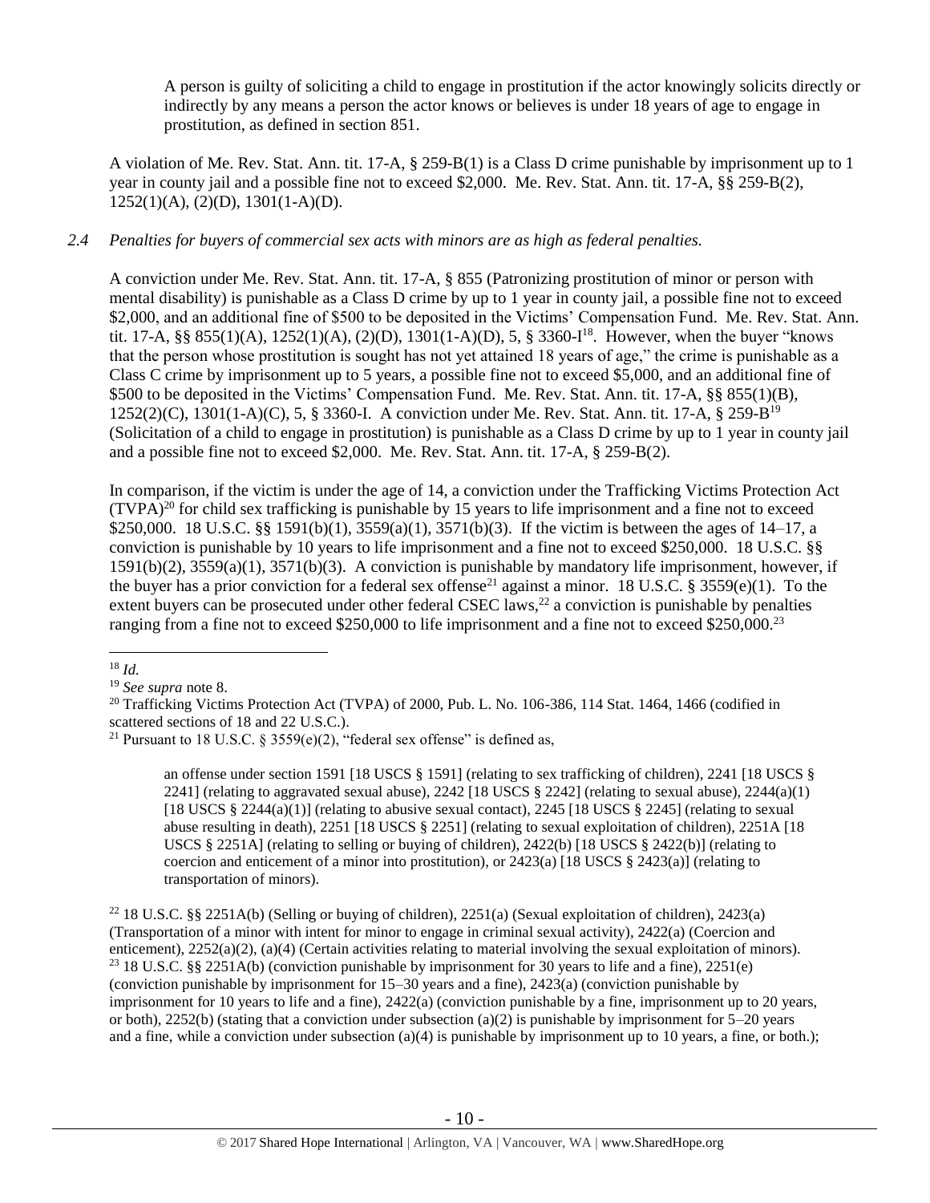> A person is guilty of soliciting a child to engage in prostitution if the actor knowingly solicits directly or indirectly by any means a person the actor knows or believes is under 18 years of age to engage in prostitution, as defined in section 851.

A violation of Me. Rev. Stat. Ann. tit. 17-A, § 259-B(1) is a Class D crime punishable by imprisonment up to 1 year in county jail and a possible fine not to exceed $2,000. Me. Rev. Stat. Ann. tit. 17-A, §§ 259-B(2), 1252(1)(A), (2)(D), 1301(1-A)(D).

*2.4 Penalties for buyers of commercial sex acts with minors are as high as federal penalties.*

A conviction under Me. Rev. Stat. Ann. tit. 17-A, § 855 (Patronizing prostitution of minor or person with mental disability) is punishable as a Class D crime by up to 1 year in county jail, a possible fine not to exceed $2,000, and an additional fine of $500 to be deposited in the Victims' Compensation Fund. Me. Rev. Stat. Ann. tit. 17-A, §§ 855(1)(A), 1252(1)(A), (2)(D), 1301(1-A)(D), 5, § 3360-I[18]. However, when the buyer "knows that the person whose prostitution is sought has not yet attained 18 years of age," the crime is punishable as a Class C crime by imprisonment up to 5 years, a possible fine not to exceed $5,000, and an additional fine of $500 to be deposited in the Victims' Compensation Fund. Me. Rev. Stat. Ann. tit. 17-A, §§ 855(1)(B), 1252(2)(C), 1301(1-A)(C), 5, § 3360-I. A conviction under Me. Rev. Stat. Ann. tit. 17-A, § 259-B[19] (Solicitation of a child to engage in prostitution) is punishable as a Class D crime by up to 1 year in county jail and a possible fine not to exceed $2,000. Me. Rev. Stat. Ann. tit. 17-A, § 259-B(2).

In comparison, if the victim is under the age of 14, a conviction under the Trafficking Victims Protection Act (TVPA)[20] for child sex trafficking is punishable by 15 years to life imprisonment and a fine not to exceed $250,000. 18 U.S.C. §§ 1591(b)(1), 3559(a)(1), 3571(b)(3). If the victim is between the ages of 14–17, a conviction is punishable by 10 years to life imprisonment and a fine not to exceed $250,000. 18 U.S.C. §§ 1591(b)(2), 3559(a)(1), 3571(b)(3). A conviction is punishable by mandatory life imprisonment, however, if the buyer has a prior conviction for a federal sex offense[21] against a minor. 18 U.S.C. § 3559(e)(1). To the extent buyers can be prosecuted under other federal CSEC laws,[22] a conviction is punishable by penalties ranging from a fine not to exceed $250,000 to life imprisonment and a fine not to exceed $250,000.[23]

---

[18] *Id.*

[19] *See supra* note 8.

[20] Trafficking Victims Protection Act (TVPA) of 2000, Pub. L. No. 106-386, 114 Stat. 1464, 1466 (codified in scattered sections of 18 and 22 U.S.C.).

[21] Pursuant to 18 U.S.C. § 3559(e)(2), "federal sex offense" is defined as,

> an offense under section 1591 [18 USCS § 1591] (relating to sex trafficking of children), 2241 [18 USCS § 2241] (relating to aggravated sexual abuse), 2242 [18 USCS § 2242] (relating to sexual abuse), 2244(a)(1) [18 USCS § 2244(a)(1)] (relating to abusive sexual contact), 2245 [18 USCS § 2245] (relating to sexual abuse resulting in death), 2251 [18 USCS § 2251] (relating to sexual exploitation of children), 2251A [18 USCS § 2251A] (relating to selling or buying of children), 2422(b) [18 USCS § 2422(b)] (relating to coercion and enticement of a minor into prostitution), or 2423(a) [18 USCS § 2423(a)] (relating to transportation of minors).

[22] 18 U.S.C. §§ 2251A(b) (Selling or buying of children), 2251(a) (Sexual exploitation of children), 2423(a) (Transportation of a minor with intent for minor to engage in criminal sexual activity), 2422(a) (Coercion and enticement), 2252(a)(2), (a)(4) (Certain activities relating to material involving the sexual exploitation of minors).

[23] 18 U.S.C. §§ 2251A(b) (conviction punishable by imprisonment for 30 years to life and a fine), 2251(e) (conviction punishable by imprisonment for 15–30 years and a fine), 2423(a) (conviction punishable by imprisonment for 10 years to life and a fine), 2422(a) (conviction punishable by a fine, imprisonment up to 20 years, or both), 2252(b) (stating that a conviction under subsection (a)(2) is punishable by imprisonment for 5–20 years and a fine, while a conviction under subsection (a)(4) is punishable by imprisonment up to 10 years, a fine, or both.);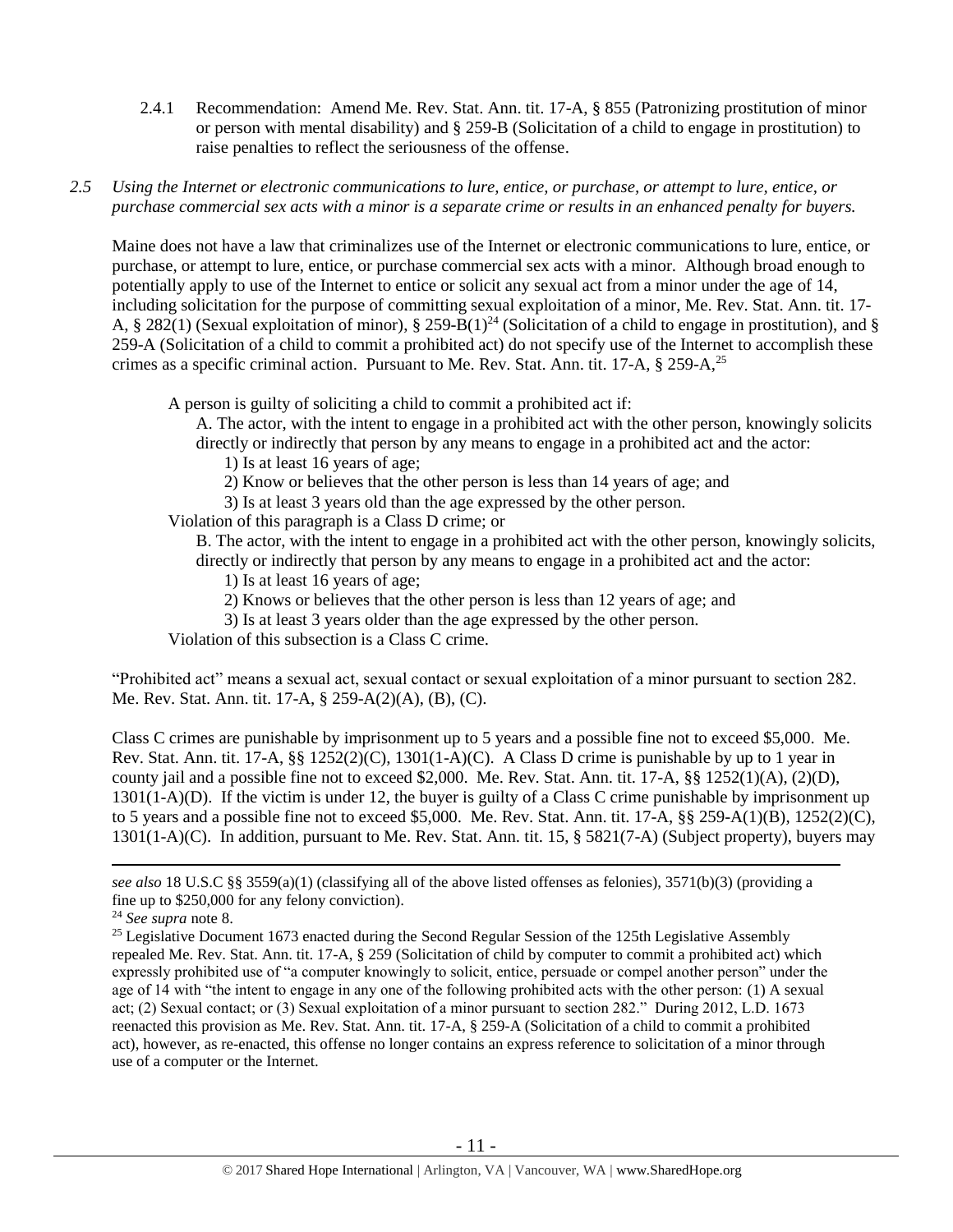2.4.1 Recommendation: Amend Me. Rev. Stat. Ann. tit. 17-A, § 855 (Patronizing prostitution of minor or person with mental disability) and § 259-B (Solicitation of a child to engage in prostitution) to raise penalties to reflect the seriousness of the offense.

*2.5 Using the Internet or electronic communications to lure, entice, or purchase, or attempt to lure, entice, or purchase commercial sex acts with a minor is a separate crime or results in an enhanced penalty for buyers.*

Maine does not have a law that criminalizes use of the Internet or electronic communications to lure, entice, or purchase, or attempt to lure, entice, or purchase commercial sex acts with a minor. Although broad enough to potentially apply to use of the Internet to entice or solicit any sexual act from a minor under the age of 14, including solicitation for the purpose of committing sexual exploitation of a minor, Me. Rev. Stat. Ann. tit. 17-A, § 282(1) (Sexual exploitation of minor), § 259-B(1)[24] (Solicitation of a child to engage in prostitution), and § 259-A (Solicitation of a child to commit a prohibited act) do not specify use of the Internet to accomplish these crimes as a specific criminal action. Pursuant to Me. Rev. Stat. Ann. tit. 17-A, § 259-A,[25]

> A person is guilty of soliciting a child to commit a prohibited act if:
>
> A. The actor, with the intent to engage in a prohibited act with the other person, knowingly solicits directly or indirectly that person by any means to engage in a prohibited act and the actor:
>
> 1) Is at least 16 years of age;
>
> 2) Know or believes that the other person is less than 14 years of age; and
>
> 3) Is at least 3 years old than the age expressed by the other person.
>
> Violation of this paragraph is a Class D crime; or
>
> B. The actor, with the intent to engage in a prohibited act with the other person, knowingly solicits, directly or indirectly that person by any means to engage in a prohibited act and the actor:
>
> 1) Is at least 16 years of age;
>
> 2) Knows or believes that the other person is less than 12 years of age; and
>
> 3) Is at least 3 years older than the age expressed by the other person.
>
> Violation of this subsection is a Class C crime.

"Prohibited act" means a sexual act, sexual contact or sexual exploitation of a minor pursuant to section 282. Me. Rev. Stat. Ann. tit. 17-A, § 259-A(2)(A), (B), (C).

Class C crimes are punishable by imprisonment up to 5 years and a possible fine not to exceed $5,000. Me. Rev. Stat. Ann. tit. 17-A, §§ 1252(2)(C), 1301(1-A)(C). A Class D crime is punishable by up to 1 year in county jail and a possible fine not to exceed $2,000. Me. Rev. Stat. Ann. tit. 17-A, §§ 1252(1)(A), (2)(D), 1301(1-A)(D). If the victim is under 12, the buyer is guilty of a Class C crime punishable by imprisonment up to 5 years and a possible fine not to exceed $5,000. Me. Rev. Stat. Ann. tit. 17-A, §§ 259-A(1)(B), 1252(2)(C), 1301(1-A)(C). In addition, pursuant to Me. Rev. Stat. Ann. tit. 15, § 5821(7-A) (Subject property), buyers may

---

*see also* 18 U.S.C §§ 3559(a)(1) (classifying all of the above listed offenses as felonies), 3571(b)(3) (providing a fine up to $250,000 for any felony conviction).

[24] *See supra* note 8.

[25] Legislative Document 1673 enacted during the Second Regular Session of the 125th Legislative Assembly repealed Me. Rev. Stat. Ann. tit. 17-A, § 259 (Solicitation of child by computer to commit a prohibited act) which expressly prohibited use of "a computer knowingly to solicit, entice, persuade or compel another person" under the age of 14 with "the intent to engage in any one of the following prohibited acts with the other person: (1) A sexual act; (2) Sexual contact; or (3) Sexual exploitation of a minor pursuant to section 282." During 2012, L.D. 1673 reenacted this provision as Me. Rev. Stat. Ann. tit. 17-A, § 259-A (Solicitation of a child to commit a prohibited act), however, as re-enacted, this offense no longer contains an express reference to solicitation of a minor through use of a computer or the Internet.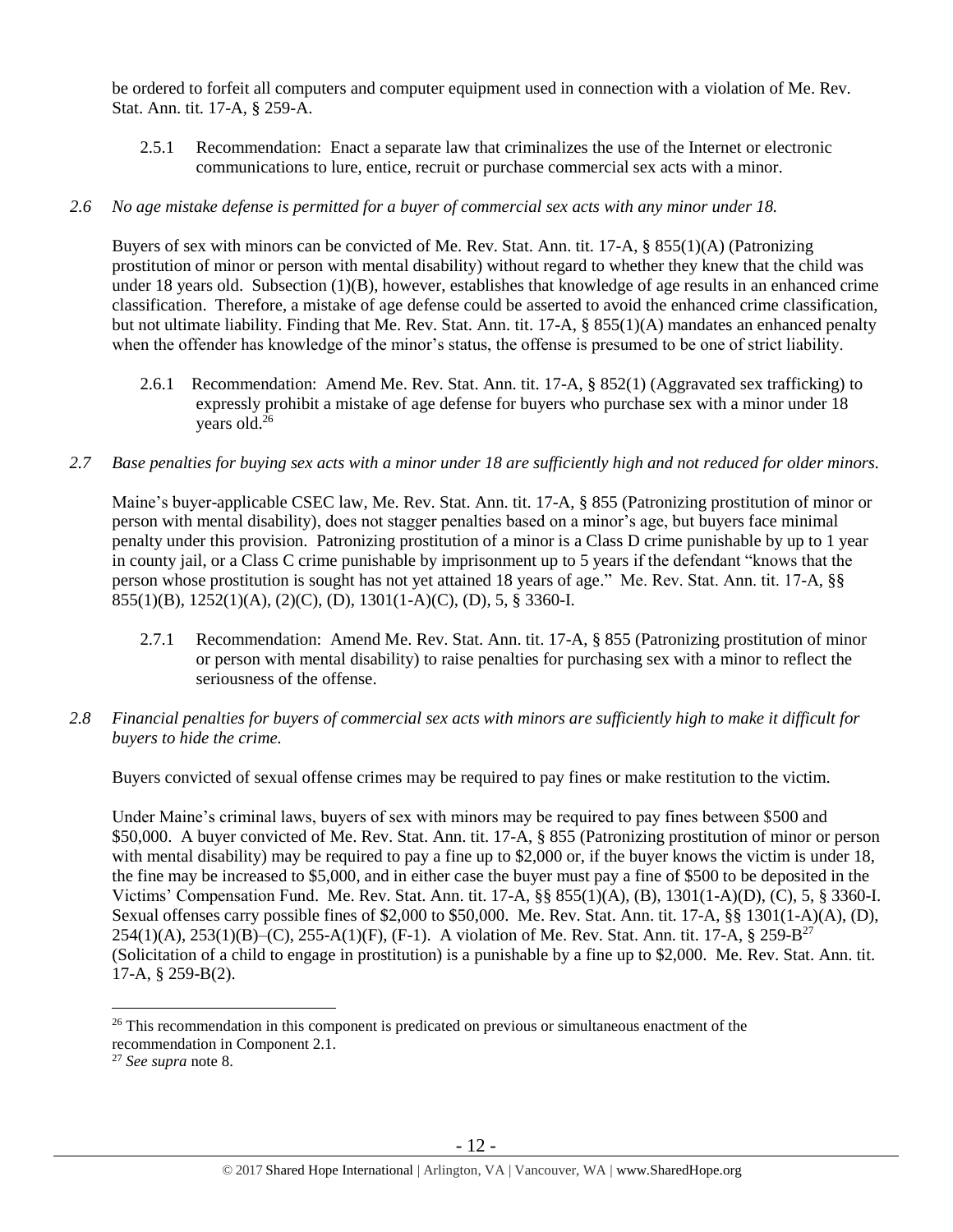be ordered to forfeit all computers and computer equipment used in connection with a violation of Me. Rev. Stat. Ann. tit. 17-A, § 259-A.

2.5.1 Recommendation: Enact a separate law that criminalizes the use of the Internet or electronic communications to lure, entice, recruit or purchase commercial sex acts with a minor.

*2.6 No age mistake defense is permitted for a buyer of commercial sex acts with any minor under 18.*

Buyers of sex with minors can be convicted of Me. Rev. Stat. Ann. tit. 17-A, § 855(1)(A) (Patronizing prostitution of minor or person with mental disability) without regard to whether they knew that the child was under 18 years old. Subsection (1)(B), however, establishes that knowledge of age results in an enhanced crime classification. Therefore, a mistake of age defense could be asserted to avoid the enhanced crime classification, but not ultimate liability. Finding that Me. Rev. Stat. Ann. tit. 17-A, § 855(1)(A) mandates an enhanced penalty when the offender has knowledge of the minor's status, the offense is presumed to be one of strict liability.

2.6.1 Recommendation: Amend Me. Rev. Stat. Ann. tit. 17-A, § 852(1) (Aggravated sex trafficking) to expressly prohibit a mistake of age defense for buyers who purchase sex with a minor under 18 years old.[26]

*2.7 Base penalties for buying sex acts with a minor under 18 are sufficiently high and not reduced for older minors.*

Maine's buyer-applicable CSEC law, Me. Rev. Stat. Ann. tit. 17-A, § 855 (Patronizing prostitution of minor or person with mental disability), does not stagger penalties based on a minor's age, but buyers face minimal penalty under this provision. Patronizing prostitution of a minor is a Class D crime punishable by up to 1 year in county jail, or a Class C crime punishable by imprisonment up to 5 years if the defendant "knows that the person whose prostitution is sought has not yet attained 18 years of age." Me. Rev. Stat. Ann. tit. 17-A, §§ 855(1)(B), 1252(1)(A), (2)(C), (D), 1301(1-A)(C), (D), 5, § 3360-I.

2.7.1 Recommendation: Amend Me. Rev. Stat. Ann. tit. 17-A, § 855 (Patronizing prostitution of minor or person with mental disability) to raise penalties for purchasing sex with a minor to reflect the seriousness of the offense.

*2.8 Financial penalties for buyers of commercial sex acts with minors are sufficiently high to make it difficult for buyers to hide the crime.*

Buyers convicted of sexual offense crimes may be required to pay fines or make restitution to the victim.

Under Maine's criminal laws, buyers of sex with minors may be required to pay fines between $500 and $50,000. A buyer convicted of Me. Rev. Stat. Ann. tit. 17-A, § 855 (Patronizing prostitution of minor or person with mental disability) may be required to pay a fine up to $2,000 or, if the buyer knows the victim is under 18, the fine may be increased to $5,000, and in either case the buyer must pay a fine of $500 to be deposited in the Victims' Compensation Fund. Me. Rev. Stat. Ann. tit. 17-A, §§ 855(1)(A), (B), 1301(1-A)(D), (C), 5, § 3360-I. Sexual offenses carry possible fines of $2,000 to $50,000. Me. Rev. Stat. Ann. tit. 17-A, §§ 1301(1-A)(A), (D), 254(1)(A), 253(1)(B)–(C), 255-A(1)(F), (F-1). A violation of Me. Rev. Stat. Ann. tit. 17-A, § 259-B[27] (Solicitation of a child to engage in prostitution) is a punishable by a fine up to $2,000. Me. Rev. Stat. Ann. tit. 17-A, § 259-B(2).

---

[26] This recommendation in this component is predicated on previous or simultaneous enactment of the recommendation in Component 2.1.

[27] *See supra* note 8.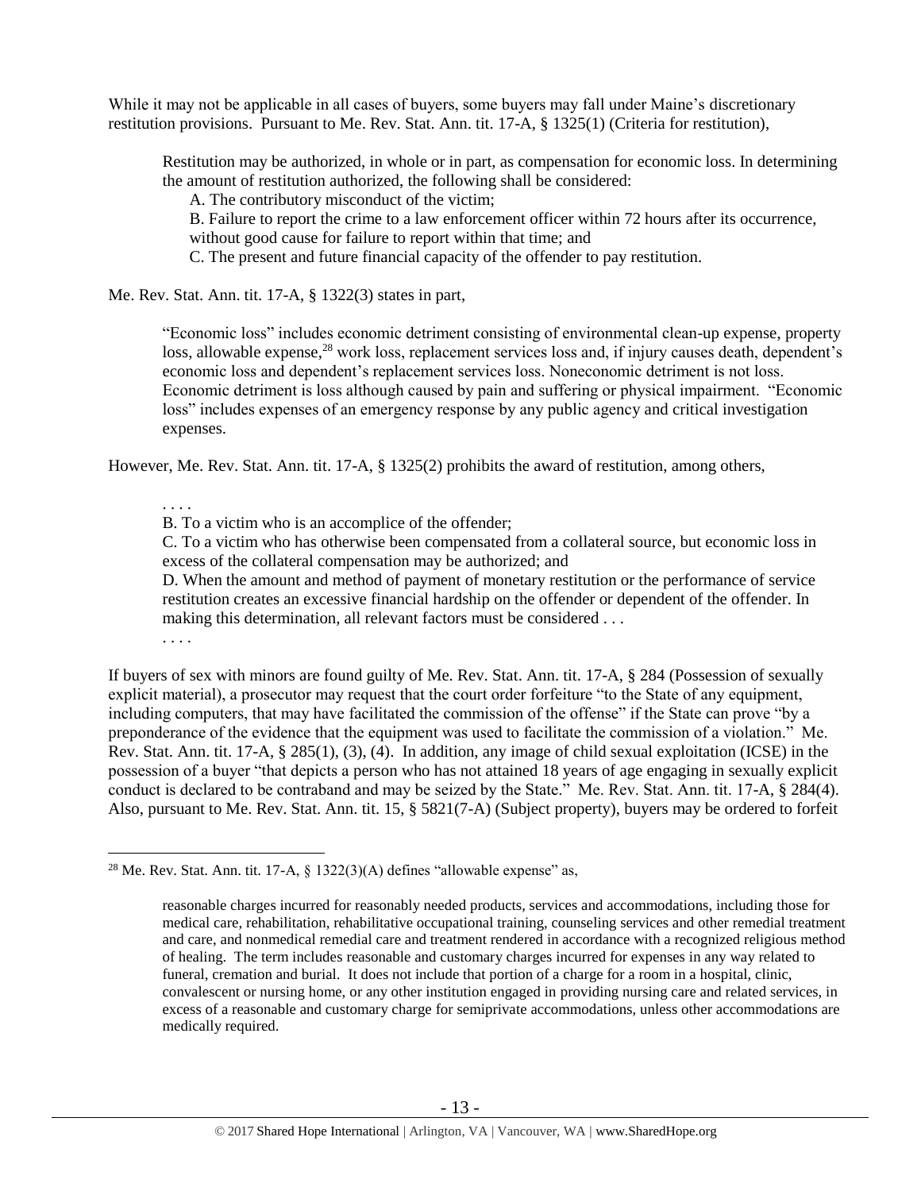While it may not be applicable in all cases of buyers, some buyers may fall under Maine's discretionary restitution provisions. Pursuant to Me. Rev. Stat. Ann. tit. 17-A, § 1325(1) (Criteria for restitution),

> Restitution may be authorized, in whole or in part, as compensation for economic loss. In determining the amount of restitution authorized, the following shall be considered:
>
> A. The contributory misconduct of the victim;
>
> B. Failure to report the crime to a law enforcement officer within 72 hours after its occurrence, without good cause for failure to report within that time; and
>
> C. The present and future financial capacity of the offender to pay restitution.

Me. Rev. Stat. Ann. tit. 17-A, § 1322(3) states in part,

> "Economic loss" includes economic detriment consisting of environmental clean-up expense, property loss, allowable expense,[28] work loss, replacement services loss and, if injury causes death, dependent's economic loss and dependent's replacement services loss. Noneconomic detriment is not loss. Economic detriment is loss although caused by pain and suffering or physical impairment. "Economic loss" includes expenses of an emergency response by any public agency and critical investigation expenses.

However, Me. Rev. Stat. Ann. tit. 17-A, § 1325(2) prohibits the award of restitution, among others,

> . . . .
>
> B. To a victim who is an accomplice of the offender;
>
> C. To a victim who has otherwise been compensated from a collateral source, but economic loss in excess of the collateral compensation may be authorized; and
>
> D. When the amount and method of payment of monetary restitution or the performance of service restitution creates an excessive financial hardship on the offender or dependent of the offender. In making this determination, all relevant factors must be considered . . .
>
> . . . .

If buyers of sex with minors are found guilty of Me. Rev. Stat. Ann. tit. 17-A, § 284 (Possession of sexually explicit material), a prosecutor may request that the court order forfeiture "to the State of any equipment, including computers, that may have facilitated the commission of the offense" if the State can prove "by a preponderance of the evidence that the equipment was used to facilitate the commission of a violation." Me. Rev. Stat. Ann. tit. 17-A, § 285(1), (3), (4). In addition, any image of child sexual exploitation (ICSE) in the possession of a buyer "that depicts a person who has not attained 18 years of age engaging in sexually explicit conduct is declared to be contraband and may be seized by the State." Me. Rev. Stat. Ann. tit. 17-A, § 284(4). Also, pursuant to Me. Rev. Stat. Ann. tit. 15, § 5821(7-A) (Subject property), buyers may be ordered to forfeit

---

[28] Me. Rev. Stat. Ann. tit. 17-A, § 1322(3)(A) defines "allowable expense" as,

> reasonable charges incurred for reasonably needed products, services and accommodations, including those for medical care, rehabilitation, rehabilitative occupational training, counseling services and other remedial treatment and care, and nonmedical remedial care and treatment rendered in accordance with a recognized religious method of healing. The term includes reasonable and customary charges incurred for expenses in any way related to funeral, cremation and burial. It does not include that portion of a charge for a room in a hospital, clinic, convalescent or nursing home, or any other institution engaged in providing nursing care and related services, in excess of a reasonable and customary charge for semiprivate accommodations, unless other accommodations are medically required.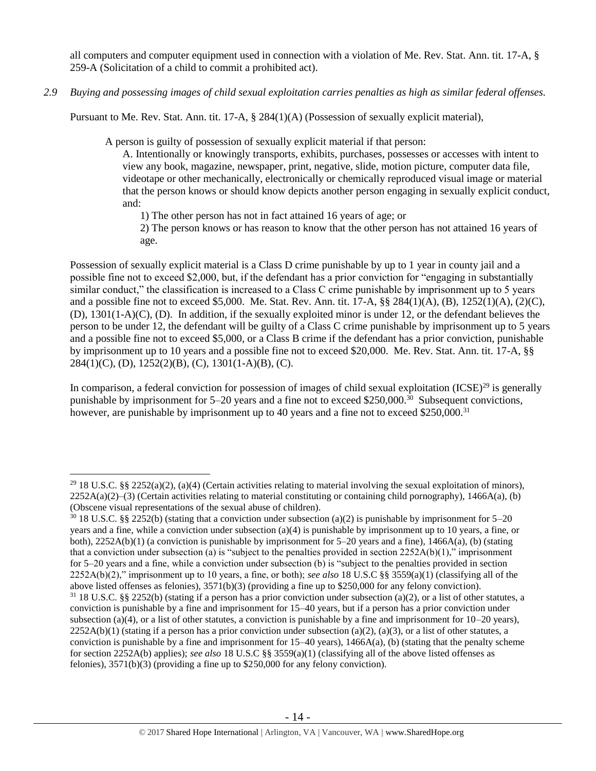all computers and computer equipment used in connection with a violation of Me. Rev. Stat. Ann. tit. 17-A, § 259-A (Solicitation of a child to commit a prohibited act).

*2.9 Buying and possessing images of child sexual exploitation carries penalties as high as similar federal offenses.*

Pursuant to Me. Rev. Stat. Ann. tit. 17-A, § 284(1)(A) (Possession of sexually explicit material),

> A person is guilty of possession of sexually explicit material if that person:
>
> A. Intentionally or knowingly transports, exhibits, purchases, possesses or accesses with intent to view any book, magazine, newspaper, print, negative, slide, motion picture, computer data file, videotape or other mechanically, electronically or chemically reproduced visual image or material that the person knows or should know depicts another person engaging in sexually explicit conduct, and:
>
> 1) The other person has not in fact attained 16 years of age; or
>
> 2) The person knows or has reason to know that the other person has not attained 16 years of age.

Possession of sexually explicit material is a Class D crime punishable by up to 1 year in county jail and a possible fine not to exceed $2,000, but, if the defendant has a prior conviction for "engaging in substantially similar conduct," the classification is increased to a Class C crime punishable by imprisonment up to 5 years and a possible fine not to exceed $5,000. Me. Stat. Rev. Ann. tit. 17-A, §§ 284(1)(A), (B), 1252(1)(A), (2)(C), (D), 1301(1-A)(C), (D). In addition, if the sexually exploited minor is under 12, or the defendant believes the person to be under 12, the defendant will be guilty of a Class C crime punishable by imprisonment up to 5 years and a possible fine not to exceed $5,000, or a Class B crime if the defendant has a prior conviction, punishable by imprisonment up to 10 years and a possible fine not to exceed $20,000. Me. Rev. Stat. Ann. tit. 17-A, §§ 284(1)(C), (D), 1252(2)(B), (C), 1301(1-A)(B), (C).

In comparison, a federal conviction for possession of images of child sexual exploitation (ICSE)[29] is generally punishable by imprisonment for 5–20 years and a fine not to exceed $250,000.[30] Subsequent convictions, however, are punishable by imprisonment up to 40 years and a fine not to exceed $250,000.[31]

---

[29] 18 U.S.C. §§ 2252(a)(2), (a)(4) (Certain activities relating to material involving the sexual exploitation of minors), 2252A(a)(2)–(3) (Certain activities relating to material constituting or containing child pornography), 1466A(a), (b) (Obscene visual representations of the sexual abuse of children).

[30] 18 U.S.C. §§ 2252(b) (stating that a conviction under subsection (a)(2) is punishable by imprisonment for 5–20 years and a fine, while a conviction under subsection (a)(4) is punishable by imprisonment up to 10 years, a fine, or both), 2252A(b)(1) (a conviction is punishable by imprisonment for 5–20 years and a fine), 1466A(a), (b) (stating that a conviction under subsection (a) is "subject to the penalties provided in section 2252A(b)(1)," imprisonment for 5–20 years and a fine, while a conviction under subsection (b) is "subject to the penalties provided in section 2252A(b)(2)," imprisonment up to 10 years, a fine, or both); *see also* 18 U.S.C §§ 3559(a)(1) (classifying all of the above listed offenses as felonies), 3571(b)(3) (providing a fine up to $250,000 for any felony conviction).

[31] 18 U.S.C. §§ 2252(b) (stating if a person has a prior conviction under subsection (a)(2), or a list of other statutes, a conviction is punishable by a fine and imprisonment for 15–40 years, but if a person has a prior conviction under subsection (a)(4), or a list of other statutes, a conviction is punishable by a fine and imprisonment for 10–20 years), 2252A(b)(1) (stating if a person has a prior conviction under subsection (a)(2), (a)(3), or a list of other statutes, a conviction is punishable by a fine and imprisonment for 15–40 years), 1466A(a), (b) (stating that the penalty scheme for section 2252A(b) applies); *see also* 18 U.S.C §§ 3559(a)(1) (classifying all of the above listed offenses as felonies), 3571(b)(3) (providing a fine up to $250,000 for any felony conviction).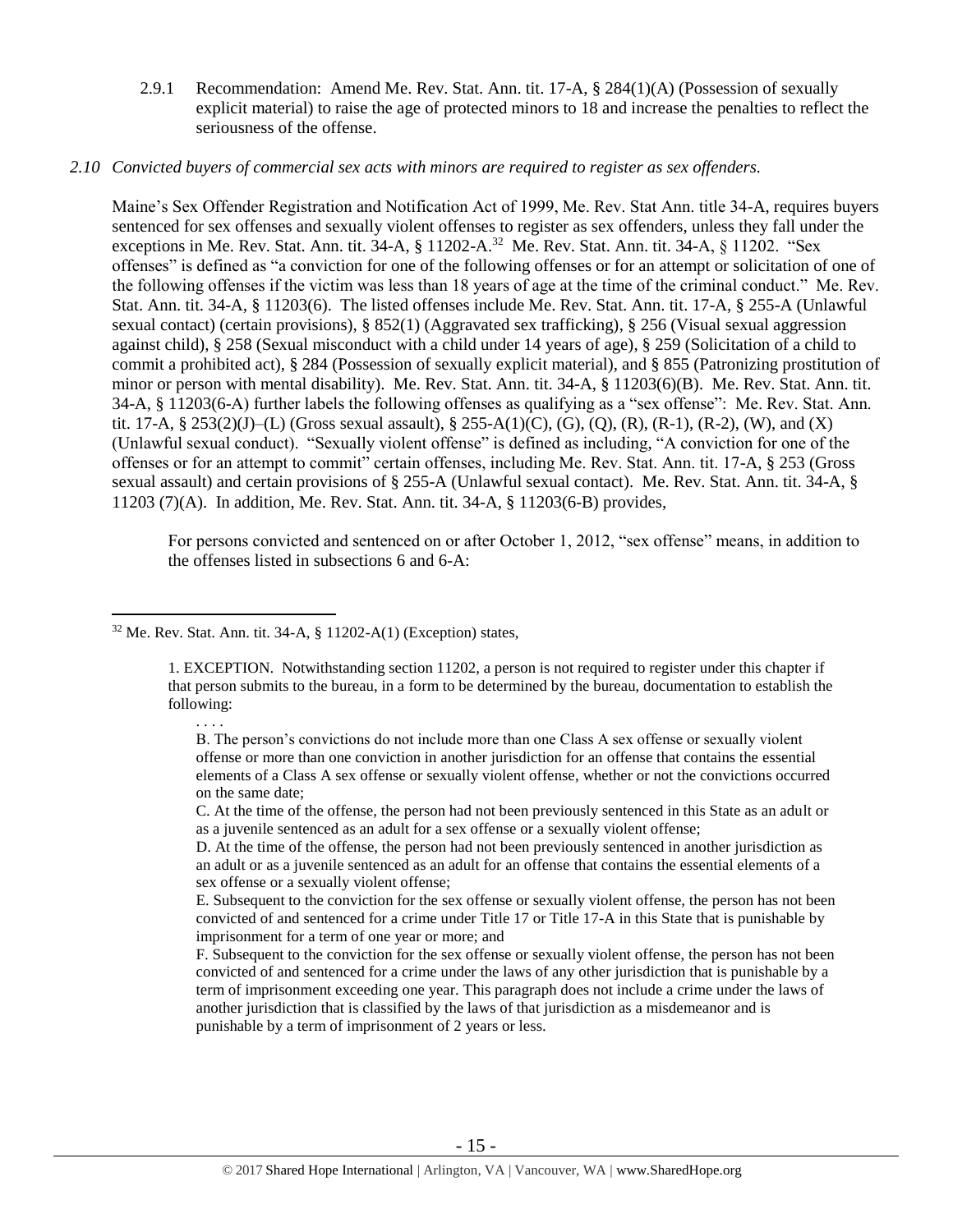2.9.1 Recommendation: Amend Me. Rev. Stat. Ann. tit. 17-A, § 284(1)(A) (Possession of sexually explicit material) to raise the age of protected minors to 18 and increase the penalties to reflect the seriousness of the offense.

*2.10 Convicted buyers of commercial sex acts with minors are required to register as sex offenders.*

Maine's Sex Offender Registration and Notification Act of 1999, Me. Rev. Stat Ann. title 34-A, requires buyers sentenced for sex offenses and sexually violent offenses to register as sex offenders, unless they fall under the exceptions in Me. Rev. Stat. Ann. tit. 34-A, § 11202-A.[32] Me. Rev. Stat. Ann. tit. 34-A, § 11202. "Sex offenses" is defined as "a conviction for one of the following offenses or for an attempt or solicitation of one of the following offenses if the victim was less than 18 years of age at the time of the criminal conduct." Me. Rev. Stat. Ann. tit. 34-A, § 11203(6). The listed offenses include Me. Rev. Stat. Ann. tit. 17-A, § 255-A (Unlawful sexual contact) (certain provisions), § 852(1) (Aggravated sex trafficking), § 256 (Visual sexual aggression against child), § 258 (Sexual misconduct with a child under 14 years of age), § 259 (Solicitation of a child to commit a prohibited act), § 284 (Possession of sexually explicit material), and § 855 (Patronizing prostitution of minor or person with mental disability). Me. Rev. Stat. Ann. tit. 34-A, § 11203(6)(B). Me. Rev. Stat. Ann. tit. 34-A, § 11203(6-A) further labels the following offenses as qualifying as a "sex offense": Me. Rev. Stat. Ann. tit. 17-A, § 253(2)(J)–(L) (Gross sexual assault), § 255-A(1)(C), (G), (Q), (R), (R-1), (R-2), (W), and (X) (Unlawful sexual conduct). "Sexually violent offense" is defined as including, "A conviction for one of the offenses or for an attempt to commit" certain offenses, including Me. Rev. Stat. Ann. tit. 17-A, § 253 (Gross sexual assault) and certain provisions of § 255-A (Unlawful sexual contact). Me. Rev. Stat. Ann. tit. 34-A, § 11203 (7)(A). In addition, Me. Rev. Stat. Ann. tit. 34-A, § 11203(6-B) provides,

> For persons convicted and sentenced on or after October 1, 2012, "sex offense" means, in addition to the offenses listed in subsections 6 and 6-A:

---

[32] Me. Rev. Stat. Ann. tit. 34-A, § 11202-A(1) (Exception) states,

> 1. EXCEPTION. Notwithstanding section 11202, a person is not required to register under this chapter if that person submits to the bureau, in a form to be determined by the bureau, documentation to establish the following:
>
> . . . .
>
> B. The person's convictions do not include more than one Class A sex offense or sexually violent offense or more than one conviction in another jurisdiction for an offense that contains the essential elements of a Class A sex offense or sexually violent offense, whether or not the convictions occurred on the same date;
>
> C. At the time of the offense, the person had not been previously sentenced in this State as an adult or as a juvenile sentenced as an adult for a sex offense or a sexually violent offense;
>
> D. At the time of the offense, the person had not been previously sentenced in another jurisdiction as an adult or as a juvenile sentenced as an adult for an offense that contains the essential elements of a sex offense or a sexually violent offense;
>
> E. Subsequent to the conviction for the sex offense or sexually violent offense, the person has not been convicted of and sentenced for a crime under Title 17 or Title 17-A in this State that is punishable by imprisonment for a term of one year or more; and
>
> F. Subsequent to the conviction for the sex offense or sexually violent offense, the person has not been convicted of and sentenced for a crime under the laws of any other jurisdiction that is punishable by a term of imprisonment exceeding one year. This paragraph does not include a crime under the laws of another jurisdiction that is classified by the laws of that jurisdiction as a misdemeanor and is punishable by a term of imprisonment of 2 years or less.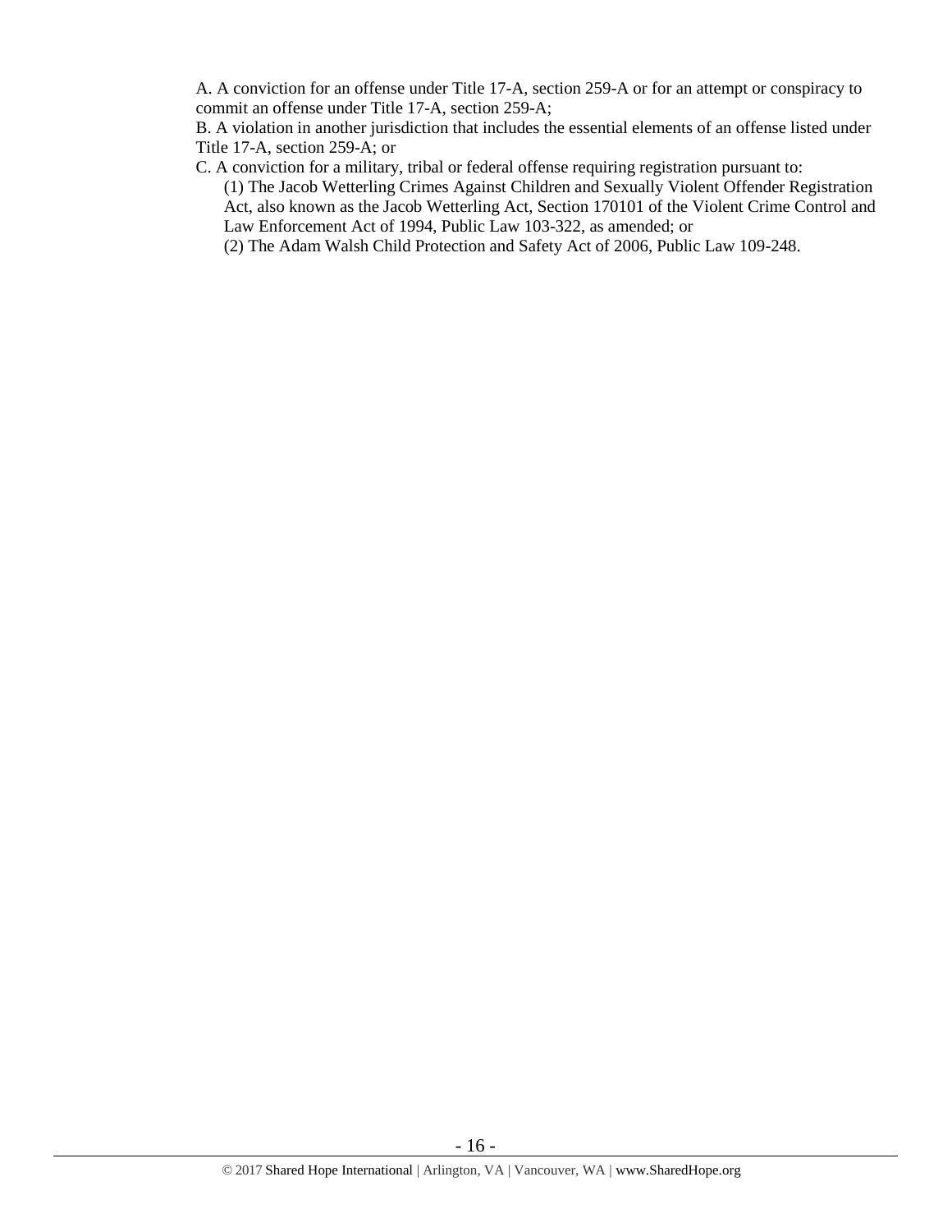A. A conviction for an offense under Title 17-A, section 259-A or for an attempt or conspiracy to commit an offense under Title 17-A, section 259-A;

B. A violation in another jurisdiction that includes the essential elements of an offense listed under Title 17-A, section 259-A; or

C. A conviction for a military, tribal or federal offense requiring registration pursuant to:

(1) The Jacob Wetterling Crimes Against Children and Sexually Violent Offender Registration Act, also known as the Jacob Wetterling Act, Section 170101 of the Violent Crime Control and Law Enforcement Act of 1994, Public Law 103-322, as amended; or

(2) The Adam Walsh Child Protection and Safety Act of 2006, Public Law 109-248.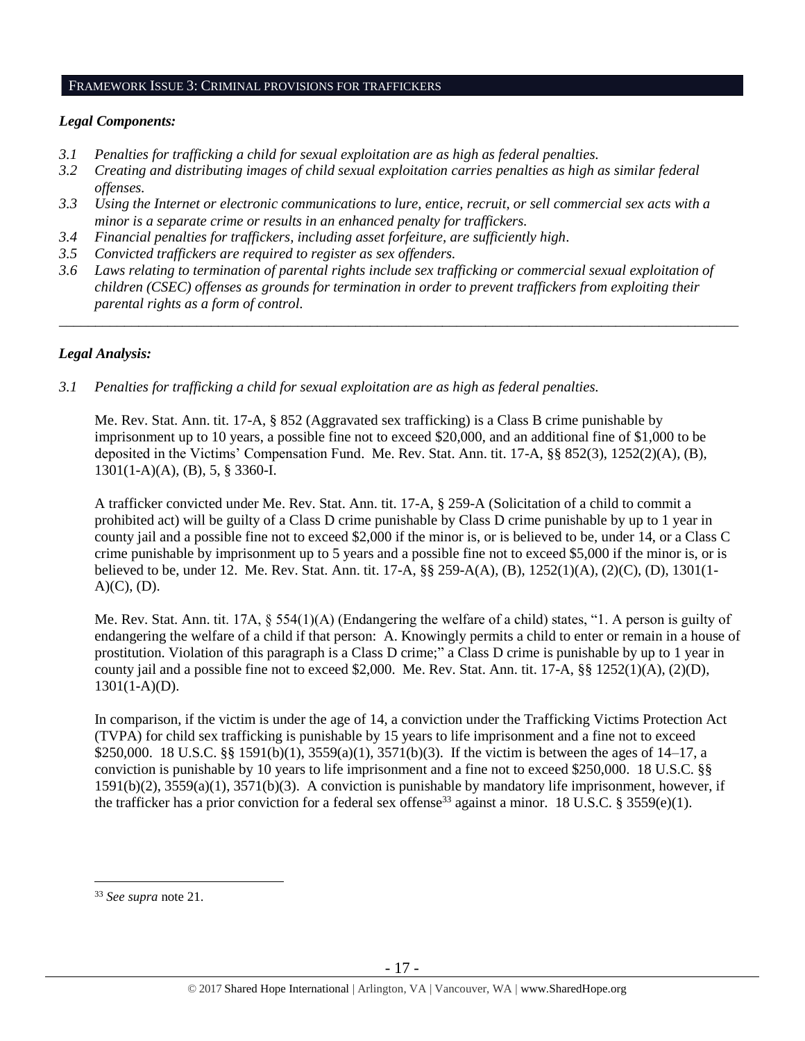## FRAMEWORK ISSUE 3: CRIMINAL PROVISIONS FOR TRAFFICKERS

### *Legal Components:*

- *3.1 Penalties for trafficking a child for sexual exploitation are as high as federal penalties.*
- *3.2 Creating and distributing images of child sexual exploitation carries penalties as high as similar federal offenses.*
- *3.3 Using the Internet or electronic communications to lure, entice, recruit, or sell commercial sex acts with a minor is a separate crime or results in an enhanced penalty for traffickers.*
- *3.4 Financial penalties for traffickers, including asset forfeiture, are sufficiently high.*
- *3.5 Convicted traffickers are required to register as sex offenders.*
- *3.6 Laws relating to termination of parental rights include sex trafficking or commercial sexual exploitation of children (CSEC) offenses as grounds for termination in order to prevent traffickers from exploiting their parental rights as a form of control.*

---

### *Legal Analysis:*

*3.1 Penalties for trafficking a child for sexual exploitation are as high as federal penalties.*

Me. Rev. Stat. Ann. tit. 17-A, § 852 (Aggravated sex trafficking) is a Class B crime punishable by imprisonment up to 10 years, a possible fine not to exceed $20,000, and an additional fine of $1,000 to be deposited in the Victims' Compensation Fund. Me. Rev. Stat. Ann. tit. 17-A, §§ 852(3), 1252(2)(A), (B), 1301(1-A)(A), (B), 5, § 3360-I.

A trafficker convicted under Me. Rev. Stat. Ann. tit. 17-A, § 259-A (Solicitation of a child to commit a prohibited act) will be guilty of a Class D crime punishable by Class D crime punishable by up to 1 year in county jail and a possible fine not to exceed $2,000 if the minor is, or is believed to be, under 14, or a Class C crime punishable by imprisonment up to 5 years and a possible fine not to exceed $5,000 if the minor is, or is believed to be, under 12. Me. Rev. Stat. Ann. tit. 17-A, §§ 259-A(A), (B), 1252(1)(A), (2)(C), (D), 1301(1-A)(C), (D).

Me. Rev. Stat. Ann. tit. 17A, § 554(1)(A) (Endangering the welfare of a child) states, "1. A person is guilty of endangering the welfare of a child if that person: A. Knowingly permits a child to enter or remain in a house of prostitution. Violation of this paragraph is a Class D crime;" a Class D crime is punishable by up to 1 year in county jail and a possible fine not to exceed $2,000. Me. Rev. Stat. Ann. tit. 17-A, §§ 1252(1)(A), (2)(D), 1301(1-A)(D).

In comparison, if the victim is under the age of 14, a conviction under the Trafficking Victims Protection Act (TVPA) for child sex trafficking is punishable by 15 years to life imprisonment and a fine not to exceed $250,000. 18 U.S.C. §§ 1591(b)(1), 3559(a)(1), 3571(b)(3). If the victim is between the ages of 14–17, a conviction is punishable by 10 years to life imprisonment and a fine not to exceed $250,000. 18 U.S.C. §§ 1591(b)(2), 3559(a)(1), 3571(b)(3). A conviction is punishable by mandatory life imprisonment, however, if the trafficker has a prior conviction for a federal sex offense[33] against a minor. 18 U.S.C. § 3559(e)(1).

---

[33] *See supra* note 21.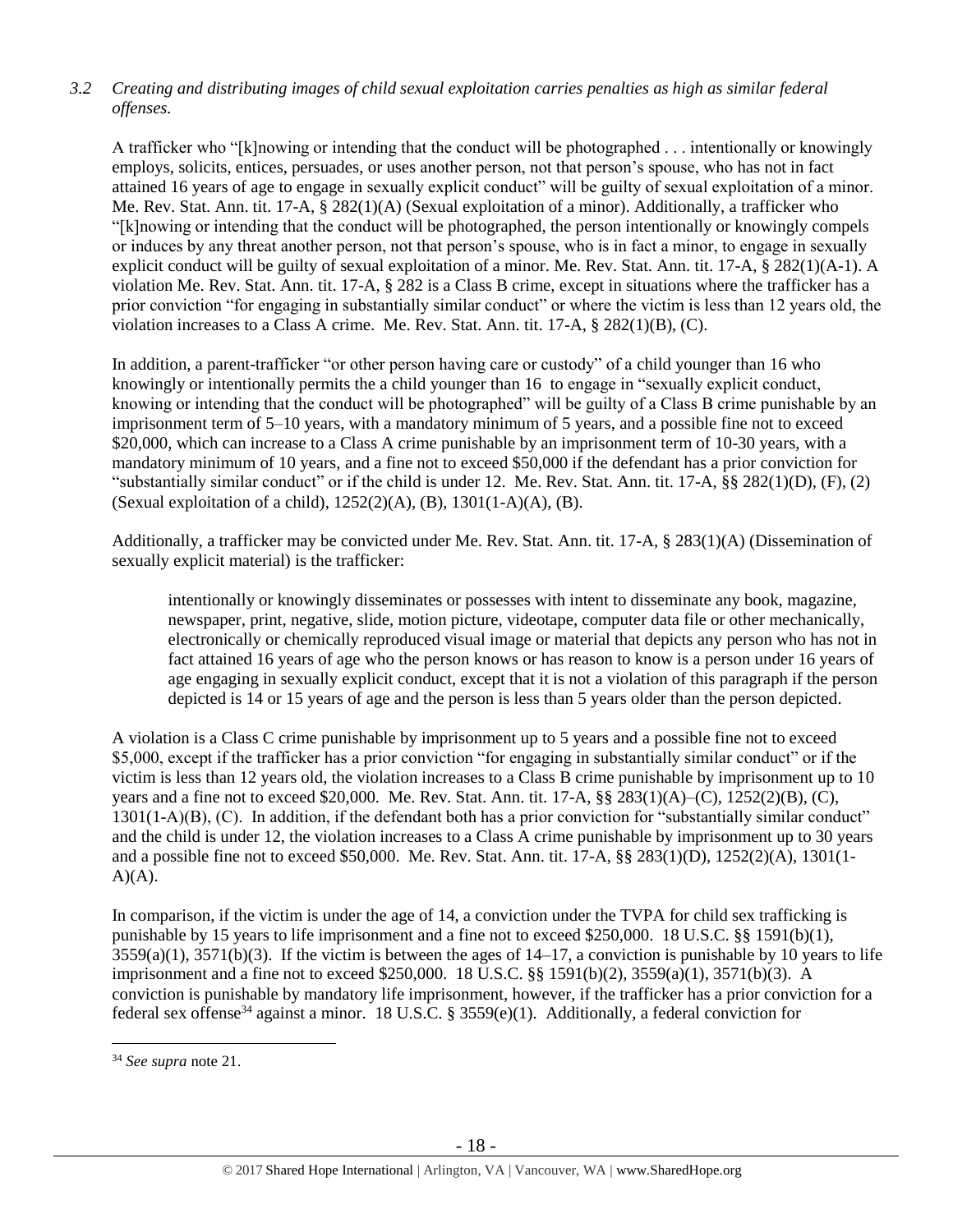*3.2 Creating and distributing images of child sexual exploitation carries penalties as high as similar federal offenses.*

A trafficker who "[k]nowing or intending that the conduct will be photographed . . . intentionally or knowingly employs, solicits, entices, persuades, or uses another person, not that person's spouse, who has not in fact attained 16 years of age to engage in sexually explicit conduct" will be guilty of sexual exploitation of a minor. Me. Rev. Stat. Ann. tit. 17-A, § 282(1)(A) (Sexual exploitation of a minor). Additionally, a trafficker who "[k]nowing or intending that the conduct will be photographed, the person intentionally or knowingly compels or induces by any threat another person, not that person's spouse, who is in fact a minor, to engage in sexually explicit conduct will be guilty of sexual exploitation of a minor. Me. Rev. Stat. Ann. tit. 17-A, § 282(1)(A-1). A violation Me. Rev. Stat. Ann. tit. 17-A, § 282 is a Class B crime, except in situations where the trafficker has a prior conviction "for engaging in substantially similar conduct" or where the victim is less than 12 years old, the violation increases to a Class A crime. Me. Rev. Stat. Ann. tit. 17-A, § 282(1)(B), (C).

In addition, a parent-trafficker "or other person having care or custody" of a child younger than 16 who knowingly or intentionally permits the a child younger than 16 to engage in "sexually explicit conduct, knowing or intending that the conduct will be photographed" will be guilty of a Class B crime punishable by an imprisonment term of 5–10 years, with a mandatory minimum of 5 years, and a possible fine not to exceed $20,000, which can increase to a Class A crime punishable by an imprisonment term of 10-30 years, with a mandatory minimum of 10 years, and a fine not to exceed $50,000 if the defendant has a prior conviction for "substantially similar conduct" or if the child is under 12. Me. Rev. Stat. Ann. tit. 17-A, §§ 282(1)(D), (F), (2) (Sexual exploitation of a child), 1252(2)(A), (B), 1301(1-A)(A), (B).

Additionally, a trafficker may be convicted under Me. Rev. Stat. Ann. tit. 17-A, § 283(1)(A) (Dissemination of sexually explicit material) is the trafficker:

> intentionally or knowingly disseminates or possesses with intent to disseminate any book, magazine, newspaper, print, negative, slide, motion picture, videotape, computer data file or other mechanically, electronically or chemically reproduced visual image or material that depicts any person who has not in fact attained 16 years of age who the person knows or has reason to know is a person under 16 years of age engaging in sexually explicit conduct, except that it is not a violation of this paragraph if the person depicted is 14 or 15 years of age and the person is less than 5 years older than the person depicted.

A violation is a Class C crime punishable by imprisonment up to 5 years and a possible fine not to exceed $5,000, except if the trafficker has a prior conviction "for engaging in substantially similar conduct" or if the victim is less than 12 years old, the violation increases to a Class B crime punishable by imprisonment up to 10 years and a fine not to exceed $20,000. Me. Rev. Stat. Ann. tit. 17-A, §§ 283(1)(A)–(C), 1252(2)(B), (C), 1301(1-A)(B), (C). In addition, if the defendant both has a prior conviction for "substantially similar conduct" and the child is under 12, the violation increases to a Class A crime punishable by imprisonment up to 30 years and a possible fine not to exceed $50,000. Me. Rev. Stat. Ann. tit. 17-A, §§ 283(1)(D), 1252(2)(A), 1301(1-A)(A).

In comparison, if the victim is under the age of 14, a conviction under the TVPA for child sex trafficking is punishable by 15 years to life imprisonment and a fine not to exceed $250,000. 18 U.S.C. §§ 1591(b)(1), 3559(a)(1), 3571(b)(3). If the victim is between the ages of 14–17, a conviction is punishable by 10 years to life imprisonment and a fine not to exceed $250,000. 18 U.S.C. §§ 1591(b)(2), 3559(a)(1), 3571(b)(3). A conviction is punishable by mandatory life imprisonment, however, if the trafficker has a prior conviction for a federal sex offense[34] against a minor. 18 U.S.C. § 3559(e)(1). Additionally, a federal conviction for

---

[34] *See supra* note 21.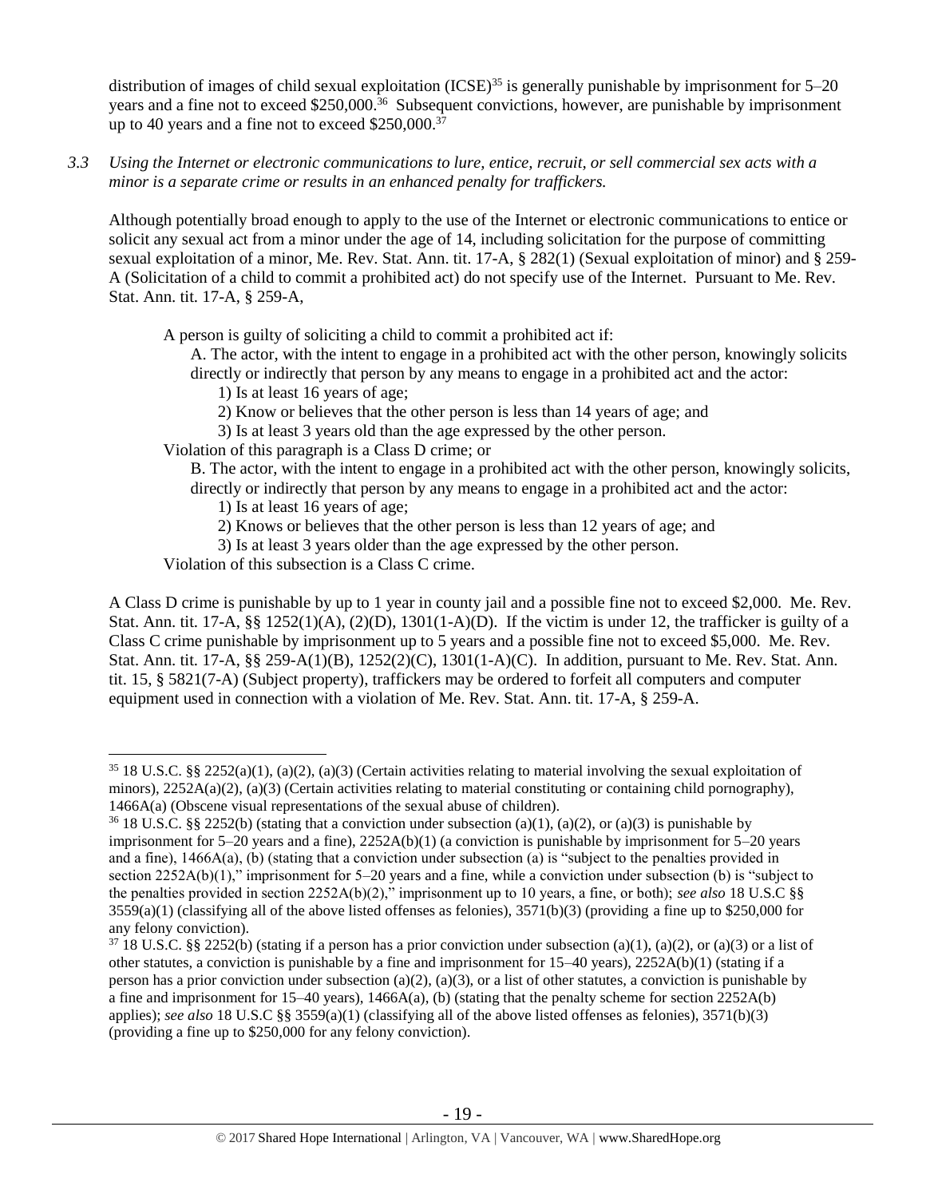distribution of images of child sexual exploitation (ICSE)[35] is generally punishable by imprisonment for 5–20 years and a fine not to exceed $250,000.[36] Subsequent convictions, however, are punishable by imprisonment up to 40 years and a fine not to exceed $250,000.[37]

*3.3 Using the Internet or electronic communications to lure, entice, recruit, or sell commercial sex acts with a minor is a separate crime or results in an enhanced penalty for traffickers.*

Although potentially broad enough to apply to the use of the Internet or electronic communications to entice or solicit any sexual act from a minor under the age of 14, including solicitation for the purpose of committing sexual exploitation of a minor, Me. Rev. Stat. Ann. tit. 17-A, § 282(1) (Sexual exploitation of minor) and § 259-A (Solicitation of a child to commit a prohibited act) do not specify use of the Internet. Pursuant to Me. Rev. Stat. Ann. tit. 17-A, § 259-A,

> A person is guilty of soliciting a child to commit a prohibited act if:
>
> A. The actor, with the intent to engage in a prohibited act with the other person, knowingly solicits directly or indirectly that person by any means to engage in a prohibited act and the actor:
>
> 1) Is at least 16 years of age;
>
> 2) Know or believes that the other person is less than 14 years of age; and
>
> 3) Is at least 3 years old than the age expressed by the other person.
>
> Violation of this paragraph is a Class D crime; or
>
> B. The actor, with the intent to engage in a prohibited act with the other person, knowingly solicits, directly or indirectly that person by any means to engage in a prohibited act and the actor:
>
> 1) Is at least 16 years of age;
>
> 2) Knows or believes that the other person is less than 12 years of age; and
>
> 3) Is at least 3 years older than the age expressed by the other person.
>
> Violation of this subsection is a Class C crime.

A Class D crime is punishable by up to 1 year in county jail and a possible fine not to exceed $2,000. Me. Rev. Stat. Ann. tit. 17-A, §§ 1252(1)(A), (2)(D), 1301(1-A)(D). If the victim is under 12, the trafficker is guilty of a Class C crime punishable by imprisonment up to 5 years and a possible fine not to exceed $5,000. Me. Rev. Stat. Ann. tit. 17-A, §§ 259-A(1)(B), 1252(2)(C), 1301(1-A)(C). In addition, pursuant to Me. Rev. Stat. Ann. tit. 15, § 5821(7-A) (Subject property), traffickers may be ordered to forfeit all computers and computer equipment used in connection with a violation of Me. Rev. Stat. Ann. tit. 17-A, § 259-A.

---

[35] 18 U.S.C. §§ 2252(a)(1), (a)(2), (a)(3) (Certain activities relating to material involving the sexual exploitation of minors), 2252A(a)(2), (a)(3) (Certain activities relating to material constituting or containing child pornography), 1466A(a) (Obscene visual representations of the sexual abuse of children).

[36] 18 U.S.C. §§ 2252(b) (stating that a conviction under subsection (a)(1), (a)(2), or (a)(3) is punishable by imprisonment for 5–20 years and a fine), 2252A(b)(1) (a conviction is punishable by imprisonment for 5–20 years and a fine), 1466A(a), (b) (stating that a conviction under subsection (a) is "subject to the penalties provided in section 2252A(b)(1)," imprisonment for 5–20 years and a fine, while a conviction under subsection (b) is "subject to the penalties provided in section 2252A(b)(2)," imprisonment up to 10 years, a fine, or both); *see also* 18 U.S.C §§ 3559(a)(1) (classifying all of the above listed offenses as felonies), 3571(b)(3) (providing a fine up to $250,000 for any felony conviction).

[37] 18 U.S.C. §§ 2252(b) (stating if a person has a prior conviction under subsection (a)(1), (a)(2), or (a)(3) or a list of other statutes, a conviction is punishable by a fine and imprisonment for 15–40 years), 2252A(b)(1) (stating if a person has a prior conviction under subsection (a)(2), (a)(3), or a list of other statutes, a conviction is punishable by a fine and imprisonment for 15–40 years), 1466A(a), (b) (stating that the penalty scheme for section 2252A(b) applies); *see also* 18 U.S.C §§ 3559(a)(1) (classifying all of the above listed offenses as felonies), 3571(b)(3) (providing a fine up to $250,000 for any felony conviction).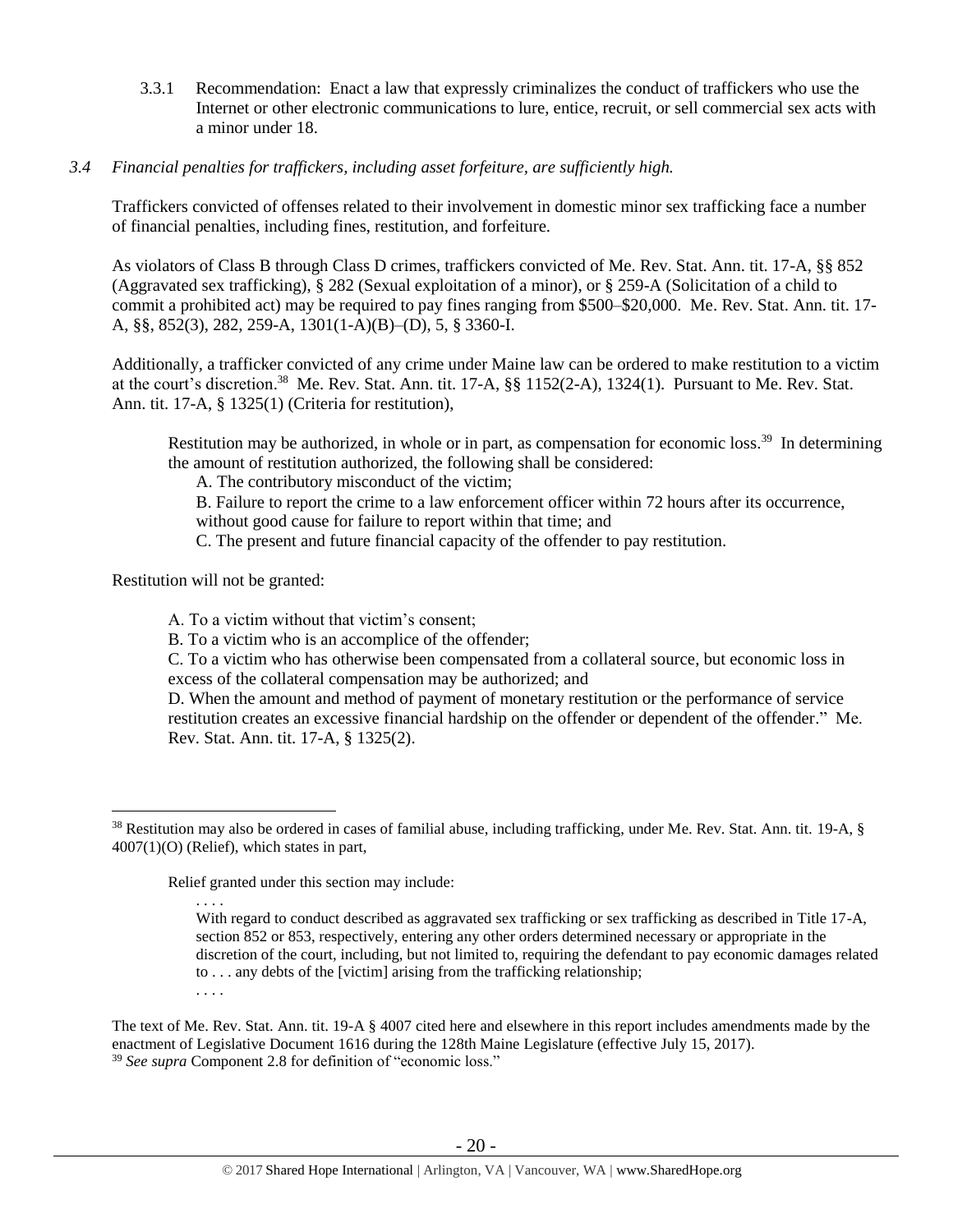3.3.1 Recommendation: Enact a law that expressly criminalizes the conduct of traffickers who use the Internet or other electronic communications to lure, entice, recruit, or sell commercial sex acts with a minor under 18.

*3.4 Financial penalties for traffickers, including asset forfeiture, are sufficiently high.*

Traffickers convicted of offenses related to their involvement in domestic minor sex trafficking face a number of financial penalties, including fines, restitution, and forfeiture.

As violators of Class B through Class D crimes, traffickers convicted of Me. Rev. Stat. Ann. tit. 17-A, §§ 852 (Aggravated sex trafficking), § 282 (Sexual exploitation of a minor), or § 259-A (Solicitation of a child to commit a prohibited act) may be required to pay fines ranging from $500–$20,000. Me. Rev. Stat. Ann. tit. 17-A, §§, 852(3), 282, 259-A, 1301(1-A)(B)–(D), 5, § 3360-I.

Additionally, a trafficker convicted of any crime under Maine law can be ordered to make restitution to a victim at the court's discretion.[38] Me. Rev. Stat. Ann. tit. 17-A, §§ 1152(2-A), 1324(1). Pursuant to Me. Rev. Stat. Ann. tit. 17-A, § 1325(1) (Criteria for restitution),

> Restitution may be authorized, in whole or in part, as compensation for economic loss.[39] In determining the amount of restitution authorized, the following shall be considered:
>
> A. The contributory misconduct of the victim;
>
> B. Failure to report the crime to a law enforcement officer within 72 hours after its occurrence, without good cause for failure to report within that time; and
>
> C. The present and future financial capacity of the offender to pay restitution.

Restitution will not be granted:

> A. To a victim without that victim's consent;
>
> B. To a victim who is an accomplice of the offender;
>
> C. To a victim who has otherwise been compensated from a collateral source, but economic loss in excess of the collateral compensation may be authorized; and
>
> D. When the amount and method of payment of monetary restitution or the performance of service restitution creates an excessive financial hardship on the offender or dependent of the offender." Me. Rev. Stat. Ann. tit. 17-A, § 1325(2).

---

[38] Restitution may also be ordered in cases of familial abuse, including trafficking, under Me. Rev. Stat. Ann. tit. 19-A, § 4007(1)(O) (Relief), which states in part,

> Relief granted under this section may include:
>
> . . . .
>
> With regard to conduct described as aggravated sex trafficking or sex trafficking as described in Title 17-A, section 852 or 853, respectively, entering any other orders determined necessary or appropriate in the discretion of the court, including, but not limited to, requiring the defendant to pay economic damages related to . . . any debts of the [victim] arising from the trafficking relationship;
>
> . . . .

The text of Me. Rev. Stat. Ann. tit. 19-A § 4007 cited here and elsewhere in this report includes amendments made by the enactment of Legislative Document 1616 during the 128th Maine Legislature (effective July 15, 2017).

[39] *See supra* Component 2.8 for definition of "economic loss."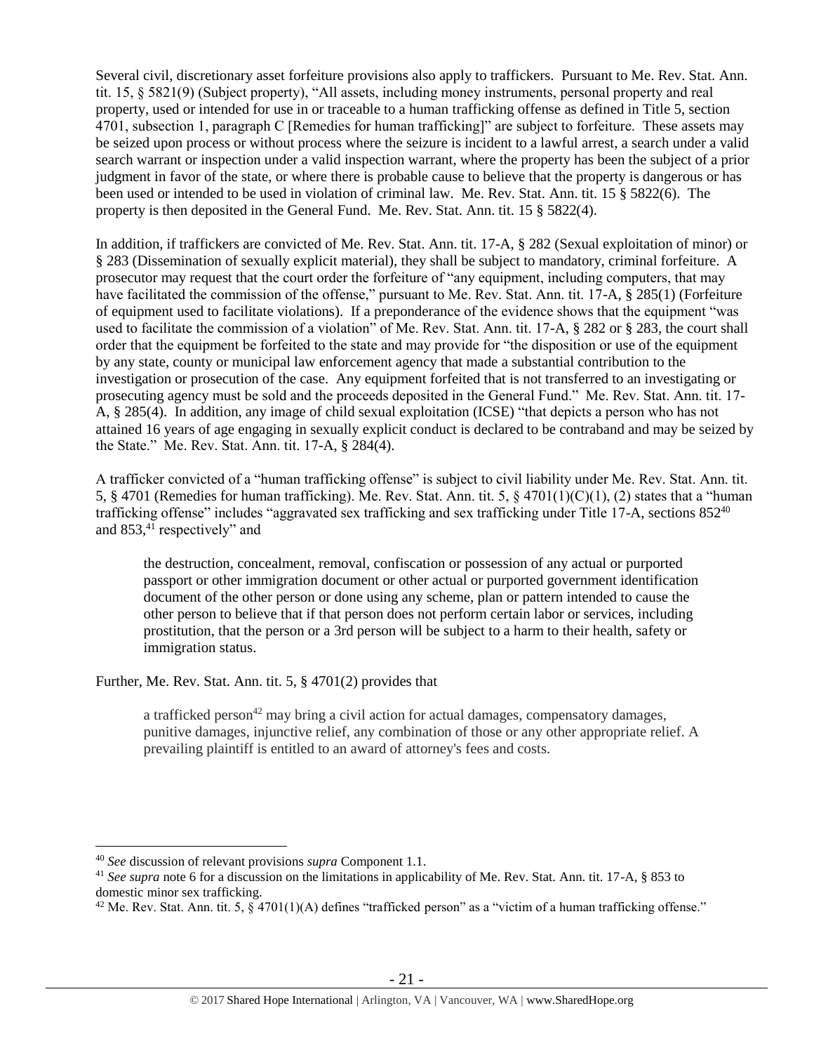Several civil, discretionary asset forfeiture provisions also apply to traffickers. Pursuant to Me. Rev. Stat. Ann. tit. 15, § 5821(9) (Subject property), "All assets, including money instruments, personal property and real property, used or intended for use in or traceable to a human trafficking offense as defined in Title 5, section 4701, subsection 1, paragraph C [Remedies for human trafficking]" are subject to forfeiture. These assets may be seized upon process or without process where the seizure is incident to a lawful arrest, a search under a valid search warrant or inspection under a valid inspection warrant, where the property has been the subject of a prior judgment in favor of the state, or where there is probable cause to believe that the property is dangerous or has been used or intended to be used in violation of criminal law. Me. Rev. Stat. Ann. tit. 15 § 5822(6). The property is then deposited in the General Fund. Me. Rev. Stat. Ann. tit. 15 § 5822(4).

In addition, if traffickers are convicted of Me. Rev. Stat. Ann. tit. 17-A, § 282 (Sexual exploitation of minor) or § 283 (Dissemination of sexually explicit material), they shall be subject to mandatory, criminal forfeiture. A prosecutor may request that the court order the forfeiture of "any equipment, including computers, that may have facilitated the commission of the offense," pursuant to Me. Rev. Stat. Ann. tit. 17-A, § 285(1) (Forfeiture of equipment used to facilitate violations). If a preponderance of the evidence shows that the equipment "was used to facilitate the commission of a violation" of Me. Rev. Stat. Ann. tit. 17-A, § 282 or § 283, the court shall order that the equipment be forfeited to the state and may provide for "the disposition or use of the equipment by any state, county or municipal law enforcement agency that made a substantial contribution to the investigation or prosecution of the case. Any equipment forfeited that is not transferred to an investigating or prosecuting agency must be sold and the proceeds deposited in the General Fund." Me. Rev. Stat. Ann. tit. 17-A, § 285(4). In addition, any image of child sexual exploitation (ICSE) "that depicts a person who has not attained 16 years of age engaging in sexually explicit conduct is declared to be contraband and may be seized by the State." Me. Rev. Stat. Ann. tit. 17-A, § 284(4).

A trafficker convicted of a "human trafficking offense" is subject to civil liability under Me. Rev. Stat. Ann. tit. 5, § 4701 (Remedies for human trafficking). Me. Rev. Stat. Ann. tit. 5, § 4701(1)(C)(1), (2) states that a "human trafficking offense" includes "aggravated sex trafficking and sex trafficking under Title 17-A, sections 852[40] and 853,[41] respectively" and

> the destruction, concealment, removal, confiscation or possession of any actual or purported passport or other immigration document or other actual or purported government identification document of the other person or done using any scheme, plan or pattern intended to cause the other person to believe that if that person does not perform certain labor or services, including prostitution, that the person or a 3rd person will be subject to a harm to their health, safety or immigration status.

Further, Me. Rev. Stat. Ann. tit. 5, § 4701(2) provides that

> a trafficked person[42] may bring a civil action for actual damages, compensatory damages, punitive damages, injunctive relief, any combination of those or any other appropriate relief. A prevailing plaintiff is entitled to an award of attorney's fees and costs.

---

[40] *See* discussion of relevant provisions *supra* Component 1.1.

[41] *See supra* note 6 for a discussion on the limitations in applicability of Me. Rev. Stat. Ann. tit. 17-A, § 853 to domestic minor sex trafficking.

[42] Me. Rev. Stat. Ann. tit. 5, § 4701(1)(A) defines "trafficked person" as a "victim of a human trafficking offense."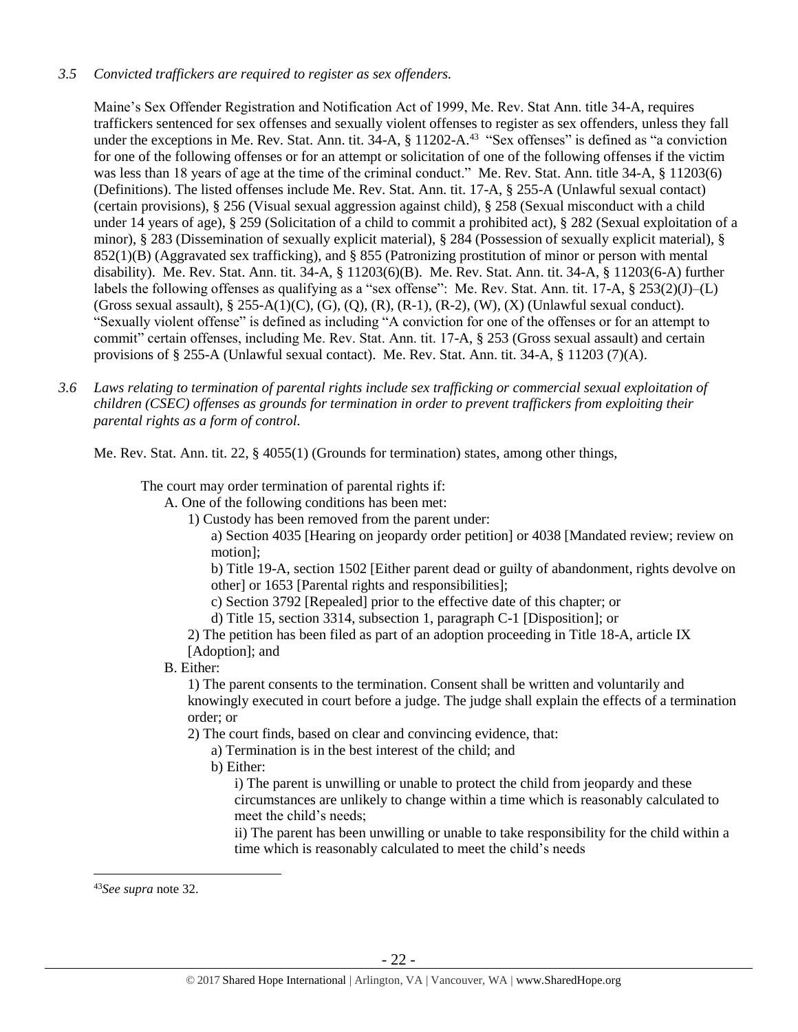*3.5 Convicted traffickers are required to register as sex offenders.*

Maine's Sex Offender Registration and Notification Act of 1999, Me. Rev. Stat Ann. title 34-A, requires traffickers sentenced for sex offenses and sexually violent offenses to register as sex offenders, unless they fall under the exceptions in Me. Rev. Stat. Ann. tit. 34-A, § 11202-A.[43] "Sex offenses" is defined as "a conviction for one of the following offenses or for an attempt or solicitation of one of the following offenses if the victim was less than 18 years of age at the time of the criminal conduct." Me. Rev. Stat. Ann. title 34-A, § 11203(6) (Definitions). The listed offenses include Me. Rev. Stat. Ann. tit. 17-A, § 255-A (Unlawful sexual contact) (certain provisions), § 256 (Visual sexual aggression against child), § 258 (Sexual misconduct with a child under 14 years of age), § 259 (Solicitation of a child to commit a prohibited act), § 282 (Sexual exploitation of a minor), § 283 (Dissemination of sexually explicit material), § 284 (Possession of sexually explicit material), § 852(1)(B) (Aggravated sex trafficking), and § 855 (Patronizing prostitution of minor or person with mental disability). Me. Rev. Stat. Ann. tit. 34-A, § 11203(6)(B). Me. Rev. Stat. Ann. tit. 34-A, § 11203(6-A) further labels the following offenses as qualifying as a "sex offense": Me. Rev. Stat. Ann. tit. 17-A, § 253(2)(J)–(L) (Gross sexual assault), § 255-A(1)(C), (G), (Q), (R), (R-1), (R-2), (W), (X) (Unlawful sexual conduct). "Sexually violent offense" is defined as including "A conviction for one of the offenses or for an attempt to commit" certain offenses, including Me. Rev. Stat. Ann. tit. 17-A, § 253 (Gross sexual assault) and certain provisions of § 255-A (Unlawful sexual contact). Me. Rev. Stat. Ann. tit. 34-A, § 11203 (7)(A).

*3.6 Laws relating to termination of parental rights include sex trafficking or commercial sexual exploitation of children (CSEC) offenses as grounds for termination in order to prevent traffickers from exploiting their parental rights as a form of control.*

Me. Rev. Stat. Ann. tit. 22, § 4055(1) (Grounds for termination) states, among other things,

> The court may order termination of parental rights if:
>
> A. One of the following conditions has been met:
>
> 1) Custody has been removed from the parent under:
>
> a) Section 4035 [Hearing on jeopardy order petition] or 4038 [Mandated review; review on motion];
>
> b) Title 19-A, section 1502 [Either parent dead or guilty of abandonment, rights devolve on other] or 1653 [Parental rights and responsibilities];
>
> c) Section 3792 [Repealed] prior to the effective date of this chapter; or
>
> d) Title 15, section 3314, subsection 1, paragraph C-1 [Disposition]; or
>
> 2) The petition has been filed as part of an adoption proceeding in Title 18-A, article IX [Adoption]; and
>
> B. Either:
>
> 1) The parent consents to the termination. Consent shall be written and voluntarily and knowingly executed in court before a judge. The judge shall explain the effects of a termination order; or
>
> 2) The court finds, based on clear and convincing evidence, that:
>
> a) Termination is in the best interest of the child; and
>
> b) Either:
>
> i) The parent is unwilling or unable to protect the child from jeopardy and these circumstances are unlikely to change within a time which is reasonably calculated to meet the child's needs;
>
> ii) The parent has been unwilling or unable to take responsibility for the child within a time which is reasonably calculated to meet the child's needs

[43] *See supra* note 32.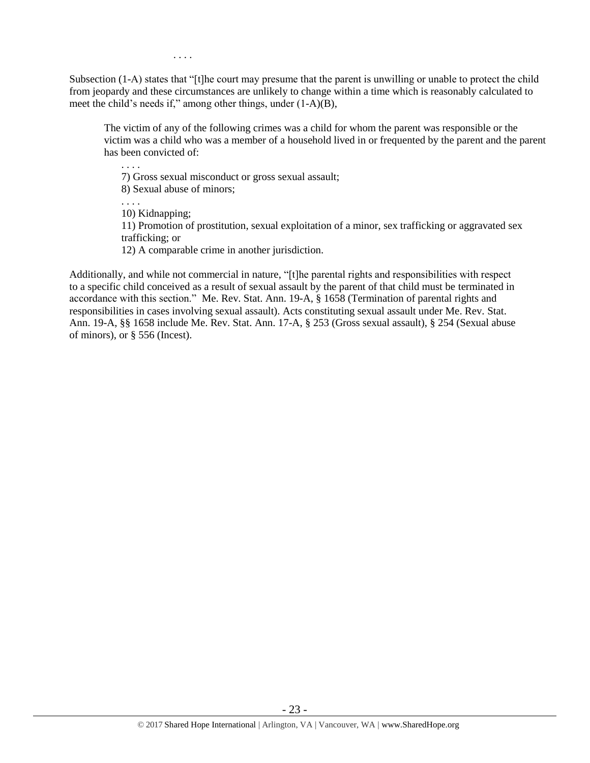. . . .

Subsection (1-A) states that "[t]he court may presume that the parent is unwilling or unable to protect the child from jeopardy and these circumstances are unlikely to change within a time which is reasonably calculated to meet the child's needs if," among other things, under (1-A)(B),

> The victim of any of the following crimes was a child for whom the parent was responsible or the victim was a child who was a member of a household lived in or frequented by the parent and the parent has been convicted of:
>
> . . . .
> 7) Gross sexual misconduct or gross sexual assault;
> 8) Sexual abuse of minors;
> . . . .
> 10) Kidnapping;
> 11) Promotion of prostitution, sexual exploitation of a minor, sex trafficking or aggravated sex trafficking; or
> 12) A comparable crime in another jurisdiction.

Additionally, and while not commercial in nature, "[t]he parental rights and responsibilities with respect to a specific child conceived as a result of sexual assault by the parent of that child must be terminated in accordance with this section." Me. Rev. Stat. Ann. 19-A, § 1658 (Termination of parental rights and responsibilities in cases involving sexual assault). Acts constituting sexual assault under Me. Rev. Stat. Ann. 19-A, §§ 1658 include Me. Rev. Stat. Ann. 17-A, § 253 (Gross sexual assault), § 254 (Sexual abuse of minors), or § 556 (Incest).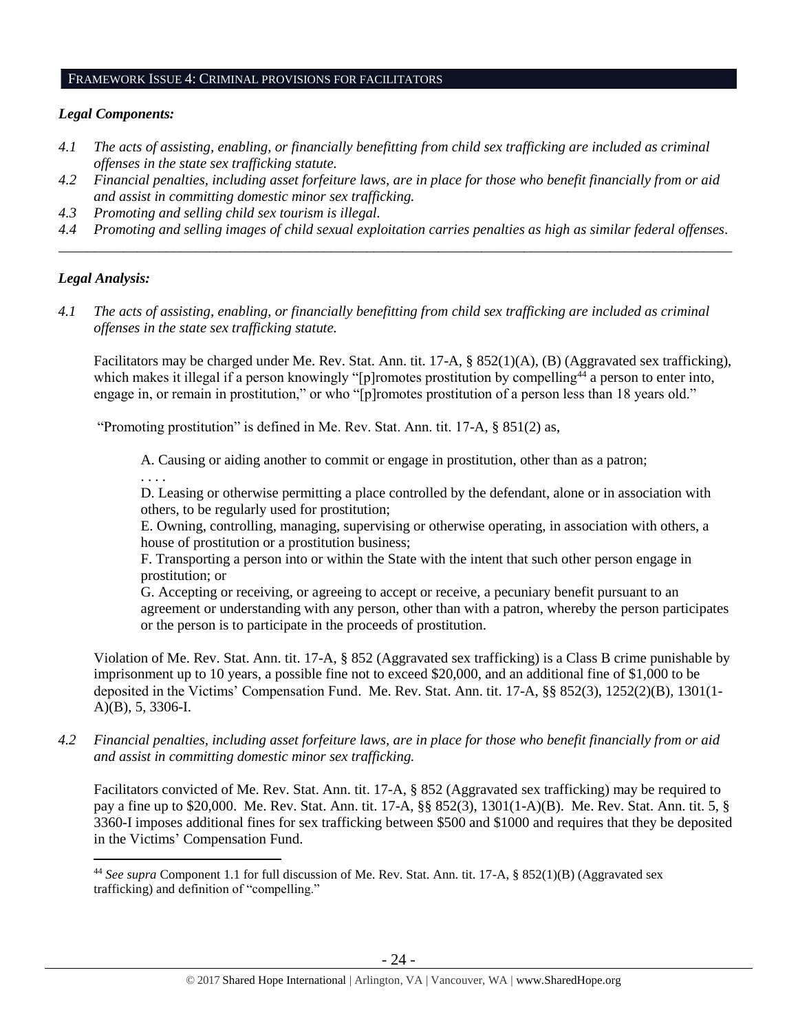## FRAMEWORK ISSUE 4: CRIMINAL PROVISIONS FOR FACILITATORS

### *Legal Components:*

*4.1 The acts of assisting, enabling, or financially benefitting from child sex trafficking are included as criminal offenses in the state sex trafficking statute.*

*4.2 Financial penalties, including asset forfeiture laws, are in place for those who benefit financially from or aid and assist in committing domestic minor sex trafficking.*

*4.3 Promoting and selling child sex tourism is illegal.*

*4.4 Promoting and selling images of child sexual exploitation carries penalties as high as similar federal offenses.*

---

### *Legal Analysis:*

*4.1 The acts of assisting, enabling, or financially benefitting from child sex trafficking are included as criminal offenses in the state sex trafficking statute.*

Facilitators may be charged under Me. Rev. Stat. Ann. tit. 17-A, § 852(1)(A), (B) (Aggravated sex trafficking), which makes it illegal if a person knowingly "[p]romotes prostitution by compelling[44] a person to enter into, engage in, or remain in prostitution," or who "[p]romotes prostitution of a person less than 18 years old."

"Promoting prostitution" is defined in Me. Rev. Stat. Ann. tit. 17-A, § 851(2) as,

> A. Causing or aiding another to commit or engage in prostitution, other than as a patron;
>
> . . . .
>
> D. Leasing or otherwise permitting a place controlled by the defendant, alone or in association with others, to be regularly used for prostitution;
>
> E. Owning, controlling, managing, supervising or otherwise operating, in association with others, a house of prostitution or a prostitution business;
>
> F. Transporting a person into or within the State with the intent that such other person engage in prostitution; or
>
> G. Accepting or receiving, or agreeing to accept or receive, a pecuniary benefit pursuant to an agreement or understanding with any person, other than with a patron, whereby the person participates or the person is to participate in the proceeds of prostitution.

Violation of Me. Rev. Stat. Ann. tit. 17-A, § 852 (Aggravated sex trafficking) is a Class B crime punishable by imprisonment up to 10 years, a possible fine not to exceed $20,000, and an additional fine of $1,000 to be deposited in the Victims' Compensation Fund. Me. Rev. Stat. Ann. tit. 17-A, §§ 852(3), 1252(2)(B), 1301(1-A)(B), 5, 3306-I.

*4.2 Financial penalties, including asset forfeiture laws, are in place for those who benefit financially from or aid and assist in committing domestic minor sex trafficking.*

Facilitators convicted of Me. Rev. Stat. Ann. tit. 17-A, § 852 (Aggravated sex trafficking) may be required to pay a fine up to $20,000. Me. Rev. Stat. Ann. tit. 17-A, §§ 852(3), 1301(1-A)(B). Me. Rev. Stat. Ann. tit. 5, § 3360-I imposes additional fines for sex trafficking between $500 and $1000 and requires that they be deposited in the Victims' Compensation Fund.

---

[44] *See supra* Component 1.1 for full discussion of Me. Rev. Stat. Ann. tit. 17-A, § 852(1)(B) (Aggravated sex trafficking) and definition of "compelling."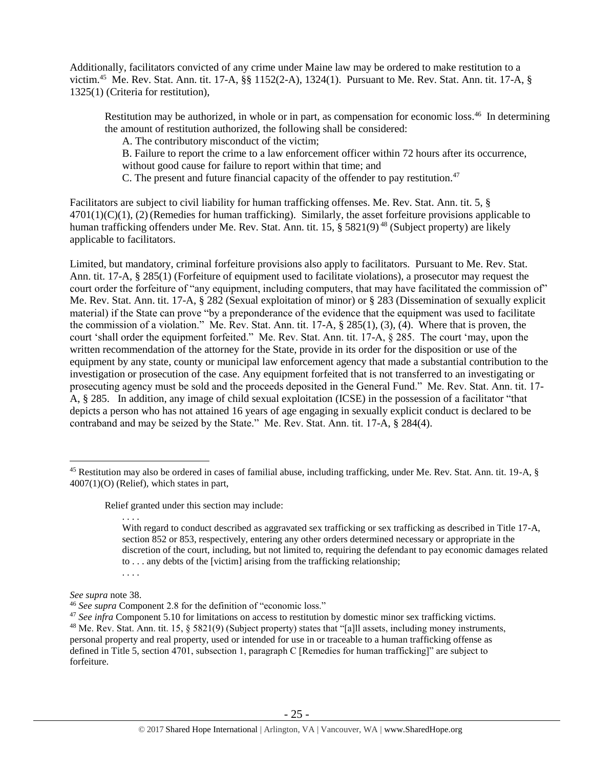Additionally, facilitators convicted of any crime under Maine law may be ordered to make restitution to a victim.[45] Me. Rev. Stat. Ann. tit. 17-A, §§ 1152(2-A), 1324(1). Pursuant to Me. Rev. Stat. Ann. tit. 17-A, § 1325(1) (Criteria for restitution),

> Restitution may be authorized, in whole or in part, as compensation for economic loss.[46] In determining the amount of restitution authorized, the following shall be considered:
>
> A. The contributory misconduct of the victim;
>
> B. Failure to report the crime to a law enforcement officer within 72 hours after its occurrence, without good cause for failure to report within that time; and
>
> C. The present and future financial capacity of the offender to pay restitution.[47]

Facilitators are subject to civil liability for human trafficking offenses. Me. Rev. Stat. Ann. tit. 5, § 4701(1)(C)(1), (2) (Remedies for human trafficking). Similarly, the asset forfeiture provisions applicable to human trafficking offenders under Me. Rev. Stat. Ann. tit. 15, § 5821(9)[48] (Subject property) are likely applicable to facilitators.

Limited, but mandatory, criminal forfeiture provisions also apply to facilitators. Pursuant to Me. Rev. Stat. Ann. tit. 17-A, § 285(1) (Forfeiture of equipment used to facilitate violations), a prosecutor may request the court order the forfeiture of "any equipment, including computers, that may have facilitated the commission of" Me. Rev. Stat. Ann. tit. 17-A, § 282 (Sexual exploitation of minor) or § 283 (Dissemination of sexually explicit material) if the State can prove "by a preponderance of the evidence that the equipment was used to facilitate the commission of a violation." Me. Rev. Stat. Ann. tit. 17-A, § 285(1), (3), (4). Where that is proven, the court 'shall order the equipment forfeited." Me. Rev. Stat. Ann. tit. 17-A, § 285. The court 'may, upon the written recommendation of the attorney for the State, provide in its order for the disposition or use of the equipment by any state, county or municipal law enforcement agency that made a substantial contribution to the investigation or prosecution of the case. Any equipment forfeited that is not transferred to an investigating or prosecuting agency must be sold and the proceeds deposited in the General Fund." Me. Rev. Stat. Ann. tit. 17-A, § 285. In addition, any image of child sexual exploitation (ICSE) in the possession of a facilitator "that depicts a person who has not attained 16 years of age engaging in sexually explicit conduct is declared to be contraband and may be seized by the State." Me. Rev. Stat. Ann. tit. 17-A, § 284(4).

---

[45] Restitution may also be ordered in cases of familial abuse, including trafficking, under Me. Rev. Stat. Ann. tit. 19-A, § 4007(1)(O) (Relief), which states in part,

> Relief granted under this section may include:
>
> . . . .
>
> With regard to conduct described as aggravated sex trafficking or sex trafficking as described in Title 17-A, section 852 or 853, respectively, entering any other orders determined necessary or appropriate in the discretion of the court, including, but not limited to, requiring the defendant to pay economic damages related to . . . any debts of the [victim] arising from the trafficking relationship;
>
> . . . .

*See supra* note 38.

[46] *See supra* Component 2.8 for the definition of "economic loss."

[47] *See infra* Component 5.10 for limitations on access to restitution by domestic minor sex trafficking victims.

[48] Me. Rev. Stat. Ann. tit. 15, § 5821(9) (Subject property) states that "[a]ll assets, including money instruments, personal property and real property, used or intended for use in or traceable to a human trafficking offense as defined in Title 5, section 4701, subsection 1, paragraph C [Remedies for human trafficking]" are subject to forfeiture.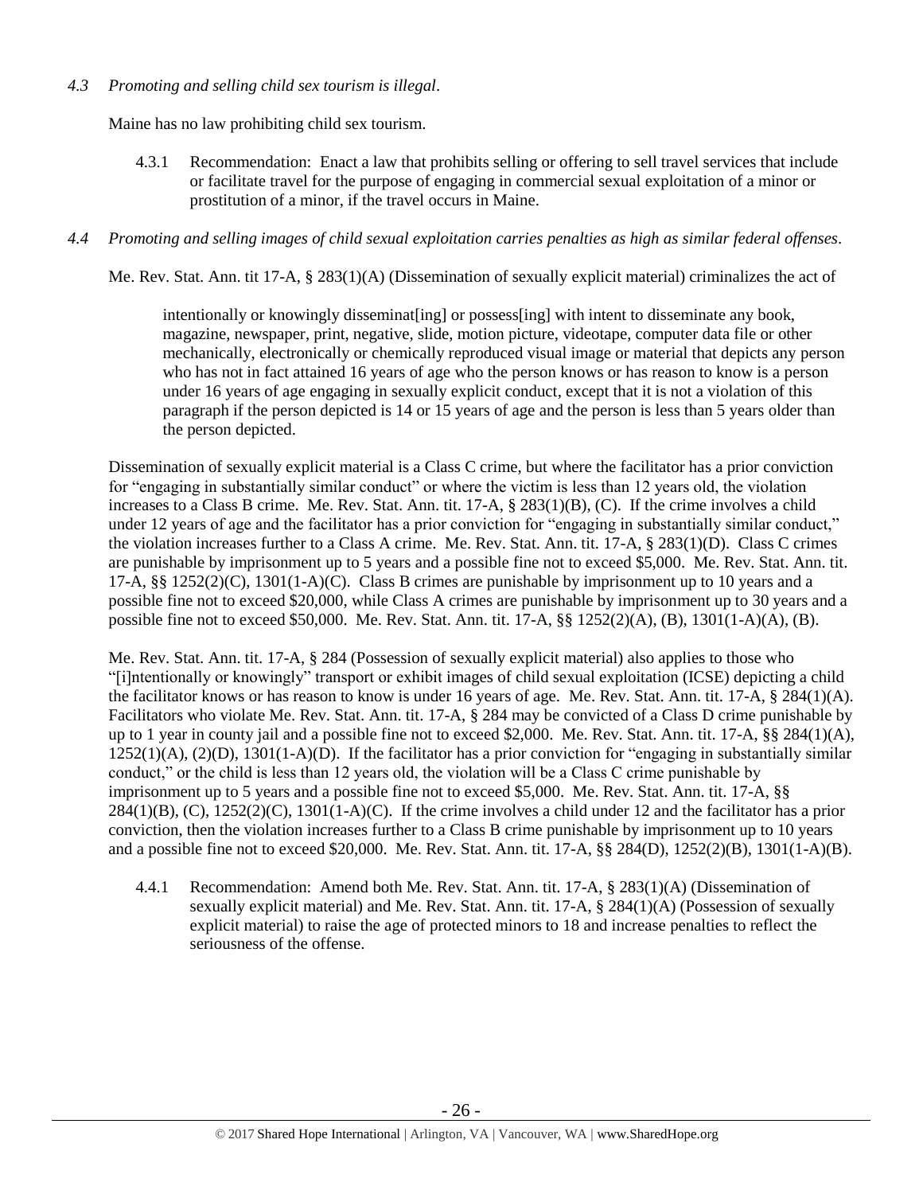*4.3 Promoting and selling child sex tourism is illegal*.

Maine has no law prohibiting child sex tourism.

4.3.1 Recommendation: Enact a law that prohibits selling or offering to sell travel services that include or facilitate travel for the purpose of engaging in commercial sexual exploitation of a minor or prostitution of a minor, if the travel occurs in Maine.

*4.4 Promoting and selling images of child sexual exploitation carries penalties as high as similar federal offenses*.

Me. Rev. Stat. Ann. tit 17-A, § 283(1)(A) (Dissemination of sexually explicit material) criminalizes the act of

> intentionally or knowingly disseminat[ing] or possess[ing] with intent to disseminate any book, magazine, newspaper, print, negative, slide, motion picture, videotape, computer data file or other mechanically, electronically or chemically reproduced visual image or material that depicts any person who has not in fact attained 16 years of age who the person knows or has reason to know is a person under 16 years of age engaging in sexually explicit conduct, except that it is not a violation of this paragraph if the person depicted is 14 or 15 years of age and the person is less than 5 years older than the person depicted.

Dissemination of sexually explicit material is a Class C crime, but where the facilitator has a prior conviction for "engaging in substantially similar conduct" or where the victim is less than 12 years old, the violation increases to a Class B crime. Me. Rev. Stat. Ann. tit. 17-A, § 283(1)(B), (C). If the crime involves a child under 12 years of age and the facilitator has a prior conviction for "engaging in substantially similar conduct," the violation increases further to a Class A crime. Me. Rev. Stat. Ann. tit. 17-A, § 283(1)(D). Class C crimes are punishable by imprisonment up to 5 years and a possible fine not to exceed $5,000. Me. Rev. Stat. Ann. tit. 17-A, §§ 1252(2)(C), 1301(1-A)(C). Class B crimes are punishable by imprisonment up to 10 years and a possible fine not to exceed $20,000, while Class A crimes are punishable by imprisonment up to 30 years and a possible fine not to exceed $50,000. Me. Rev. Stat. Ann. tit. 17-A, §§ 1252(2)(A), (B), 1301(1-A)(A), (B).

Me. Rev. Stat. Ann. tit. 17-A, § 284 (Possession of sexually explicit material) also applies to those who "[i]ntentionally or knowingly" transport or exhibit images of child sexual exploitation (ICSE) depicting a child the facilitator knows or has reason to know is under 16 years of age. Me. Rev. Stat. Ann. tit. 17-A, § 284(1)(A). Facilitators who violate Me. Rev. Stat. Ann. tit. 17-A, § 284 may be convicted of a Class D crime punishable by up to 1 year in county jail and a possible fine not to exceed $2,000. Me. Rev. Stat. Ann. tit. 17-A, §§ 284(1)(A), 1252(1)(A), (2)(D), 1301(1-A)(D). If the facilitator has a prior conviction for "engaging in substantially similar conduct," or the child is less than 12 years old, the violation will be a Class C crime punishable by imprisonment up to 5 years and a possible fine not to exceed $5,000. Me. Rev. Stat. Ann. tit. 17-A, §§ 284(1)(B), (C), 1252(2)(C), 1301(1-A)(C). If the crime involves a child under 12 and the facilitator has a prior conviction, then the violation increases further to a Class B crime punishable by imprisonment up to 10 years and a possible fine not to exceed $20,000. Me. Rev. Stat. Ann. tit. 17-A, §§ 284(D), 1252(2)(B), 1301(1-A)(B).

4.4.1 Recommendation: Amend both Me. Rev. Stat. Ann. tit. 17-A, § 283(1)(A) (Dissemination of sexually explicit material) and Me. Rev. Stat. Ann. tit. 17-A, § 284(1)(A) (Possession of sexually explicit material) to raise the age of protected minors to 18 and increase penalties to reflect the seriousness of the offense.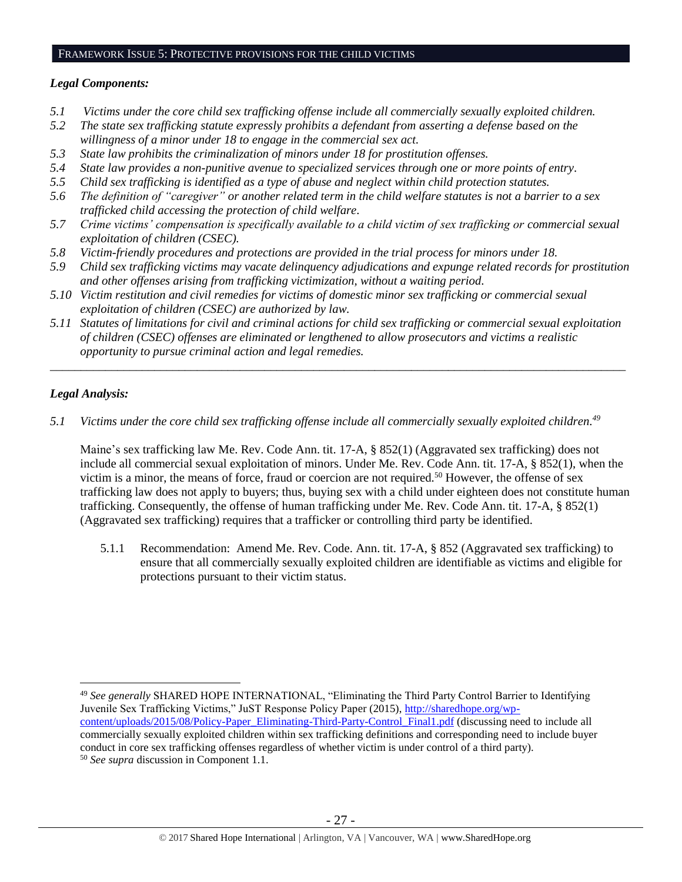## FRAMEWORK ISSUE 5: PROTECTIVE PROVISIONS FOR THE CHILD VICTIMS

### *Legal Components:*

*5.1 Victims under the core child sex trafficking offense include all commercially sexually exploited children.*
*5.2 The state sex trafficking statute expressly prohibits a defendant from asserting a defense based on the willingness of a minor under 18 to engage in the commercial sex act.*
*5.3 State law prohibits the criminalization of minors under 18 for prostitution offenses.*
*5.4 State law provides a non-punitive avenue to specialized services through one or more points of entry.*
*5.5 Child sex trafficking is identified as a type of abuse and neglect within child protection statutes.*
*5.6 The definition of "caregiver" or another related term in the child welfare statutes is not a barrier to a sex trafficked child accessing the protection of child welfare.*
*5.7 Crime victims' compensation is specifically available to a child victim of sex trafficking or commercial sexual exploitation of children (CSEC).*
*5.8 Victim-friendly procedures and protections are provided in the trial process for minors under 18.*
*5.9 Child sex trafficking victims may vacate delinquency adjudications and expunge related records for prostitution and other offenses arising from trafficking victimization, without a waiting period.*
*5.10 Victim restitution and civil remedies for victims of domestic minor sex trafficking or commercial sexual exploitation of children (CSEC) are authorized by law.*
*5.11 Statutes of limitations for civil and criminal actions for child sex trafficking or commercial sexual exploitation of children (CSEC) offenses are eliminated or lengthened to allow prosecutors and victims a realistic opportunity to pursue criminal action and legal remedies.*

---

### *Legal Analysis:*

*5.1 Victims under the core child sex trafficking offense include all commercially sexually exploited children.*[49]

Maine's sex trafficking law Me. Rev. Code Ann. tit. 17-A, § 852(1) (Aggravated sex trafficking) does not include all commercial sexual exploitation of minors. Under Me. Rev. Code Ann. tit. 17-A, § 852(1), when the victim is a minor, the means of force, fraud or coercion are not required.[50] However, the offense of sex trafficking law does not apply to buyers; thus, buying sex with a child under eighteen does not constitute human trafficking. Consequently, the offense of human trafficking under Me. Rev. Code Ann. tit. 17-A, § 852(1) (Aggravated sex trafficking) requires that a trafficker or controlling third party be identified.

5.1.1 Recommendation: Amend Me. Rev. Code. Ann. tit. 17-A, § 852 (Aggravated sex trafficking) to ensure that all commercially sexually exploited children are identifiable as victims and eligible for protections pursuant to their victim status.

---

[49] *See generally* SHARED HOPE INTERNATIONAL, "Eliminating the Third Party Control Barrier to Identifying Juvenile Sex Trafficking Victims," JuST Response Policy Paper (2015), http://sharedhope.org/wp-content/uploads/2015/08/Policy-Paper_Eliminating-Third-Party-Control_Final1.pdf (discussing need to include all commercially sexually exploited children within sex trafficking definitions and corresponding need to include buyer conduct in core sex trafficking offenses regardless of whether victim is under control of a third party).

[50] *See supra* discussion in Component 1.1.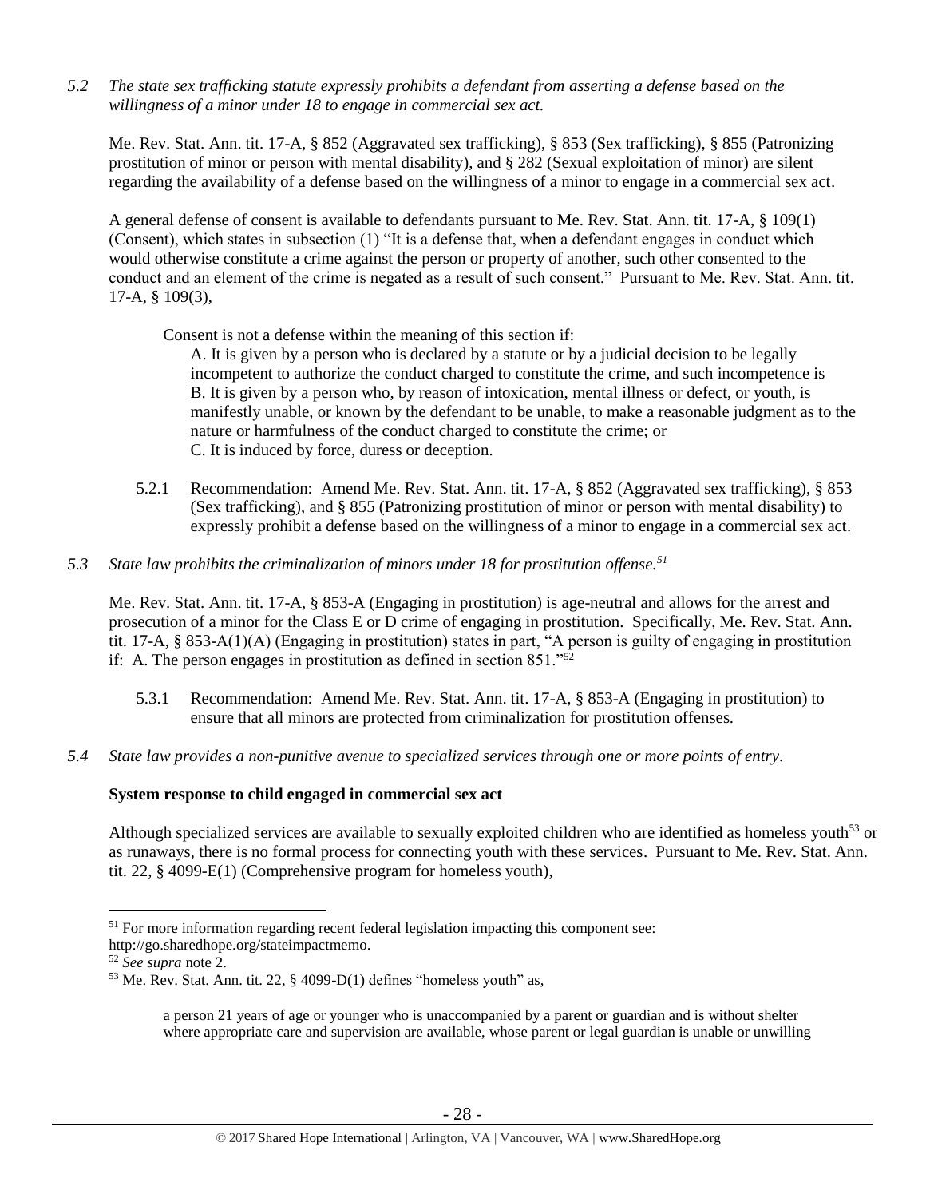*5.2 The state sex trafficking statute expressly prohibits a defendant from asserting a defense based on the willingness of a minor under 18 to engage in commercial sex act.*

Me. Rev. Stat. Ann. tit. 17-A, § 852 (Aggravated sex trafficking), § 853 (Sex trafficking), § 855 (Patronizing prostitution of minor or person with mental disability), and § 282 (Sexual exploitation of minor) are silent regarding the availability of a defense based on the willingness of a minor to engage in a commercial sex act.

A general defense of consent is available to defendants pursuant to Me. Rev. Stat. Ann. tit. 17-A, § 109(1) (Consent), which states in subsection (1) "It is a defense that, when a defendant engages in conduct which would otherwise constitute a crime against the person or property of another, such other consented to the conduct and an element of the crime is negated as a result of such consent." Pursuant to Me. Rev. Stat. Ann. tit. 17-A, § 109(3),

> Consent is not a defense within the meaning of this section if:
>
> A. It is given by a person who is declared by a statute or by a judicial decision to be legally incompetent to authorize the conduct charged to constitute the crime, and such incompetence is
> B. It is given by a person who, by reason of intoxication, mental illness or defect, or youth, is manifestly unable, or known by the defendant to be unable, to make a reasonable judgment as to the nature or harmfulness of the conduct charged to constitute the crime; or
> C. It is induced by force, duress or deception.

5.2.1 Recommendation: Amend Me. Rev. Stat. Ann. tit. 17-A, § 852 (Aggravated sex trafficking), § 853 (Sex trafficking), and § 855 (Patronizing prostitution of minor or person with mental disability) to expressly prohibit a defense based on the willingness of a minor to engage in a commercial sex act.

*5.3 State law prohibits the criminalization of minors under 18 for prostitution offense.*[51]

Me. Rev. Stat. Ann. tit. 17-A, § 853-A (Engaging in prostitution) is age-neutral and allows for the arrest and prosecution of a minor for the Class E or D crime of engaging in prostitution. Specifically, Me. Rev. Stat. Ann. tit. 17-A, § 853-A(1)(A) (Engaging in prostitution) states in part, "A person is guilty of engaging in prostitution if: A. The person engages in prostitution as defined in section 851."[52]

5.3.1 Recommendation: Amend Me. Rev. Stat. Ann. tit. 17-A, § 853-A (Engaging in prostitution) to ensure that all minors are protected from criminalization for prostitution offenses.

*5.4 State law provides a non-punitive avenue to specialized services through one or more points of entry.*

**System response to child engaged in commercial sex act**

Although specialized services are available to sexually exploited children who are identified as homeless youth[53] or as runaways, there is no formal process for connecting youth with these services. Pursuant to Me. Rev. Stat. Ann. tit. 22, § 4099-E(1) (Comprehensive program for homeless youth),

---

[51] For more information regarding recent federal legislation impacting this component see: http://go.sharedhope.org/stateimpactmemo.

[52] *See supra* note 2.

[53] Me. Rev. Stat. Ann. tit. 22, § 4099-D(1) defines "homeless youth" as,

> a person 21 years of age or younger who is unaccompanied by a parent or guardian and is without shelter where appropriate care and supervision are available, whose parent or legal guardian is unable or unwilling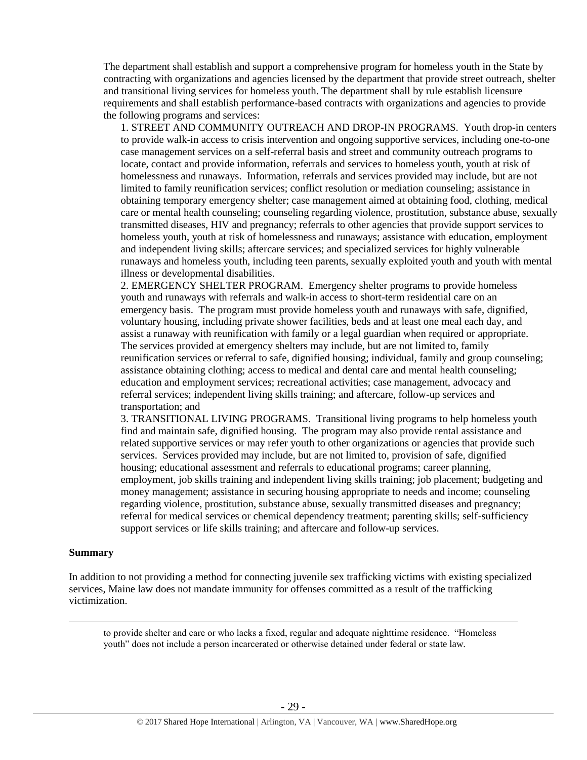The department shall establish and support a comprehensive program for homeless youth in the State by contracting with organizations and agencies licensed by the department that provide street outreach, shelter and transitional living services for homeless youth. The department shall by rule establish licensure requirements and shall establish performance-based contracts with organizations and agencies to provide the following programs and services:

1. STREET AND COMMUNITY OUTREACH AND DROP-IN PROGRAMS. Youth drop-in centers to provide walk-in access to crisis intervention and ongoing supportive services, including one-to-one case management services on a self-referral basis and street and community outreach programs to locate, contact and provide information, referrals and services to homeless youth, youth at risk of homelessness and runaways. Information, referrals and services provided may include, but are not limited to family reunification services; conflict resolution or mediation counseling; assistance in obtaining temporary emergency shelter; case management aimed at obtaining food, clothing, medical care or mental health counseling; counseling regarding violence, prostitution, substance abuse, sexually transmitted diseases, HIV and pregnancy; referrals to other agencies that provide support services to homeless youth, youth at risk of homelessness and runaways; assistance with education, employment and independent living skills; aftercare services; and specialized services for highly vulnerable runaways and homeless youth, including teen parents, sexually exploited youth and youth with mental illness or developmental disabilities.

2. EMERGENCY SHELTER PROGRAM. Emergency shelter programs to provide homeless youth and runaways with referrals and walk-in access to short-term residential care on an emergency basis. The program must provide homeless youth and runaways with safe, dignified, voluntary housing, including private shower facilities, beds and at least one meal each day, and assist a runaway with reunification with family or a legal guardian when required or appropriate. The services provided at emergency shelters may include, but are not limited to, family reunification services or referral to safe, dignified housing; individual, family and group counseling; assistance obtaining clothing; access to medical and dental care and mental health counseling; education and employment services; recreational activities; case management, advocacy and referral services; independent living skills training; and aftercare, follow-up services and transportation; and

3. TRANSITIONAL LIVING PROGRAMS. Transitional living programs to help homeless youth find and maintain safe, dignified housing. The program may also provide rental assistance and related supportive services or may refer youth to other organizations or agencies that provide such services. Services provided may include, but are not limited to, provision of safe, dignified housing; educational assessment and referrals to educational programs; career planning, employment, job skills training and independent living skills training; job placement; budgeting and money management; assistance in securing housing appropriate to needs and income; counseling regarding violence, prostitution, substance abuse, sexually transmitted diseases and pregnancy; referral for medical services or chemical dependency treatment; parenting skills; self-sufficiency support services or life skills training; and aftercare and follow-up services.

**Summary**

In addition to not providing a method for connecting juvenile sex trafficking victims with existing specialized services, Maine law does not mandate immunity for offenses committed as a result of the trafficking victimization.

---

to provide shelter and care or who lacks a fixed, regular and adequate nighttime residence. "Homeless youth" does not include a person incarcerated or otherwise detained under federal or state law.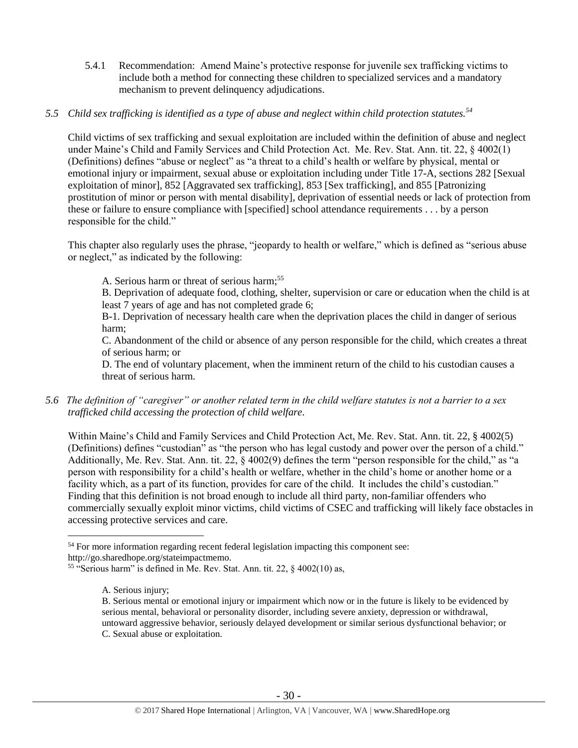5.4.1 Recommendation: Amend Maine's protective response for juvenile sex trafficking victims to include both a method for connecting these children to specialized services and a mandatory mechanism to prevent delinquency adjudications.

*5.5 Child sex trafficking is identified as a type of abuse and neglect within child protection statutes.*[54]

Child victims of sex trafficking and sexual exploitation are included within the definition of abuse and neglect under Maine's Child and Family Services and Child Protection Act. Me. Rev. Stat. Ann. tit. 22, § 4002(1) (Definitions) defines "abuse or neglect" as "a threat to a child's health or welfare by physical, mental or emotional injury or impairment, sexual abuse or exploitation including under Title 17-A, sections 282 [Sexual exploitation of minor], 852 [Aggravated sex trafficking], 853 [Sex trafficking], and 855 [Patronizing prostitution of minor or person with mental disability], deprivation of essential needs or lack of protection from these or failure to ensure compliance with [specified] school attendance requirements . . . by a person responsible for the child."

This chapter also regularly uses the phrase, "jeopardy to health or welfare," which is defined as "serious abuse or neglect," as indicated by the following:

> A. Serious harm or threat of serious harm;[55]
>
> B. Deprivation of adequate food, clothing, shelter, supervision or care or education when the child is at least 7 years of age and has not completed grade 6;
>
> B-1. Deprivation of necessary health care when the deprivation places the child in danger of serious harm;
>
> C. Abandonment of the child or absence of any person responsible for the child, which creates a threat of serious harm; or
>
> D. The end of voluntary placement, when the imminent return of the child to his custodian causes a threat of serious harm.

*5.6 The definition of "caregiver" or another related term in the child welfare statutes is not a barrier to a sex trafficked child accessing the protection of child welfare.*

Within Maine's Child and Family Services and Child Protection Act, Me. Rev. Stat. Ann. tit. 22, § 4002(5) (Definitions) defines "custodian" as "the person who has legal custody and power over the person of a child." Additionally, Me. Rev. Stat. Ann. tit. 22, § 4002(9) defines the term "person responsible for the child," as "a person with responsibility for a child's health or welfare, whether in the child's home or another home or a facility which, as a part of its function, provides for care of the child. It includes the child's custodian." Finding that this definition is not broad enough to include all third party, non-familiar offenders who commercially sexually exploit minor victims, child victims of CSEC and trafficking will likely face obstacles in accessing protective services and care.

---

[54] For more information regarding recent federal legislation impacting this component see: http://go.sharedhope.org/stateimpactmemo.

[55] "Serious harm" is defined in Me. Rev. Stat. Ann. tit. 22, § 4002(10) as,

> A. Serious injury;
>
> B. Serious mental or emotional injury or impairment which now or in the future is likely to be evidenced by serious mental, behavioral or personality disorder, including severe anxiety, depression or withdrawal, untoward aggressive behavior, seriously delayed development or similar serious dysfunctional behavior; or
>
> C. Sexual abuse or exploitation.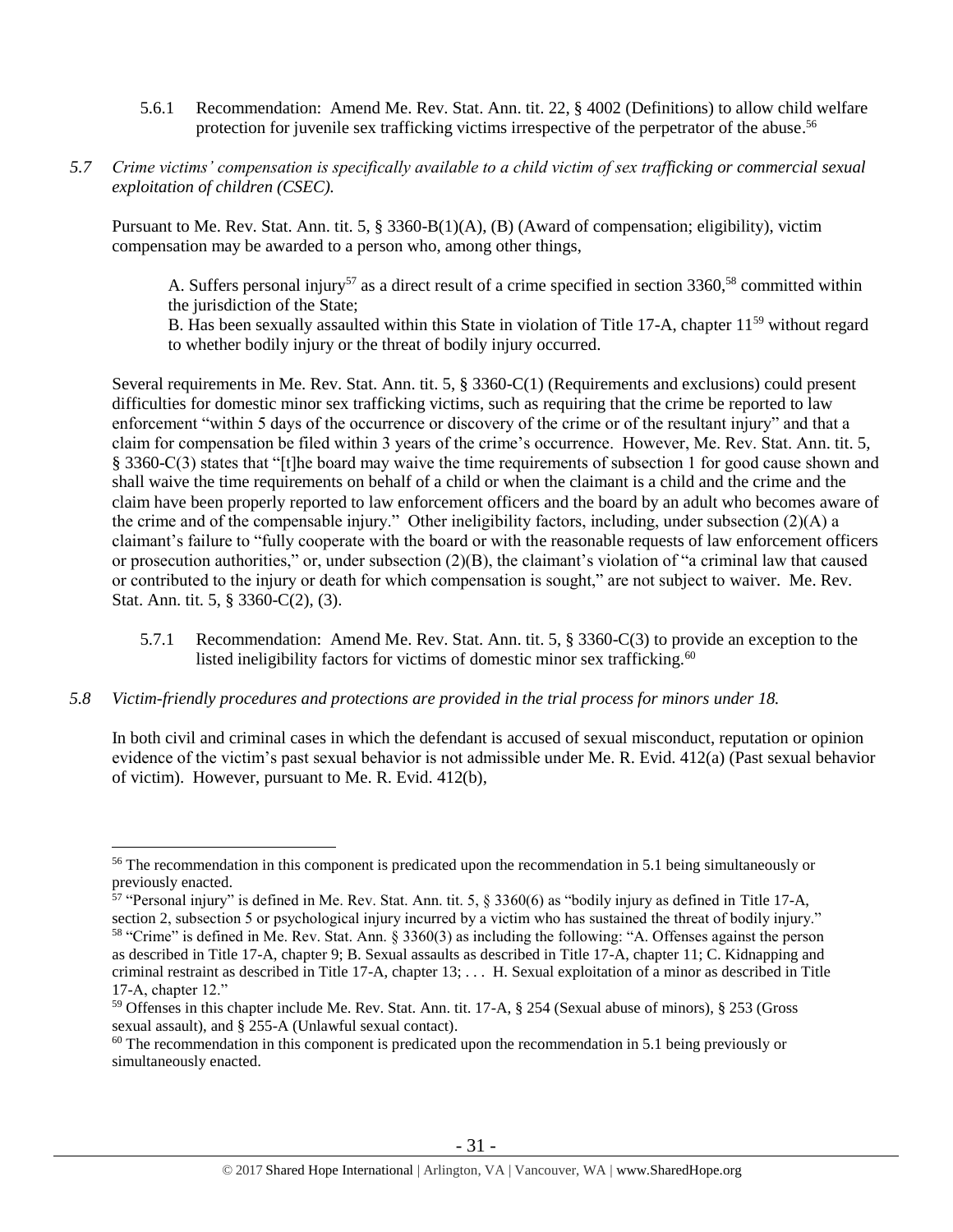5.6.1 Recommendation: Amend Me. Rev. Stat. Ann. tit. 22, § 4002 (Definitions) to allow child welfare protection for juvenile sex trafficking victims irrespective of the perpetrator of the abuse.[56]

*5.7 Crime victims' compensation is specifically available to a child victim of sex trafficking or commercial sexual exploitation of children (CSEC).*

Pursuant to Me. Rev. Stat. Ann. tit. 5, § 3360-B(1)(A), (B) (Award of compensation; eligibility), victim compensation may be awarded to a person who, among other things,

> A. Suffers personal injury[57] as a direct result of a crime specified in section 3360,[58] committed within the jurisdiction of the State;
> B. Has been sexually assaulted within this State in violation of Title 17-A, chapter 11[59] without regard to whether bodily injury or the threat of bodily injury occurred.

Several requirements in Me. Rev. Stat. Ann. tit. 5, § 3360-C(1) (Requirements and exclusions) could present difficulties for domestic minor sex trafficking victims, such as requiring that the crime be reported to law enforcement "within 5 days of the occurrence or discovery of the crime or of the resultant injury" and that a claim for compensation be filed within 3 years of the crime's occurrence. However, Me. Rev. Stat. Ann. tit. 5, § 3360-C(3) states that "[t]he board may waive the time requirements of subsection 1 for good cause shown and shall waive the time requirements on behalf of a child or when the claimant is a child and the crime and the claim have been properly reported to law enforcement officers and the board by an adult who becomes aware of the crime and of the compensable injury." Other ineligibility factors, including, under subsection (2)(A) a claimant's failure to "fully cooperate with the board or with the reasonable requests of law enforcement officers or prosecution authorities," or, under subsection (2)(B), the claimant's violation of "a criminal law that caused or contributed to the injury or death for which compensation is sought," are not subject to waiver. Me. Rev. Stat. Ann. tit. 5, § 3360-C(2), (3).

5.7.1 Recommendation: Amend Me. Rev. Stat. Ann. tit. 5, § 3360-C(3) to provide an exception to the listed ineligibility factors for victims of domestic minor sex trafficking.[60]

*5.8 Victim-friendly procedures and protections are provided in the trial process for minors under 18.*

In both civil and criminal cases in which the defendant is accused of sexual misconduct, reputation or opinion evidence of the victim's past sexual behavior is not admissible under Me. R. Evid. 412(a) (Past sexual behavior of victim). However, pursuant to Me. R. Evid. 412(b),

---

[56] The recommendation in this component is predicated upon the recommendation in 5.1 being simultaneously or previously enacted.

[57] "Personal injury" is defined in Me. Rev. Stat. Ann. tit. 5, § 3360(6) as "bodily injury as defined in Title 17-A, section 2, subsection 5 or psychological injury incurred by a victim who has sustained the threat of bodily injury."

[58] "Crime" is defined in Me. Rev. Stat. Ann. § 3360(3) as including the following: "A. Offenses against the person as described in Title 17-A, chapter 9; B. Sexual assaults as described in Title 17-A, chapter 11; C. Kidnapping and criminal restraint as described in Title 17-A, chapter 13; . . . H. Sexual exploitation of a minor as described in Title 17-A, chapter 12."

[59] Offenses in this chapter include Me. Rev. Stat. Ann. tit. 17-A, § 254 (Sexual abuse of minors), § 253 (Gross sexual assault), and § 255-A (Unlawful sexual contact).

[60] The recommendation in this component is predicated upon the recommendation in 5.1 being previously or simultaneously enacted.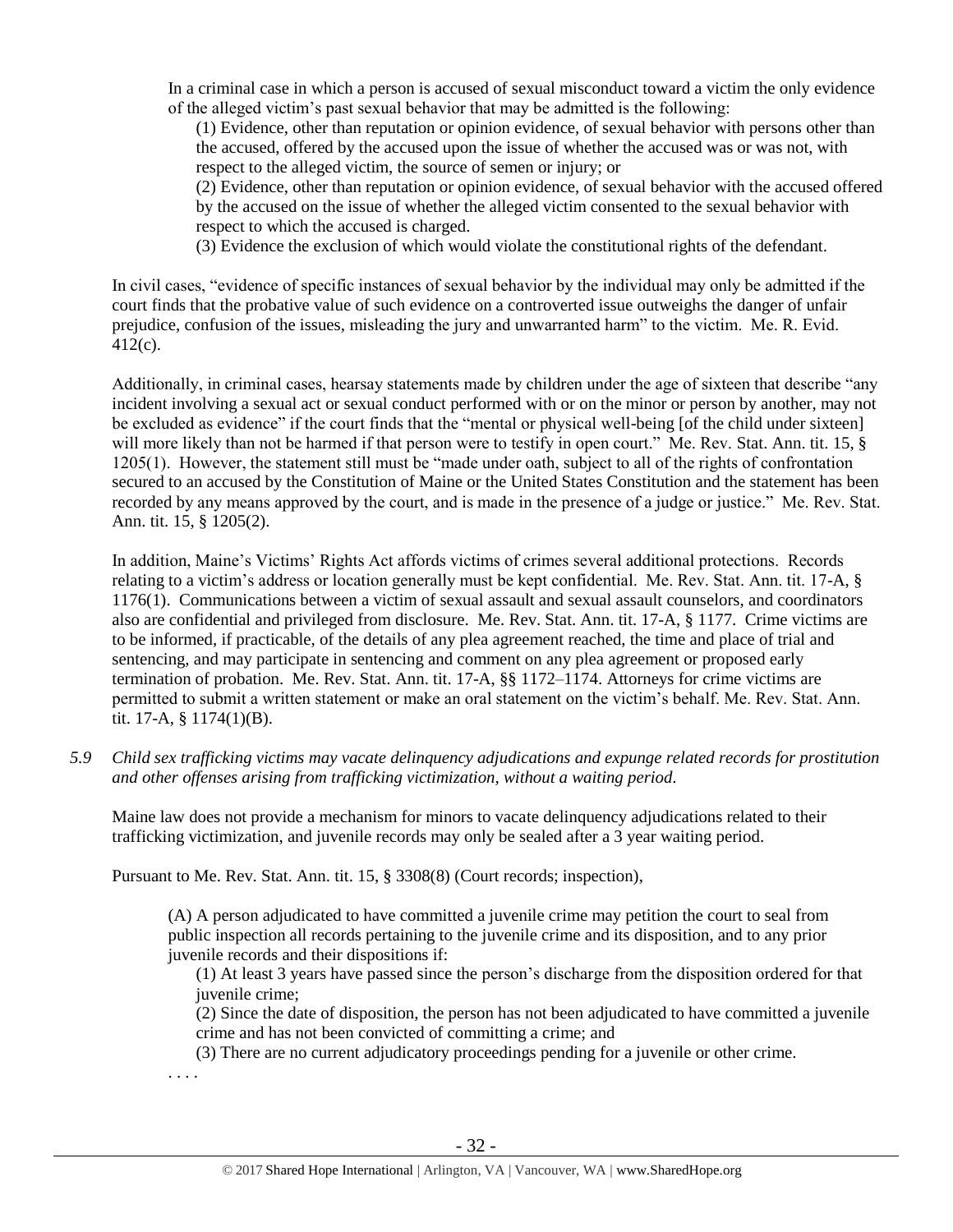In a criminal case in which a person is accused of sexual misconduct toward a victim the only evidence of the alleged victim's past sexual behavior that may be admitted is the following:

(1) Evidence, other than reputation or opinion evidence, of sexual behavior with persons other than the accused, offered by the accused upon the issue of whether the accused was or was not, with respect to the alleged victim, the source of semen or injury; or

(2) Evidence, other than reputation or opinion evidence, of sexual behavior with the accused offered by the accused on the issue of whether the alleged victim consented to the sexual behavior with respect to which the accused is charged.

(3) Evidence the exclusion of which would violate the constitutional rights of the defendant.

In civil cases, "evidence of specific instances of sexual behavior by the individual may only be admitted if the court finds that the probative value of such evidence on a controverted issue outweighs the danger of unfair prejudice, confusion of the issues, misleading the jury and unwarranted harm" to the victim. Me. R. Evid. 412(c).

Additionally, in criminal cases, hearsay statements made by children under the age of sixteen that describe "any incident involving a sexual act or sexual conduct performed with or on the minor or person by another, may not be excluded as evidence" if the court finds that the "mental or physical well-being [of the child under sixteen] will more likely than not be harmed if that person were to testify in open court." Me. Rev. Stat. Ann. tit. 15, § 1205(1). However, the statement still must be "made under oath, subject to all of the rights of confrontation secured to an accused by the Constitution of Maine or the United States Constitution and the statement has been recorded by any means approved by the court, and is made in the presence of a judge or justice." Me. Rev. Stat. Ann. tit. 15, § 1205(2).

In addition, Maine's Victims' Rights Act affords victims of crimes several additional protections. Records relating to a victim's address or location generally must be kept confidential. Me. Rev. Stat. Ann. tit. 17-A, § 1176(1). Communications between a victim of sexual assault and sexual assault counselors, and coordinators also are confidential and privileged from disclosure. Me. Rev. Stat. Ann. tit. 17-A, § 1177. Crime victims are to be informed, if practicable, of the details of any plea agreement reached, the time and place of trial and sentencing, and may participate in sentencing and comment on any plea agreement or proposed early termination of probation. Me. Rev. Stat. Ann. tit. 17-A, §§ 1172–1174. Attorneys for crime victims are permitted to submit a written statement or make an oral statement on the victim's behalf. Me. Rev. Stat. Ann. tit. 17-A, § 1174(1)(B).

*5.9 Child sex trafficking victims may vacate delinquency adjudications and expunge related records for prostitution and other offenses arising from trafficking victimization, without a waiting period.*

Maine law does not provide a mechanism for minors to vacate delinquency adjudications related to their trafficking victimization, and juvenile records may only be sealed after a 3 year waiting period.

Pursuant to Me. Rev. Stat. Ann. tit. 15, § 3308(8) (Court records; inspection),

(A) A person adjudicated to have committed a juvenile crime may petition the court to seal from public inspection all records pertaining to the juvenile crime and its disposition, and to any prior juvenile records and their dispositions if:

(1) At least 3 years have passed since the person's discharge from the disposition ordered for that juvenile crime;

(2) Since the date of disposition, the person has not been adjudicated to have committed a juvenile crime and has not been convicted of committing a crime; and

(3) There are no current adjudicatory proceedings pending for a juvenile or other crime.

. . . .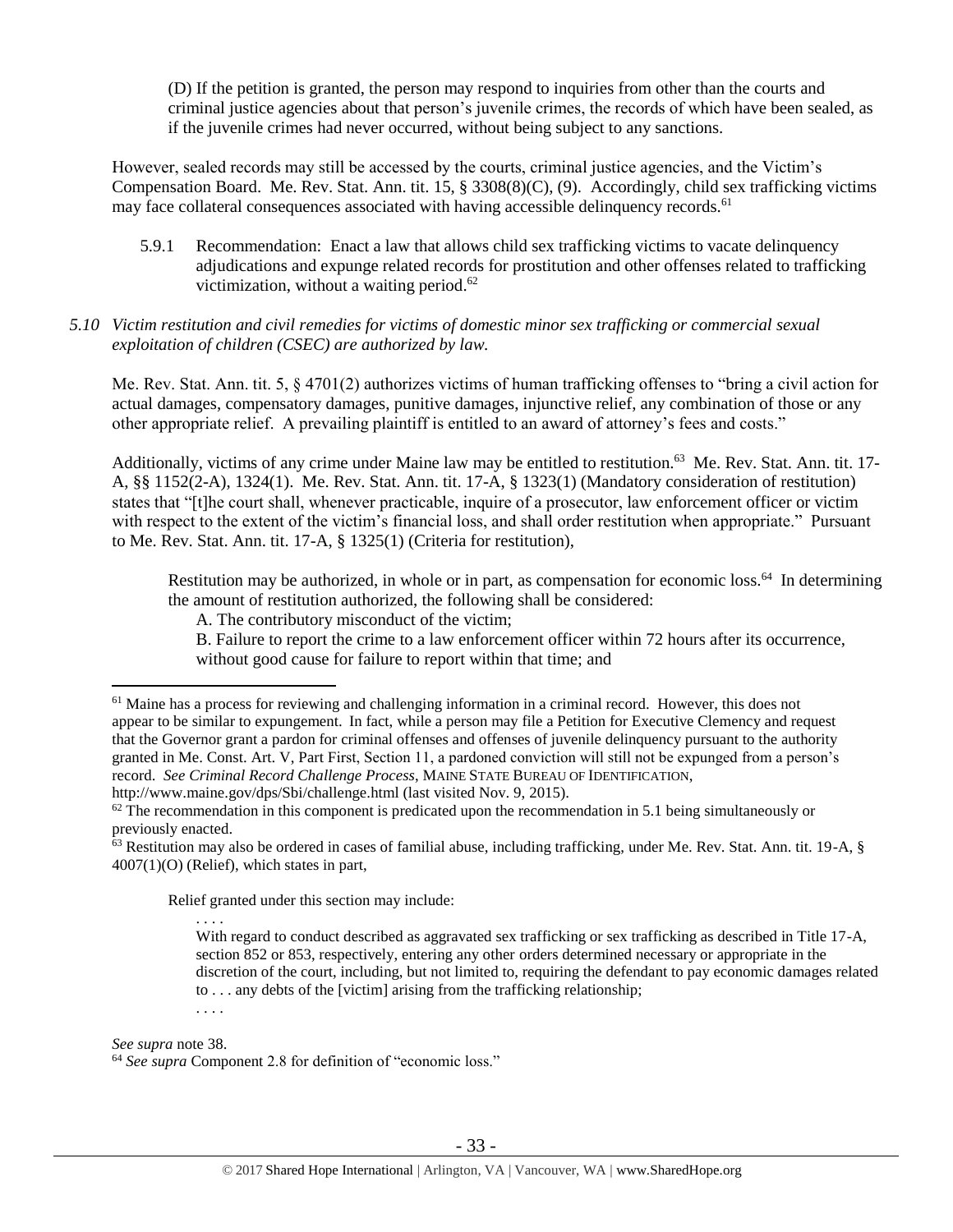(D) If the petition is granted, the person may respond to inquiries from other than the courts and criminal justice agencies about that person's juvenile crimes, the records of which have been sealed, as if the juvenile crimes had never occurred, without being subject to any sanctions.

However, sealed records may still be accessed by the courts, criminal justice agencies, and the Victim's Compensation Board. Me. Rev. Stat. Ann. tit. 15, § 3308(8)(C), (9). Accordingly, child sex trafficking victims may face collateral consequences associated with having accessible delinquency records.[61]

5.9.1 Recommendation: Enact a law that allows child sex trafficking victims to vacate delinquency adjudications and expunge related records for prostitution and other offenses related to trafficking victimization, without a waiting period.[62]

*5.10 Victim restitution and civil remedies for victims of domestic minor sex trafficking or commercial sexual exploitation of children (CSEC) are authorized by law.*

Me. Rev. Stat. Ann. tit. 5, § 4701(2) authorizes victims of human trafficking offenses to "bring a civil action for actual damages, compensatory damages, punitive damages, injunctive relief, any combination of those or any other appropriate relief. A prevailing plaintiff is entitled to an award of attorney's fees and costs."

Additionally, victims of any crime under Maine law may be entitled to restitution.[63] Me. Rev. Stat. Ann. tit. 17-A, §§ 1152(2-A), 1324(1). Me. Rev. Stat. Ann. tit. 17-A, § 1323(1) (Mandatory consideration of restitution) states that "[t]he court shall, whenever practicable, inquire of a prosecutor, law enforcement officer or victim with respect to the extent of the victim's financial loss, and shall order restitution when appropriate." Pursuant to Me. Rev. Stat. Ann. tit. 17-A, § 1325(1) (Criteria for restitution),

> Restitution may be authorized, in whole or in part, as compensation for economic loss.[64] In determining the amount of restitution authorized, the following shall be considered:
>
> A. The contributory misconduct of the victim;
>
> B. Failure to report the crime to a law enforcement officer within 72 hours after its occurrence, without good cause for failure to report within that time; and

---

[61] Maine has a process for reviewing and challenging information in a criminal record. However, this does not appear to be similar to expungement. In fact, while a person may file a Petition for Executive Clemency and request that the Governor grant a pardon for criminal offenses and offenses of juvenile delinquency pursuant to the authority granted in Me. Const. Art. V, Part First, Section 11, a pardoned conviction will still not be expunged from a person's record. *See Criminal Record Challenge Process*, MAINE STATE BUREAU OF IDENTIFICATION, http://www.maine.gov/dps/Sbi/challenge.html (last visited Nov. 9, 2015).

[62] The recommendation in this component is predicated upon the recommendation in 5.1 being simultaneously or previously enacted.

[63] Restitution may also be ordered in cases of familial abuse, including trafficking, under Me. Rev. Stat. Ann. tit. 19-A, § 4007(1)(O) (Relief), which states in part,

> Relief granted under this section may include:
>
> . . . .
>
> With regard to conduct described as aggravated sex trafficking or sex trafficking as described in Title 17-A, section 852 or 853, respectively, entering any other orders determined necessary or appropriate in the discretion of the court, including, but not limited to, requiring the defendant to pay economic damages related to . . . any debts of the [victim] arising from the trafficking relationship;
>
> . . . .

*See supra* note 38.

[64] *See supra* Component 2.8 for definition of "economic loss."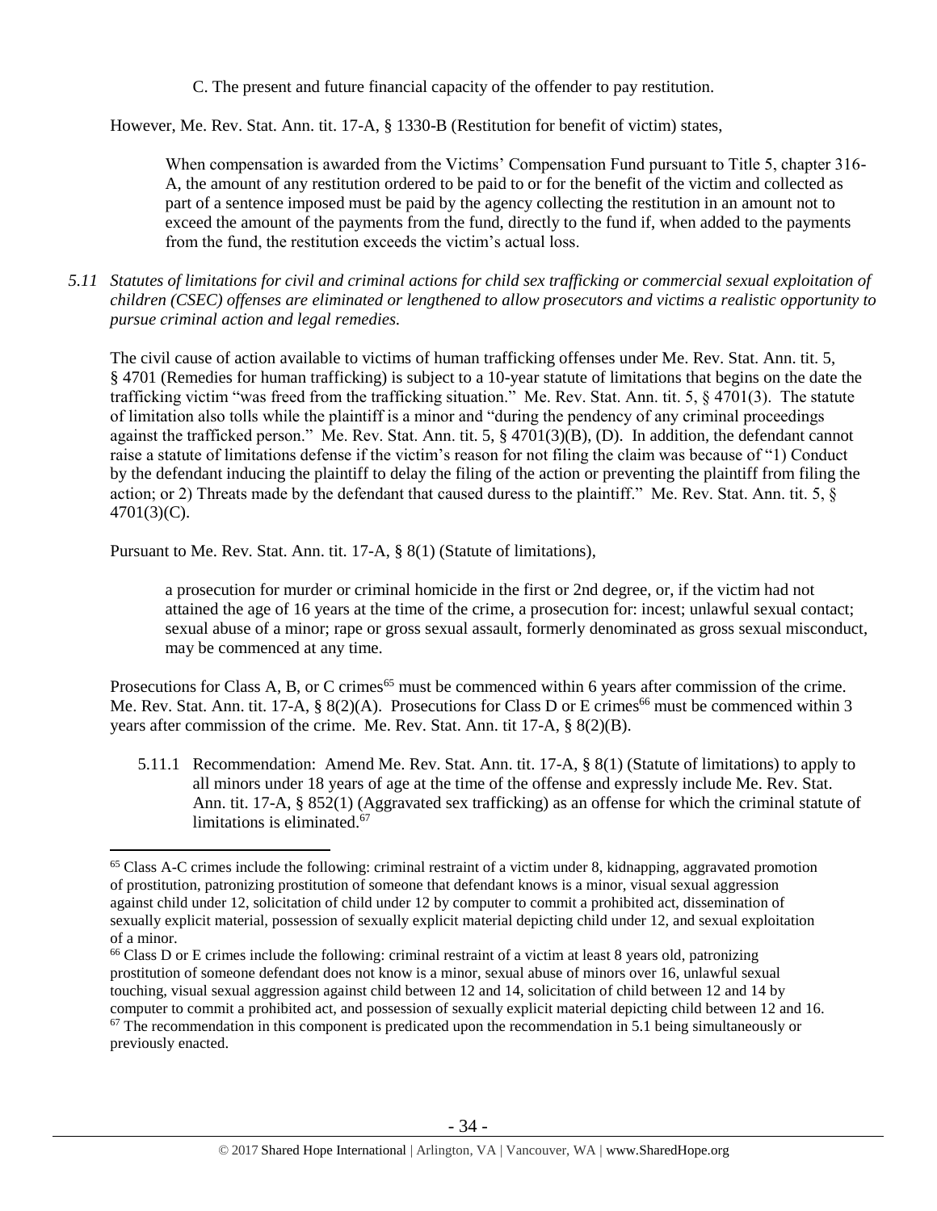C. The present and future financial capacity of the offender to pay restitution.

However, Me. Rev. Stat. Ann. tit. 17-A, § 1330-B (Restitution for benefit of victim) states,

> When compensation is awarded from the Victims' Compensation Fund pursuant to Title 5, chapter 316-A, the amount of any restitution ordered to be paid to or for the benefit of the victim and collected as part of a sentence imposed must be paid by the agency collecting the restitution in an amount not to exceed the amount of the payments from the fund, directly to the fund if, when added to the payments from the fund, the restitution exceeds the victim's actual loss.

*5.11 Statutes of limitations for civil and criminal actions for child sex trafficking or commercial sexual exploitation of children (CSEC) offenses are eliminated or lengthened to allow prosecutors and victims a realistic opportunity to pursue criminal action and legal remedies.*

The civil cause of action available to victims of human trafficking offenses under Me. Rev. Stat. Ann. tit. 5, § 4701 (Remedies for human trafficking) is subject to a 10-year statute of limitations that begins on the date the trafficking victim "was freed from the trafficking situation." Me. Rev. Stat. Ann. tit. 5, § 4701(3). The statute of limitation also tolls while the plaintiff is a minor and "during the pendency of any criminal proceedings against the trafficked person." Me. Rev. Stat. Ann. tit. 5, § 4701(3)(B), (D). In addition, the defendant cannot raise a statute of limitations defense if the victim's reason for not filing the claim was because of "1) Conduct by the defendant inducing the plaintiff to delay the filing of the action or preventing the plaintiff from filing the action; or 2) Threats made by the defendant that caused duress to the plaintiff." Me. Rev. Stat. Ann. tit. 5, § 4701(3)(C).

Pursuant to Me. Rev. Stat. Ann. tit. 17-A, § 8(1) (Statute of limitations),

> a prosecution for murder or criminal homicide in the first or 2nd degree, or, if the victim had not attained the age of 16 years at the time of the crime, a prosecution for: incest; unlawful sexual contact; sexual abuse of a minor; rape or gross sexual assault, formerly denominated as gross sexual misconduct, may be commenced at any time.

Prosecutions for Class A, B, or C crimes[65] must be commenced within 6 years after commission of the crime. Me. Rev. Stat. Ann. tit. 17-A, § 8(2)(A). Prosecutions for Class D or E crimes[66] must be commenced within 3 years after commission of the crime. Me. Rev. Stat. Ann. tit 17-A, § 8(2)(B).

5.11.1 Recommendation: Amend Me. Rev. Stat. Ann. tit. 17-A, § 8(1) (Statute of limitations) to apply to all minors under 18 years of age at the time of the offense and expressly include Me. Rev. Stat. Ann. tit. 17-A, § 852(1) (Aggravated sex trafficking) as an offense for which the criminal statute of limitations is eliminated.[67]

---

[65] Class A-C crimes include the following: criminal restraint of a victim under 8, kidnapping, aggravated promotion of prostitution, patronizing prostitution of someone that defendant knows is a minor, visual sexual aggression against child under 12, solicitation of child under 12 by computer to commit a prohibited act, dissemination of sexually explicit material, possession of sexually explicit material depicting child under 12, and sexual exploitation of a minor.

[66] Class D or E crimes include the following: criminal restraint of a victim at least 8 years old, patronizing prostitution of someone defendant does not know is a minor, sexual abuse of minors over 16, unlawful sexual touching, visual sexual aggression against child between 12 and 14, solicitation of child between 12 and 14 by computer to commit a prohibited act, and possession of sexually explicit material depicting child between 12 and 16.

[67] The recommendation in this component is predicated upon the recommendation in 5.1 being simultaneously or previously enacted.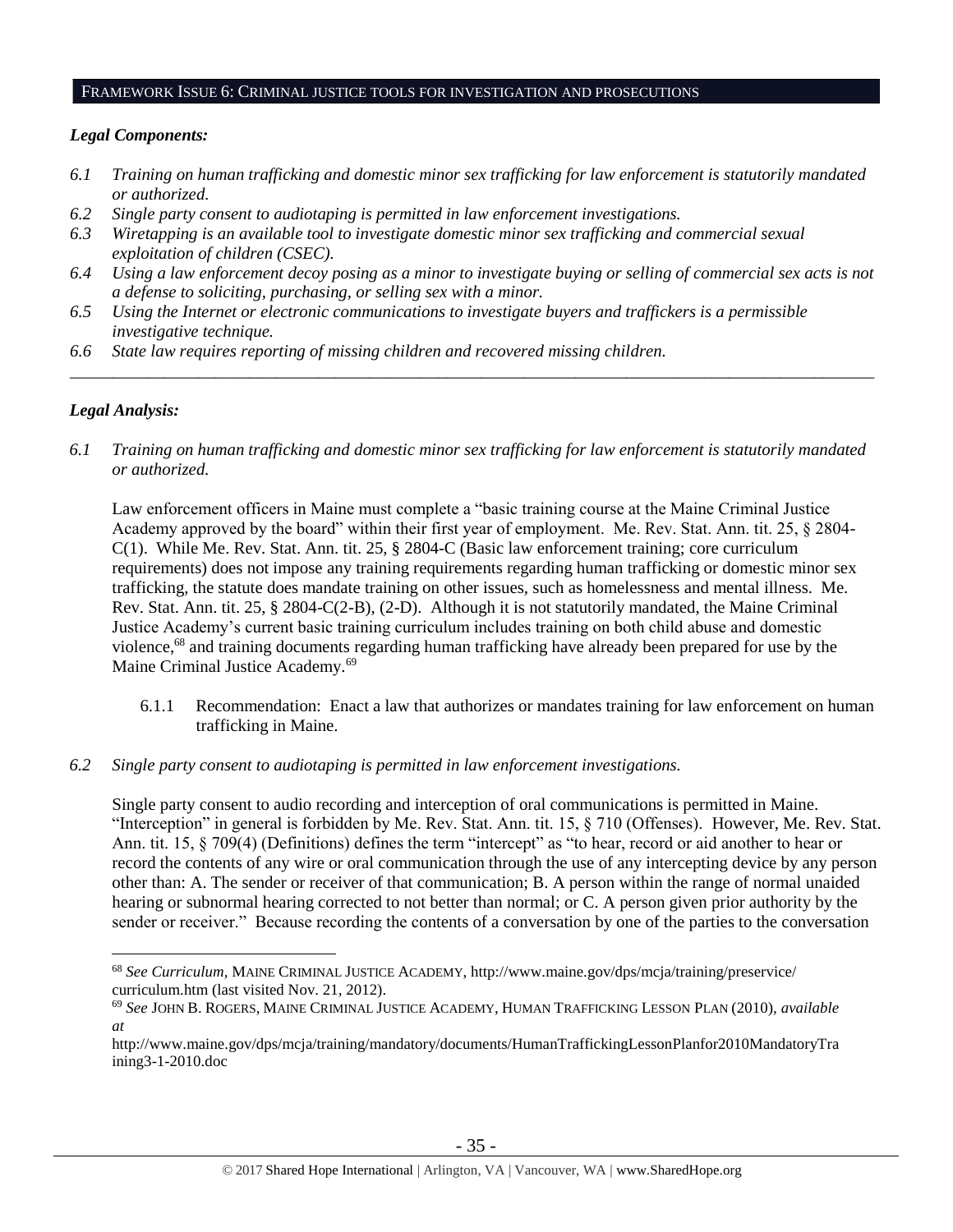## FRAMEWORK ISSUE 6: CRIMINAL JUSTICE TOOLS FOR INVESTIGATION AND PROSECUTIONS

***Legal Components:***

*6.1 Training on human trafficking and domestic minor sex trafficking for law enforcement is statutorily mandated or authorized.*

*6.2 Single party consent to audiotaping is permitted in law enforcement investigations.*

*6.3 Wiretapping is an available tool to investigate domestic minor sex trafficking and commercial sexual exploitation of children (CSEC).*

*6.4 Using a law enforcement decoy posing as a minor to investigate buying or selling of commercial sex acts is not a defense to soliciting, purchasing, or selling sex with a minor.*

*6.5 Using the Internet or electronic communications to investigate buyers and traffickers is a permissible investigative technique.*

*6.6 State law requires reporting of missing children and recovered missing children.*

---

***Legal Analysis:***

*6.1 Training on human trafficking and domestic minor sex trafficking for law enforcement is statutorily mandated or authorized.*

Law enforcement officers in Maine must complete a "basic training course at the Maine Criminal Justice Academy approved by the board" within their first year of employment. Me. Rev. Stat. Ann. tit. 25, § 2804-C(1). While Me. Rev. Stat. Ann. tit. 25, § 2804-C (Basic law enforcement training; core curriculum requirements) does not impose any training requirements regarding human trafficking or domestic minor sex trafficking, the statute does mandate training on other issues, such as homelessness and mental illness. Me. Rev. Stat. Ann. tit. 25, § 2804-C(2-B), (2-D). Although it is not statutorily mandated, the Maine Criminal Justice Academy's current basic training curriculum includes training on both child abuse and domestic violence,[68] and training documents regarding human trafficking have already been prepared for use by the Maine Criminal Justice Academy.[69]

6.1.1 Recommendation: Enact a law that authorizes or mandates training for law enforcement on human trafficking in Maine.

*6.2 Single party consent to audiotaping is permitted in law enforcement investigations.*

Single party consent to audio recording and interception of oral communications is permitted in Maine. "Interception" in general is forbidden by Me. Rev. Stat. Ann. tit. 15, § 710 (Offenses). However, Me. Rev. Stat. Ann. tit. 15, § 709(4) (Definitions) defines the term "intercept" as "to hear, record or aid another to hear or record the contents of any wire or oral communication through the use of any intercepting device by any person other than: A. The sender or receiver of that communication; B. A person within the range of normal unaided hearing or subnormal hearing corrected to not better than normal; or C. A person given prior authority by the sender or receiver." Because recording the contents of a conversation by one of the parties to the conversation

---

[68] *See Curriculum*, MAINE CRIMINAL JUSTICE ACADEMY, http://www.maine.gov/dps/mcja/training/preservice/curriculum.htm (last visited Nov. 21, 2012).

[69] *See* JOHN B. ROGERS, MAINE CRIMINAL JUSTICE ACADEMY, HUMAN TRAFFICKING LESSON PLAN (2010), *available at* http://www.maine.gov/dps/mcja/training/mandatory/documents/HumanTraffickingLessonPlanfor2010MandatoryTraining3-1-2010.doc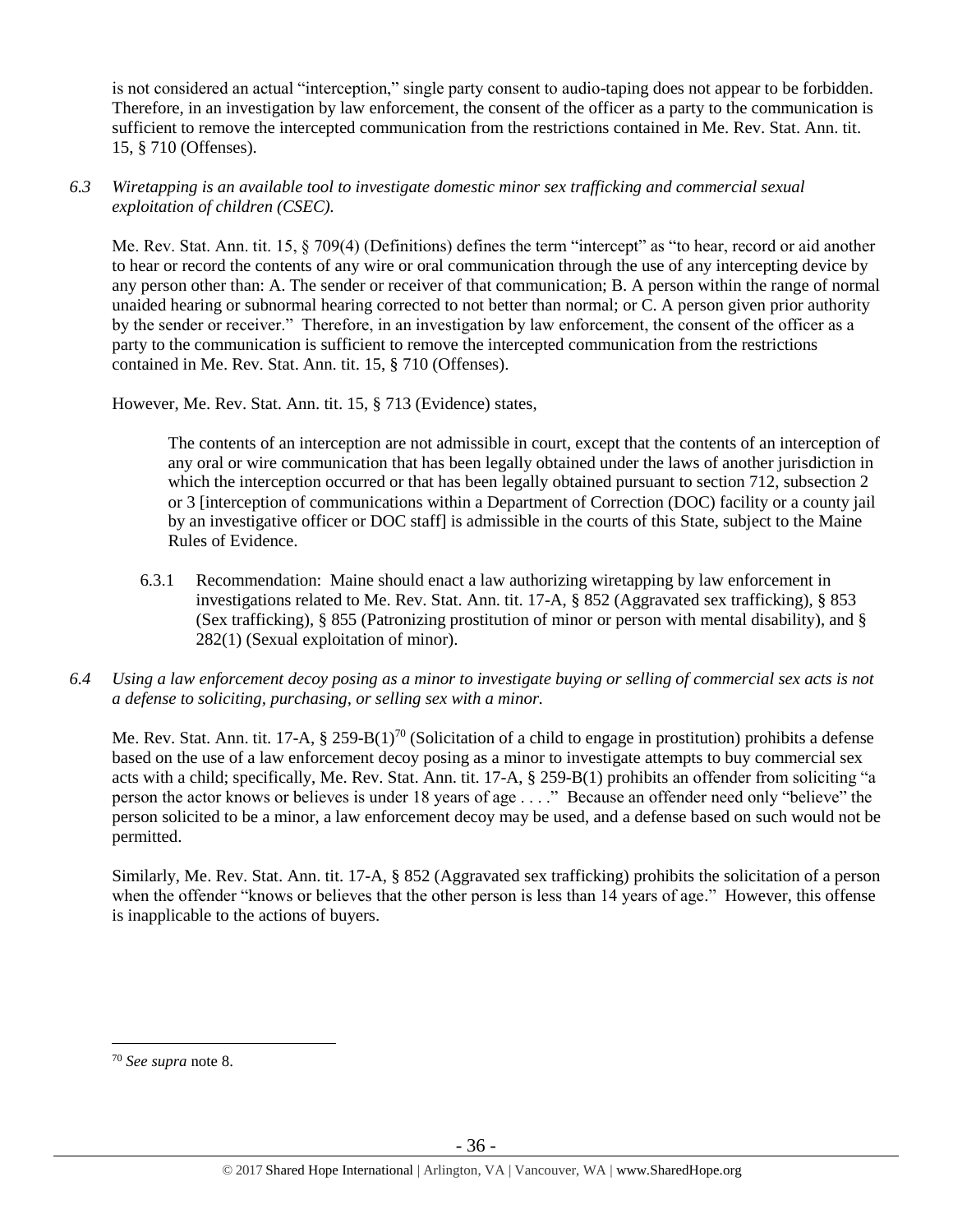is not considered an actual "interception," single party consent to audio-taping does not appear to be forbidden. Therefore, in an investigation by law enforcement, the consent of the officer as a party to the communication is sufficient to remove the intercepted communication from the restrictions contained in Me. Rev. Stat. Ann. tit. 15, § 710 (Offenses).

*6.3 Wiretapping is an available tool to investigate domestic minor sex trafficking and commercial sexual exploitation of children (CSEC).*

Me. Rev. Stat. Ann. tit. 15, § 709(4) (Definitions) defines the term "intercept" as "to hear, record or aid another to hear or record the contents of any wire or oral communication through the use of any intercepting device by any person other than: A. The sender or receiver of that communication; B. A person within the range of normal unaided hearing or subnormal hearing corrected to not better than normal; or C. A person given prior authority by the sender or receiver." Therefore, in an investigation by law enforcement, the consent of the officer as a party to the communication is sufficient to remove the intercepted communication from the restrictions contained in Me. Rev. Stat. Ann. tit. 15, § 710 (Offenses).

However, Me. Rev. Stat. Ann. tit. 15, § 713 (Evidence) states,

> The contents of an interception are not admissible in court, except that the contents of an interception of any oral or wire communication that has been legally obtained under the laws of another jurisdiction in which the interception occurred or that has been legally obtained pursuant to section 712, subsection 2 or 3 [interception of communications within a Department of Correction (DOC) facility or a county jail by an investigative officer or DOC staff] is admissible in the courts of this State, subject to the Maine Rules of Evidence.

6.3.1 Recommendation: Maine should enact a law authorizing wiretapping by law enforcement in investigations related to Me. Rev. Stat. Ann. tit. 17-A, § 852 (Aggravated sex trafficking), § 853 (Sex trafficking), § 855 (Patronizing prostitution of minor or person with mental disability), and § 282(1) (Sexual exploitation of minor).

*6.4 Using a law enforcement decoy posing as a minor to investigate buying or selling of commercial sex acts is not a defense to soliciting, purchasing, or selling sex with a minor.*

Me. Rev. Stat. Ann. tit. 17-A, § 259-B(1)[70] (Solicitation of a child to engage in prostitution) prohibits a defense based on the use of a law enforcement decoy posing as a minor to investigate attempts to buy commercial sex acts with a child; specifically, Me. Rev. Stat. Ann. tit. 17-A, § 259-B(1) prohibits an offender from soliciting "a person the actor knows or believes is under 18 years of age . . . ." Because an offender need only "believe" the person solicited to be a minor, a law enforcement decoy may be used, and a defense based on such would not be permitted.

Similarly, Me. Rev. Stat. Ann. tit. 17-A, § 852 (Aggravated sex trafficking) prohibits the solicitation of a person when the offender "knows or believes that the other person is less than 14 years of age." However, this offense is inapplicable to the actions of buyers.

[70] *See supra* note 8.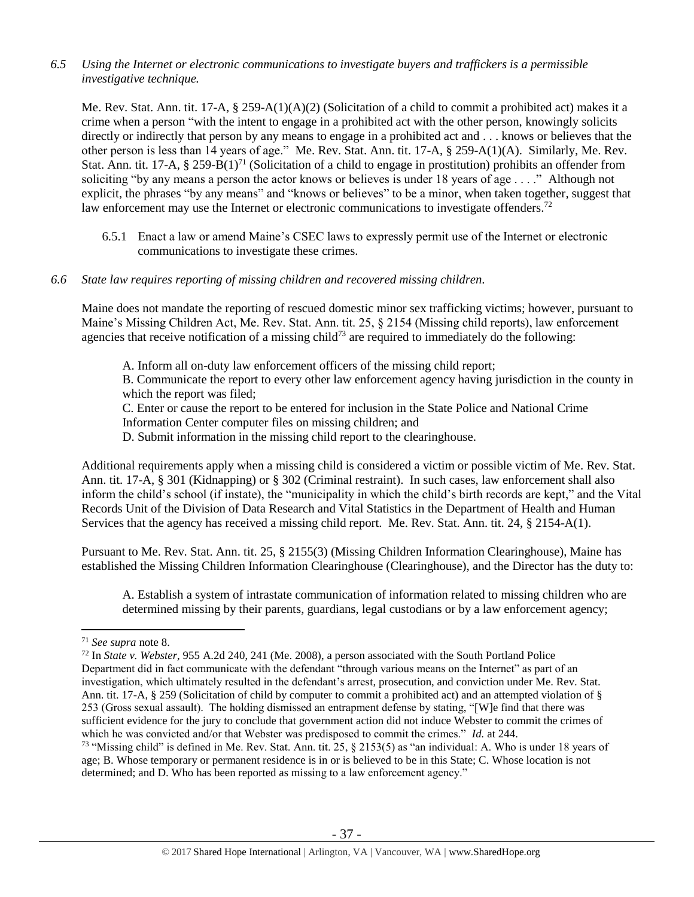*6.5 Using the Internet or electronic communications to investigate buyers and traffickers is a permissible investigative technique.*

Me. Rev. Stat. Ann. tit. 17-A, § 259-A(1)(A)(2) (Solicitation of a child to commit a prohibited act) makes it a crime when a person "with the intent to engage in a prohibited act with the other person, knowingly solicits directly or indirectly that person by any means to engage in a prohibited act and . . . knows or believes that the other person is less than 14 years of age." Me. Rev. Stat. Ann. tit. 17-A, § 259-A(1)(A). Similarly, Me. Rev. Stat. Ann. tit. 17-A, § 259-B(1)[71] (Solicitation of a child to engage in prostitution) prohibits an offender from soliciting "by any means a person the actor knows or believes is under 18 years of age . . . ." Although not explicit, the phrases "by any means" and "knows or believes" to be a minor, when taken together, suggest that law enforcement may use the Internet or electronic communications to investigate offenders.[72]

6.5.1 Enact a law or amend Maine's CSEC laws to expressly permit use of the Internet or electronic communications to investigate these crimes.

*6.6 State law requires reporting of missing children and recovered missing children.*

Maine does not mandate the reporting of rescued domestic minor sex trafficking victims; however, pursuant to Maine's Missing Children Act, Me. Rev. Stat. Ann. tit. 25, § 2154 (Missing child reports), law enforcement agencies that receive notification of a missing child[73] are required to immediately do the following:

> A. Inform all on-duty law enforcement officers of the missing child report;
> B. Communicate the report to every other law enforcement agency having jurisdiction in the county in which the report was filed;
> C. Enter or cause the report to be entered for inclusion in the State Police and National Crime Information Center computer files on missing children; and
> D. Submit information in the missing child report to the clearinghouse.

Additional requirements apply when a missing child is considered a victim or possible victim of Me. Rev. Stat. Ann. tit. 17-A, § 301 (Kidnapping) or § 302 (Criminal restraint). In such cases, law enforcement shall also inform the child's school (if instate), the "municipality in which the child's birth records are kept," and the Vital Records Unit of the Division of Data Research and Vital Statistics in the Department of Health and Human Services that the agency has received a missing child report. Me. Rev. Stat. Ann. tit. 24, § 2154-A(1).

Pursuant to Me. Rev. Stat. Ann. tit. 25, § 2155(3) (Missing Children Information Clearinghouse), Maine has established the Missing Children Information Clearinghouse (Clearinghouse), and the Director has the duty to:

> A. Establish a system of intrastate communication of information related to missing children who are determined missing by their parents, guardians, legal custodians or by a law enforcement agency;

---

[71] *See supra* note 8.

[72] In *State v. Webster*, 955 A.2d 240, 241 (Me. 2008), a person associated with the South Portland Police Department did in fact communicate with the defendant "through various means on the Internet" as part of an investigation, which ultimately resulted in the defendant's arrest, prosecution, and conviction under Me. Rev. Stat. Ann. tit. 17-A, § 259 (Solicitation of child by computer to commit a prohibited act) and an attempted violation of § 253 (Gross sexual assault). The holding dismissed an entrapment defense by stating, "[W]e find that there was sufficient evidence for the jury to conclude that government action did not induce Webster to commit the crimes of which he was convicted and/or that Webster was predisposed to commit the crimes." *Id.* at 244.

[73] "Missing child" is defined in Me. Rev. Stat. Ann. tit. 25, § 2153(5) as "an individual: A. Who is under 18 years of age; B. Whose temporary or permanent residence is in or is believed to be in this State; C. Whose location is not determined; and D. Who has been reported as missing to a law enforcement agency."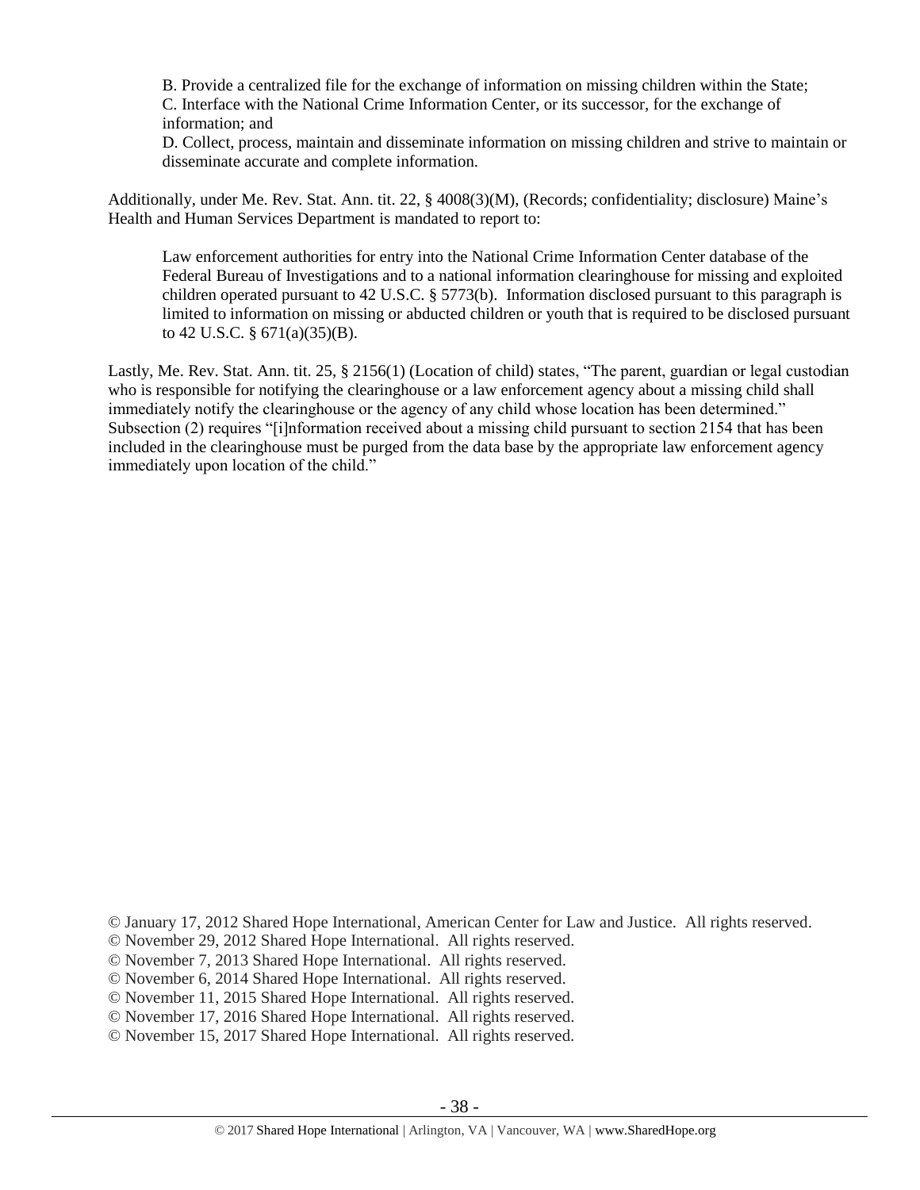B. Provide a centralized file for the exchange of information on missing children within the State;
C. Interface with the National Crime Information Center, or its successor, for the exchange of information; and
D. Collect, process, maintain and disseminate information on missing children and strive to maintain or disseminate accurate and complete information.

Additionally, under Me. Rev. Stat. Ann. tit. 22, § 4008(3)(M), (Records; confidentiality; disclosure) Maine's Health and Human Services Department is mandated to report to:

> Law enforcement authorities for entry into the National Crime Information Center database of the Federal Bureau of Investigations and to a national information clearinghouse for missing and exploited children operated pursuant to 42 U.S.C. § 5773(b). Information disclosed pursuant to this paragraph is limited to information on missing or abducted children or youth that is required to be disclosed pursuant to 42 U.S.C. § 671(a)(35)(B).

Lastly, Me. Rev. Stat. Ann. tit. 25, § 2156(1) (Location of child) states, "The parent, guardian or legal custodian who is responsible for notifying the clearinghouse or a law enforcement agency about a missing child shall immediately notify the clearinghouse or the agency of any child whose location has been determined." Subsection (2) requires "[i]nformation received about a missing child pursuant to section 2154 that has been included in the clearinghouse must be purged from the data base by the appropriate law enforcement agency immediately upon location of the child."

© January 17, 2012 Shared Hope International, American Center for Law and Justice. All rights reserved.
© November 29, 2012 Shared Hope International. All rights reserved.
© November 7, 2013 Shared Hope International. All rights reserved.
© November 6, 2014 Shared Hope International. All rights reserved.
© November 11, 2015 Shared Hope International. All rights reserved.
© November 17, 2016 Shared Hope International. All rights reserved.
© November 15, 2017 Shared Hope International. All rights reserved.